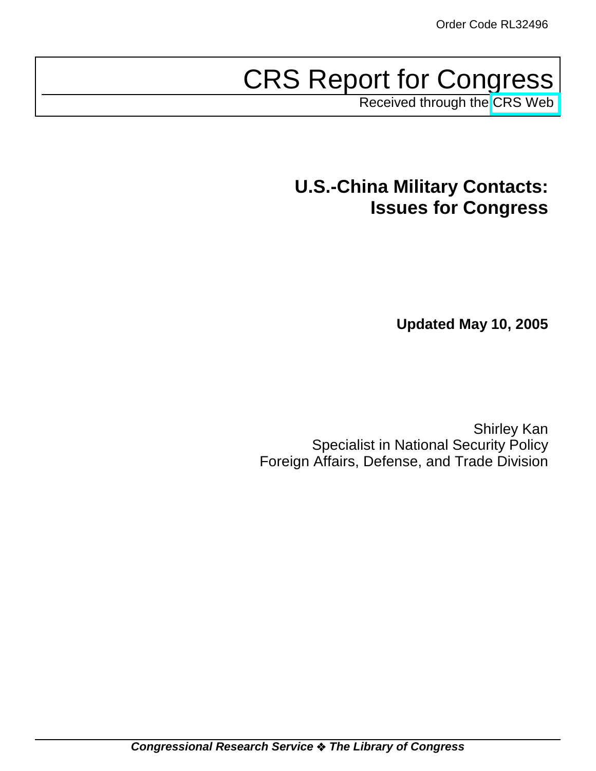Order Code RL32496

# CRS Report for Congress

Received through the CRS Web

## U.S.-China Military Contacts: Issues for Congress

**Updated May 10, 2005**

Shirley Kan
Specialist in National Security Policy
Foreign Affairs, Defense, and Trade Division

***Congressional Research Service ❖ The Library of Congress***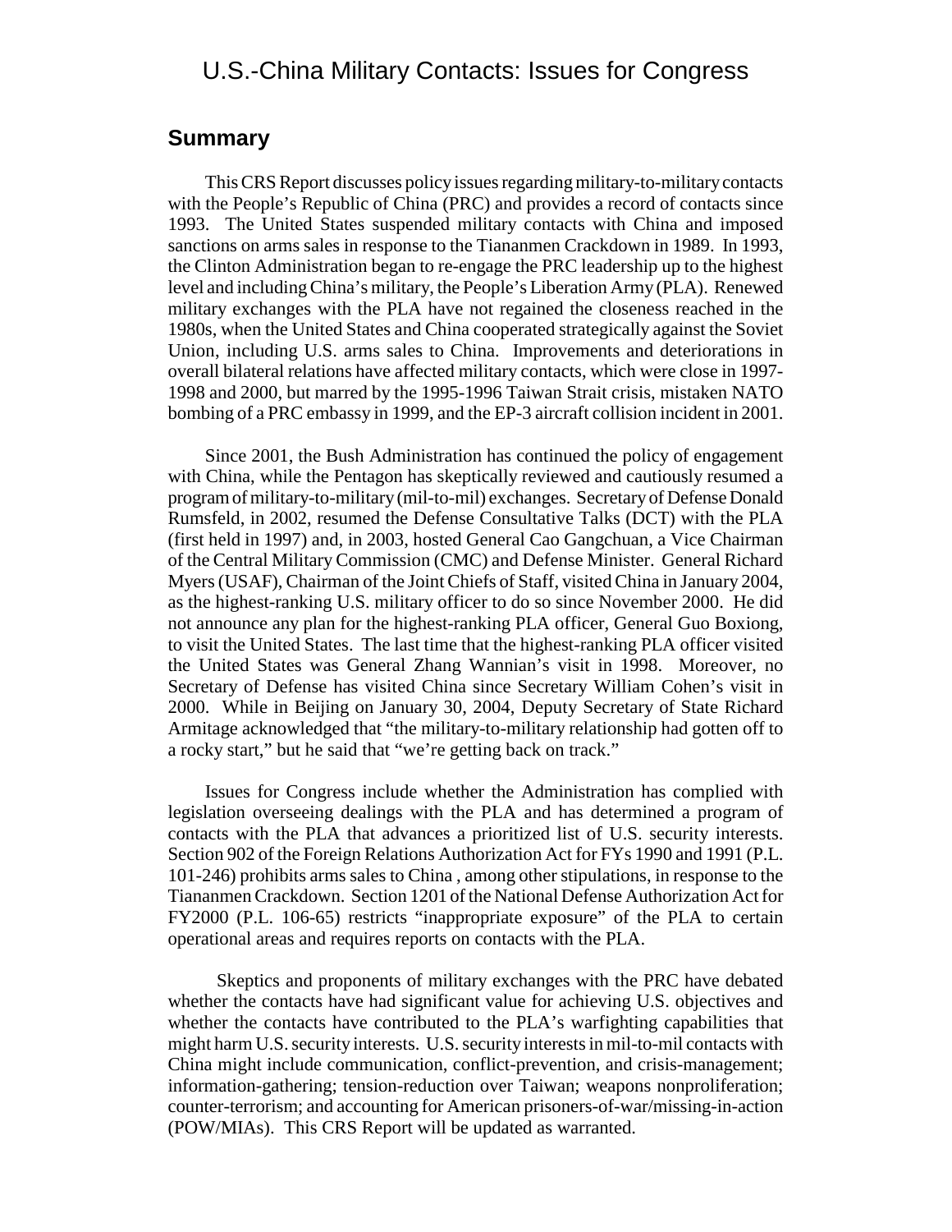# U.S.-China Military Contacts: Issues for Congress

## Summary

This CRS Report discusses policy issues regarding military-to-military contacts with the People's Republic of China (PRC) and provides a record of contacts since 1993. The United States suspended military contacts with China and imposed sanctions on arms sales in response to the Tiananmen Crackdown in 1989. In 1993, the Clinton Administration began to re-engage the PRC leadership up to the highest level and including China's military, the People's Liberation Army (PLA). Renewed military exchanges with the PLA have not regained the closeness reached in the 1980s, when the United States and China cooperated strategically against the Soviet Union, including U.S. arms sales to China. Improvements and deteriorations in overall bilateral relations have affected military contacts, which were close in 1997-1998 and 2000, but marred by the 1995-1996 Taiwan Strait crisis, mistaken NATO bombing of a PRC embassy in 1999, and the EP-3 aircraft collision incident in 2001.

Since 2001, the Bush Administration has continued the policy of engagement with China, while the Pentagon has skeptically reviewed and cautiously resumed a program of military-to-military (mil-to-mil) exchanges. Secretary of Defense Donald Rumsfeld, in 2002, resumed the Defense Consultative Talks (DCT) with the PLA (first held in 1997) and, in 2003, hosted General Cao Gangchuan, a Vice Chairman of the Central Military Commission (CMC) and Defense Minister. General Richard Myers (USAF), Chairman of the Joint Chiefs of Staff, visited China in January 2004, as the highest-ranking U.S. military officer to do so since November 2000. He did not announce any plan for the highest-ranking PLA officer, General Guo Boxiong, to visit the United States. The last time that the highest-ranking PLA officer visited the United States was General Zhang Wannian's visit in 1998. Moreover, no Secretary of Defense has visited China since Secretary William Cohen's visit in 2000. While in Beijing on January 30, 2004, Deputy Secretary of State Richard Armitage acknowledged that "the military-to-military relationship had gotten off to a rocky start," but he said that "we're getting back on track."

Issues for Congress include whether the Administration has complied with legislation overseeing dealings with the PLA and has determined a program of contacts with the PLA that advances a prioritized list of U.S. security interests. Section 902 of the Foreign Relations Authorization Act for FYs 1990 and 1991 (P.L. 101-246) prohibits arms sales to China , among other stipulations, in response to the Tiananmen Crackdown. Section 1201 of the National Defense Authorization Act for FY2000 (P.L. 106-65) restricts "inappropriate exposure" of the PLA to certain operational areas and requires reports on contacts with the PLA.

Skeptics and proponents of military exchanges with the PRC have debated whether the contacts have had significant value for achieving U.S. objectives and whether the contacts have contributed to the PLA's warfighting capabilities that might harm U.S. security interests. U.S. security interests in mil-to-mil contacts with China might include communication, conflict-prevention, and crisis-management; information-gathering; tension-reduction over Taiwan; weapons nonproliferation; counter-terrorism; and accounting for American prisoners-of-war/missing-in-action (POW/MIAs). This CRS Report will be updated as warranted.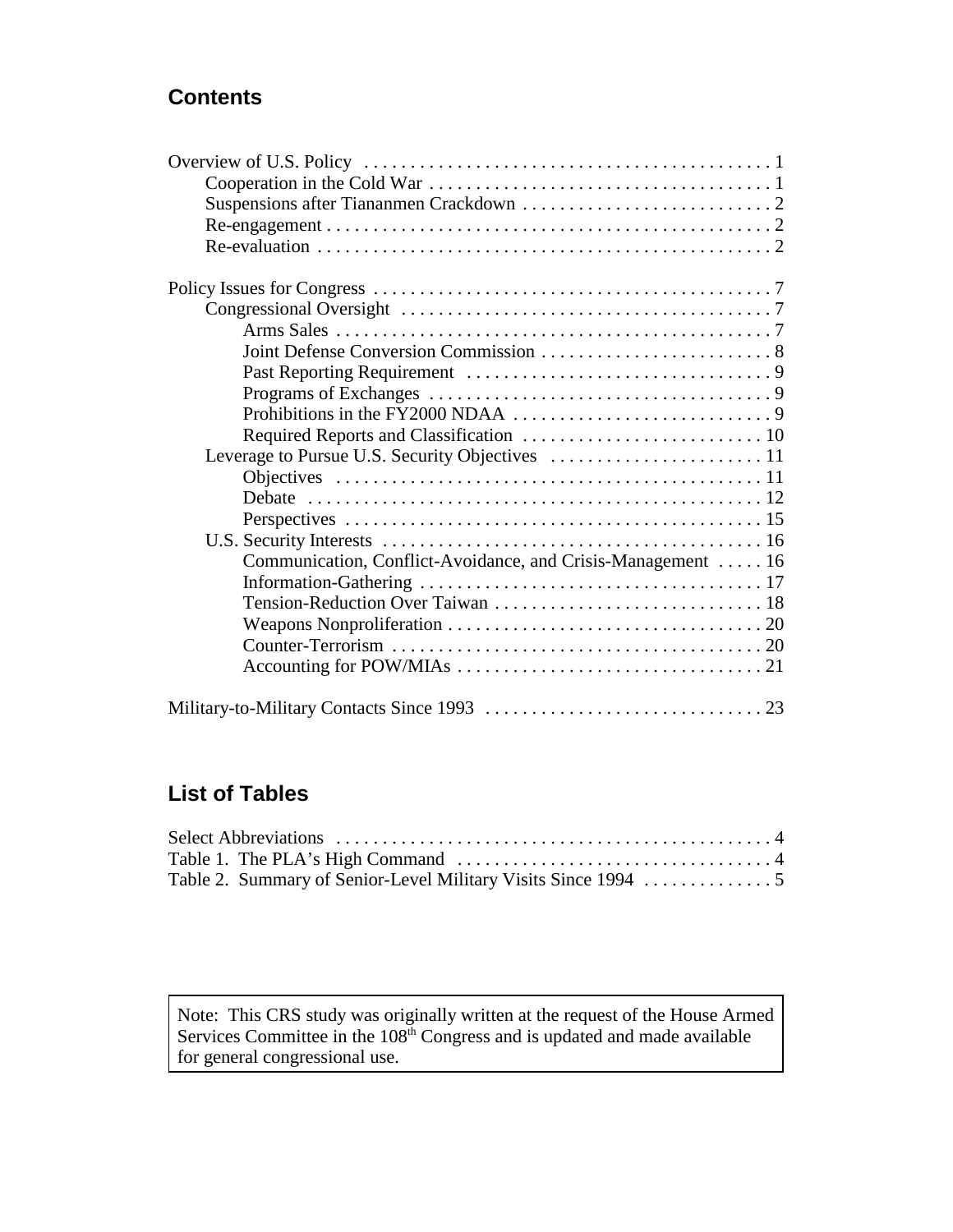## Contents

Overview of U.S. Policy . . . . . . . . . . . . . . . . . . . . . . . . . . . . . . . . . . . . . . . . . . . . 1
- Cooperation in the Cold War . . . . . . . . . . . . . . . . . . . . . . . . . . . . . . . . . . . . . 1
- Suspensions after Tiananmen Crackdown . . . . . . . . . . . . . . . . . . . . . . . . . . . 2
- Re-engagement . . . . . . . . . . . . . . . . . . . . . . . . . . . . . . . . . . . . . . . . . . . . . . . . 2
- Re-evaluation . . . . . . . . . . . . . . . . . . . . . . . . . . . . . . . . . . . . . . . . . . . . . . . . . 2

Policy Issues for Congress . . . . . . . . . . . . . . . . . . . . . . . . . . . . . . . . . . . . . . . . . . . 7
- Congressional Oversight . . . . . . . . . . . . . . . . . . . . . . . . . . . . . . . . . . . . . . . . . 7
  - Arms Sales . . . . . . . . . . . . . . . . . . . . . . . . . . . . . . . . . . . . . . . . . . . . . . . 7
  - Joint Defense Conversion Commission . . . . . . . . . . . . . . . . . . . . . . . . . . 8
  - Past Reporting Requirement . . . . . . . . . . . . . . . . . . . . . . . . . . . . . . . . . 9
  - Programs of Exchanges . . . . . . . . . . . . . . . . . . . . . . . . . . . . . . . . . . . . . 9
  - Prohibitions in the FY2000 NDAA . . . . . . . . . . . . . . . . . . . . . . . . . . . . 9
  - Required Reports and Classification . . . . . . . . . . . . . . . . . . . . . . . . . . 10
- Leverage to Pursue U.S. Security Objectives . . . . . . . . . . . . . . . . . . . . . . . 11
  - Objectives . . . . . . . . . . . . . . . . . . . . . . . . . . . . . . . . . . . . . . . . . . . . . . 11
  - Debate . . . . . . . . . . . . . . . . . . . . . . . . . . . . . . . . . . . . . . . . . . . . . . . . . 12
  - Perspectives . . . . . . . . . . . . . . . . . . . . . . . . . . . . . . . . . . . . . . . . . . . . . 15
- U.S. Security Interests . . . . . . . . . . . . . . . . . . . . . . . . . . . . . . . . . . . . . . . . . 16
  - Communication, Conflict-Avoidance, and Crisis-Management . . . . . 16
  - Information-Gathering . . . . . . . . . . . . . . . . . . . . . . . . . . . . . . . . . . . . . 17
  - Tension-Reduction Over Taiwan . . . . . . . . . . . . . . . . . . . . . . . . . . . . . 18
  - Weapons Nonproliferation . . . . . . . . . . . . . . . . . . . . . . . . . . . . . . . . . . 20
  - Counter-Terrorism . . . . . . . . . . . . . . . . . . . . . . . . . . . . . . . . . . . . . . . . 20
  - Accounting for POW/MIAs . . . . . . . . . . . . . . . . . . . . . . . . . . . . . . . . . 21

Military-to-Military Contacts Since 1993 . . . . . . . . . . . . . . . . . . . . . . . . . . . . . . 23

## List of Tables

Select Abbreviations . . . . . . . . . . . . . . . . . . . . . . . . . . . . . . . . . . . . . . . . . . . . . . . 4
Table 1. The PLA's High Command . . . . . . . . . . . . . . . . . . . . . . . . . . . . . . . . . . 4
Table 2. Summary of Senior-Level Military Visits Since 1994 . . . . . . . . . . . . . . 5

Note: This CRS study was originally written at the request of the House Armed Services Committee in the 108th Congress and is updated and made available for general congressional use.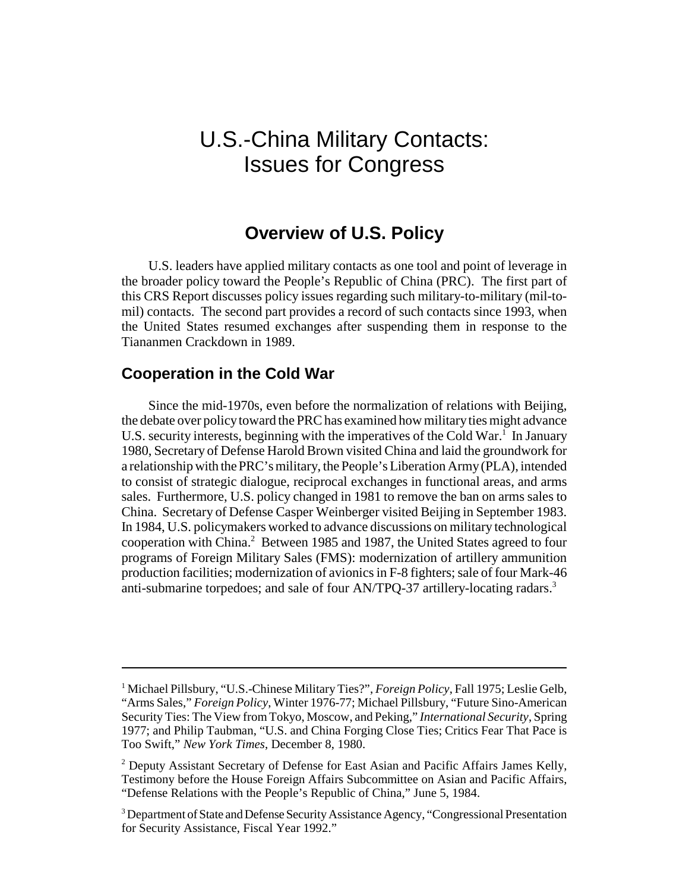# U.S.-China Military Contacts: Issues for Congress

## Overview of U.S. Policy

U.S. leaders have applied military contacts as one tool and point of leverage in the broader policy toward the People's Republic of China (PRC). The first part of this CRS Report discusses policy issues regarding such military-to-military (mil-to-mil) contacts. The second part provides a record of such contacts since 1993, when the United States resumed exchanges after suspending them in response to the Tiananmen Crackdown in 1989.

### Cooperation in the Cold War

Since the mid-1970s, even before the normalization of relations with Beijing, the debate over policy toward the PRC has examined how military ties might advance U.S. security interests, beginning with the imperatives of the Cold War.[1] In January 1980, Secretary of Defense Harold Brown visited China and laid the groundwork for a relationship with the PRC's military, the People's Liberation Army (PLA), intended to consist of strategic dialogue, reciprocal exchanges in functional areas, and arms sales. Furthermore, U.S. policy changed in 1981 to remove the ban on arms sales to China. Secretary of Defense Casper Weinberger visited Beijing in September 1983. In 1984, U.S. policymakers worked to advance discussions on military technological cooperation with China.[2] Between 1985 and 1987, the United States agreed to four programs of Foreign Military Sales (FMS): modernization of artillery ammunition production facilities; modernization of avionics in F-8 fighters; sale of four Mark-46 anti-submarine torpedoes; and sale of four AN/TPQ-37 artillery-locating radars.[3]

---

[1] Michael Pillsbury, "U.S.-Chinese Military Ties?", *Foreign Policy*, Fall 1975; Leslie Gelb, "Arms Sales," *Foreign Policy*, Winter 1976-77; Michael Pillsbury, "Future Sino-American Security Ties: The View from Tokyo, Moscow, and Peking," *International Security*, Spring 1977; and Philip Taubman, "U.S. and China Forging Close Ties; Critics Fear That Pace is Too Swift," *New York Times*, December 8, 1980.

[2] Deputy Assistant Secretary of Defense for East Asian and Pacific Affairs James Kelly, Testimony before the House Foreign Affairs Subcommittee on Asian and Pacific Affairs, "Defense Relations with the People's Republic of China," June 5, 1984.

[3] Department of State and Defense Security Assistance Agency, "Congressional Presentation for Security Assistance, Fiscal Year 1992."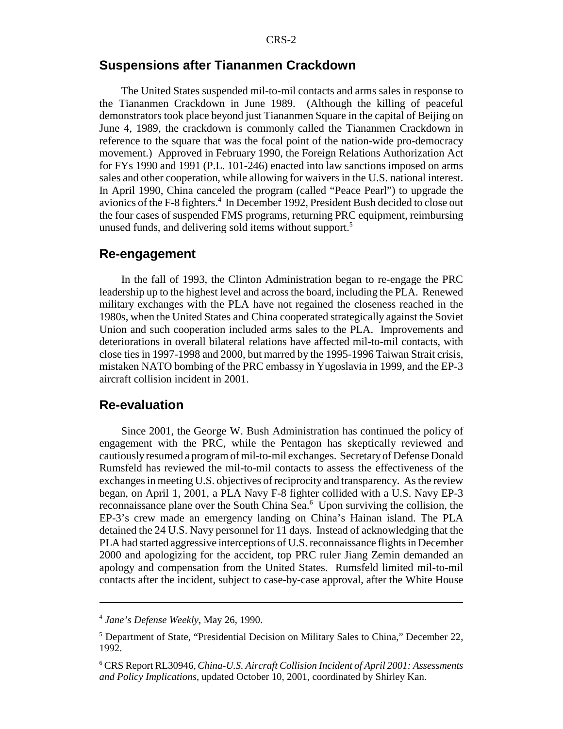## Suspensions after Tiananmen Crackdown

The United States suspended mil-to-mil contacts and arms sales in response to the Tiananmen Crackdown in June 1989. (Although the killing of peaceful demonstrators took place beyond just Tiananmen Square in the capital of Beijing on June 4, 1989, the crackdown is commonly called the Tiananmen Crackdown in reference to the square that was the focal point of the nation-wide pro-democracy movement.) Approved in February 1990, the Foreign Relations Authorization Act for FYs 1990 and 1991 (P.L. 101-246) enacted into law sanctions imposed on arms sales and other cooperation, while allowing for waivers in the U.S. national interest. In April 1990, China canceled the program (called "Peace Pearl") to upgrade the avionics of the F-8 fighters.[4] In December 1992, President Bush decided to close out the four cases of suspended FMS programs, returning PRC equipment, reimbursing unused funds, and delivering sold items without support.[5]

## Re-engagement

In the fall of 1993, the Clinton Administration began to re-engage the PRC leadership up to the highest level and across the board, including the PLA. Renewed military exchanges with the PLA have not regained the closeness reached in the 1980s, when the United States and China cooperated strategically against the Soviet Union and such cooperation included arms sales to the PLA. Improvements and deteriorations in overall bilateral relations have affected mil-to-mil contacts, with close ties in 1997-1998 and 2000, but marred by the 1995-1996 Taiwan Strait crisis, mistaken NATO bombing of the PRC embassy in Yugoslavia in 1999, and the EP-3 aircraft collision incident in 2001.

## Re-evaluation

Since 2001, the George W. Bush Administration has continued the policy of engagement with the PRC, while the Pentagon has skeptically reviewed and cautiously resumed a program of mil-to-mil exchanges. Secretary of Defense Donald Rumsfeld has reviewed the mil-to-mil contacts to assess the effectiveness of the exchanges in meeting U.S. objectives of reciprocity and transparency. As the review began, on April 1, 2001, a PLA Navy F-8 fighter collided with a U.S. Navy EP-3 reconnaissance plane over the South China Sea.[6] Upon surviving the collision, the EP-3's crew made an emergency landing on China's Hainan island. The PLA detained the 24 U.S. Navy personnel for 11 days. Instead of acknowledging that the PLA had started aggressive interceptions of U.S. reconnaissance flights in December 2000 and apologizing for the accident, top PRC ruler Jiang Zemin demanded an apology and compensation from the United States. Rumsfeld limited mil-to-mil contacts after the incident, subject to case-by-case approval, after the White House

---

[4] *Jane's Defense Weekly*, May 26, 1990.

[5] Department of State, "Presidential Decision on Military Sales to China," December 22, 1992.

[6] CRS Report RL30946, *China-U.S. Aircraft Collision Incident of April 2001: Assessments and Policy Implications*, updated October 10, 2001, coordinated by Shirley Kan.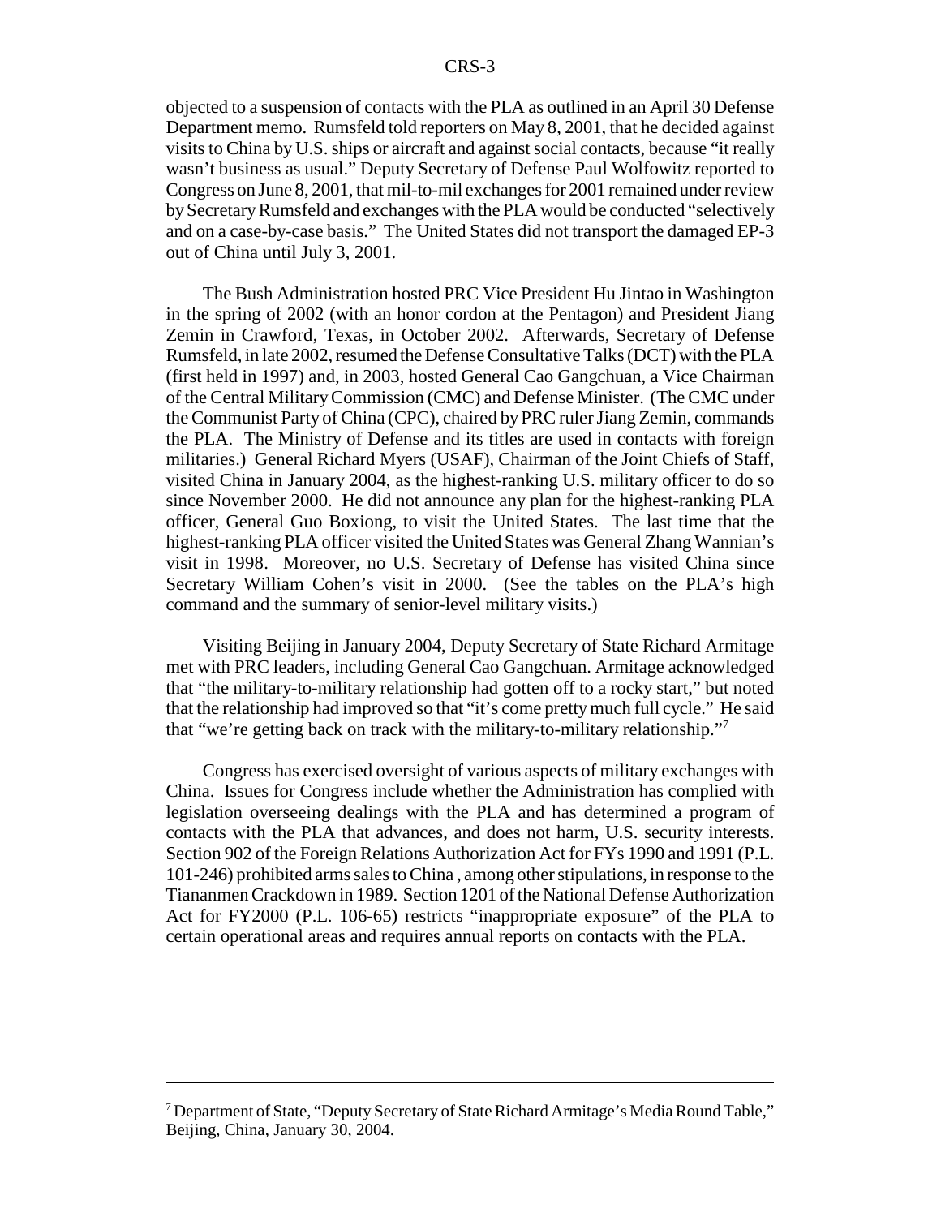objected to a suspension of contacts with the PLA as outlined in an April 30 Defense Department memo. Rumsfeld told reporters on May 8, 2001, that he decided against visits to China by U.S. ships or aircraft and against social contacts, because "it really wasn't business as usual." Deputy Secretary of Defense Paul Wolfowitz reported to Congress on June 8, 2001, that mil-to-mil exchanges for 2001 remained under review by Secretary Rumsfeld and exchanges with the PLA would be conducted "selectively and on a case-by-case basis." The United States did not transport the damaged EP-3 out of China until July 3, 2001.

The Bush Administration hosted PRC Vice President Hu Jintao in Washington in the spring of 2002 (with an honor cordon at the Pentagon) and President Jiang Zemin in Crawford, Texas, in October 2002. Afterwards, Secretary of Defense Rumsfeld, in late 2002, resumed the Defense Consultative Talks (DCT) with the PLA (first held in 1997) and, in 2003, hosted General Cao Gangchuan, a Vice Chairman of the Central Military Commission (CMC) and Defense Minister. (The CMC under the Communist Party of China (CPC), chaired by PRC ruler Jiang Zemin, commands the PLA. The Ministry of Defense and its titles are used in contacts with foreign militaries.) General Richard Myers (USAF), Chairman of the Joint Chiefs of Staff, visited China in January 2004, as the highest-ranking U.S. military officer to do so since November 2000. He did not announce any plan for the highest-ranking PLA officer, General Guo Boxiong, to visit the United States. The last time that the highest-ranking PLA officer visited the United States was General Zhang Wannian's visit in 1998. Moreover, no U.S. Secretary of Defense has visited China since Secretary William Cohen's visit in 2000. (See the tables on the PLA's high command and the summary of senior-level military visits.)

Visiting Beijing in January 2004, Deputy Secretary of State Richard Armitage met with PRC leaders, including General Cao Gangchuan. Armitage acknowledged that "the military-to-military relationship had gotten off to a rocky start," but noted that the relationship had improved so that "it's come pretty much full cycle." He said that "we're getting back on track with the military-to-military relationship."[7]

Congress has exercised oversight of various aspects of military exchanges with China. Issues for Congress include whether the Administration has complied with legislation overseeing dealings with the PLA and has determined a program of contacts with the PLA that advances, and does not harm, U.S. security interests. Section 902 of the Foreign Relations Authorization Act for FYs 1990 and 1991 (P.L. 101-246) prohibited arms sales to China , among other stipulations, in response to the Tiananmen Crackdown in 1989. Section 1201 of the National Defense Authorization Act for FY2000 (P.L. 106-65) restricts "inappropriate exposure" of the PLA to certain operational areas and requires annual reports on contacts with the PLA.

---

[7] Department of State, "Deputy Secretary of State Richard Armitage's Media Round Table," Beijing, China, January 30, 2004.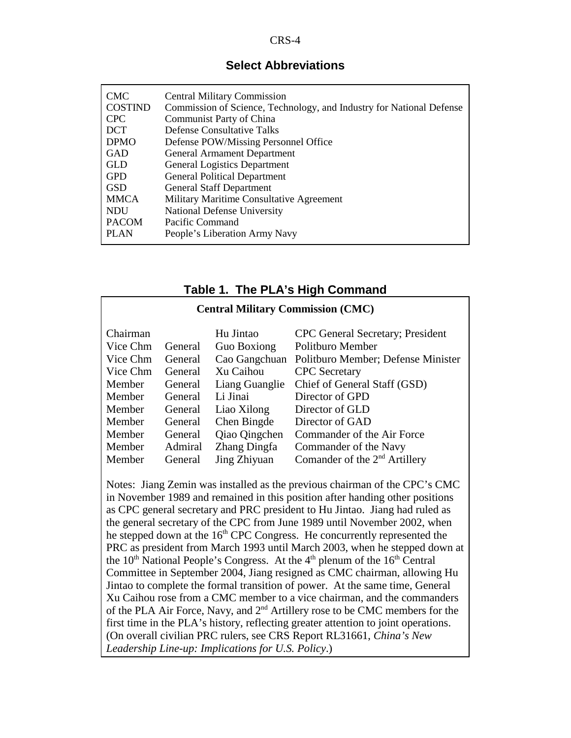## Select Abbreviations

| | |
|---|---|
| CMC | Central Military Commission |
| COSTIND | Commission of Science, Technology, and Industry for National Defense |
| CPC | Communist Party of China |
| DCT | Defense Consultative Talks |
| DPMO | Defense POW/Missing Personnel Office |
| GAD | General Armament Department |
| GLD | General Logistics Department |
| GPD | General Political Department |
| GSD | General Staff Department |
| MMCA | Military Maritime Consultative Agreement |
| NDU | National Defense University |
| PACOM | Pacific Command |
| PLAN | People's Liberation Army Navy |

## Table 1. The PLA's High Command

**Central Military Commission (CMC)**

| | | | |
|---|---|---|---|
| Chairman | | Hu Jintao | CPC General Secretary; President |
| Vice Chm | General | Guo Boxiong | Politburo Member |
| Vice Chm | General | Cao Gangchuan | Politburo Member; Defense Minister |
| Vice Chm | General | Xu Caihou | CPC Secretary |
| Member | General | Liang Guanglie | Chief of General Staff (GSD) |
| Member | General | Li Jinai | Director of GPD |
| Member | General | Liao Xilong | Director of GLD |
| Member | General | Chen Bingde | Director of GAD |
| Member | General | Qiao Qingchen | Commander of the Air Force |
| Member | Admiral | Zhang Dingfa | Commander of the Navy |
| Member | General | Jing Zhiyuan | Comander of the 2nd Artillery |

Notes: Jiang Zemin was installed as the previous chairman of the CPC's CMC in November 1989 and remained in this position after handing other positions as CPC general secretary and PRC president to Hu Jintao. Jiang had ruled as the general secretary of the CPC from June 1989 until November 2002, when he stepped down at the 16th CPC Congress. He concurrently represented the PRC as president from March 1993 until March 2003, when he stepped down at the 10th National People's Congress. At the 4th plenum of the 16th Central Committee in September 2004, Jiang resigned as CMC chairman, allowing Hu Jintao to complete the formal transition of power. At the same time, General Xu Caihou rose from a CMC member to a vice chairman, and the commanders of the PLA Air Force, Navy, and 2nd Artillery rose to be CMC members for the first time in the PLA's history, reflecting greater attention to joint operations. (On overall civilian PRC rulers, see CRS Report RL31661, *China's New Leadership Line-up: Implications for U.S. Policy*.)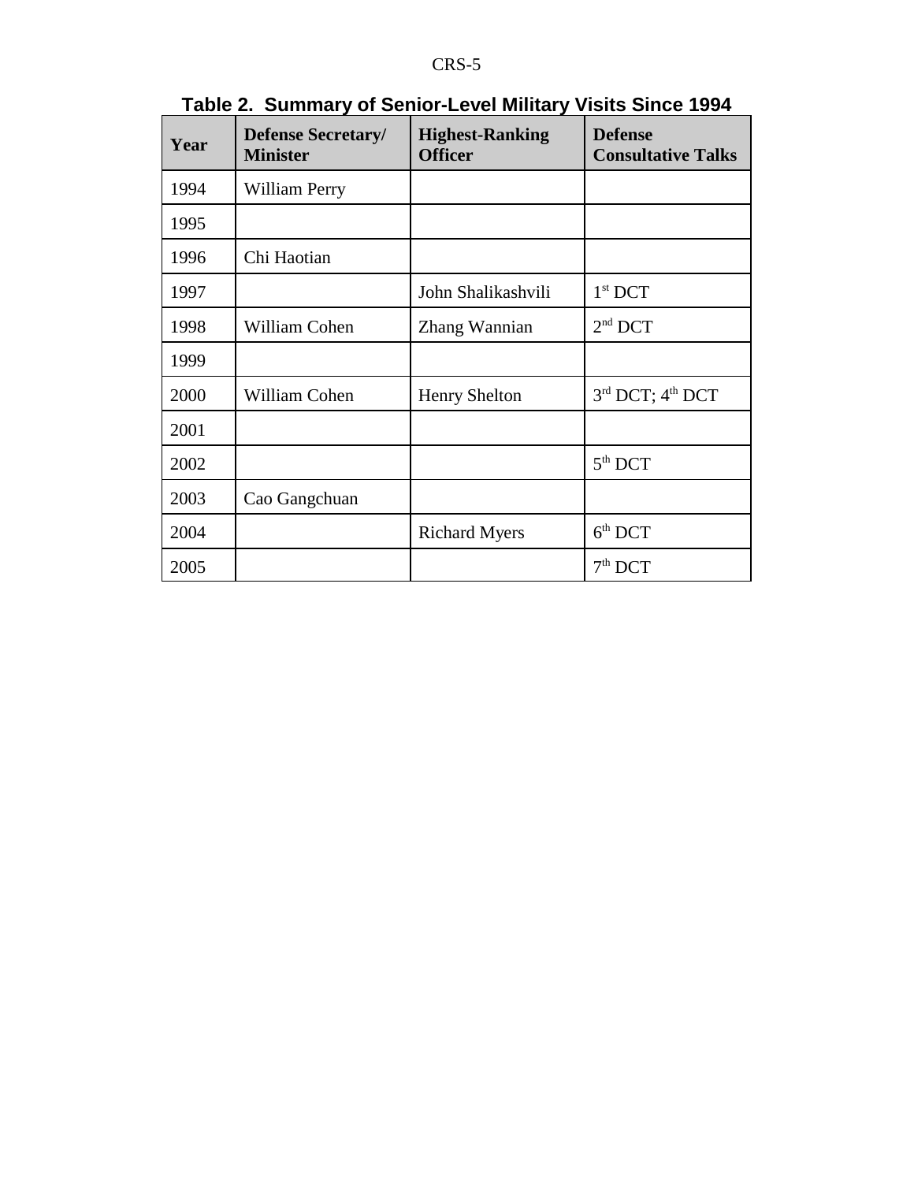**Table 2. Summary of Senior-Level Military Visits Since 1994**

| Year | Defense Secretary/ Minister | Highest-Ranking Officer | Defense Consultative Talks |
|---|---|---|---|
| 1994 | William Perry | | |
| 1995 | | | |
| 1996 | Chi Haotian | | |
| 1997 | | John Shalikashvili | 1st DCT |
| 1998 | William Cohen | Zhang Wannian | 2nd DCT |
| 1999 | | | |
| 2000 | William Cohen | Henry Shelton | 3rd DCT; 4th DCT |
| 2001 | | | |
| 2002 | | | 5th DCT |
| 2003 | Cao Gangchuan | | |
| 2004 | | Richard Myers | 6th DCT |
| 2005 | | | 7th DCT |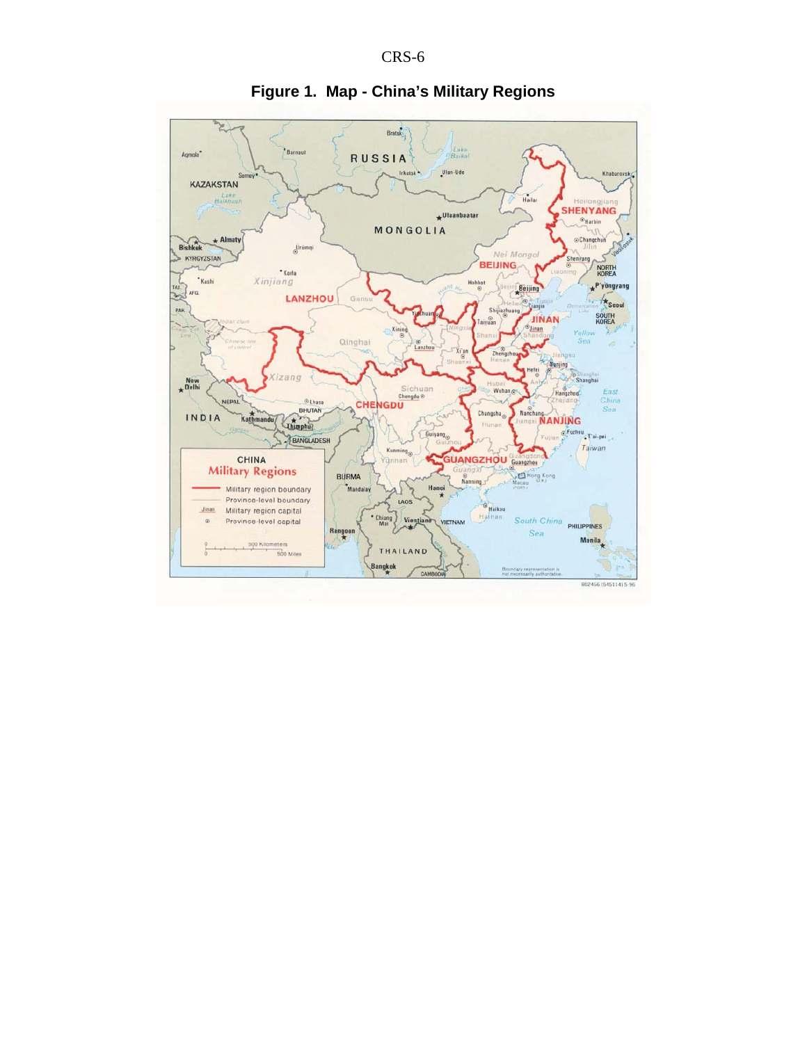**Figure 1. Map - China's Military Regions**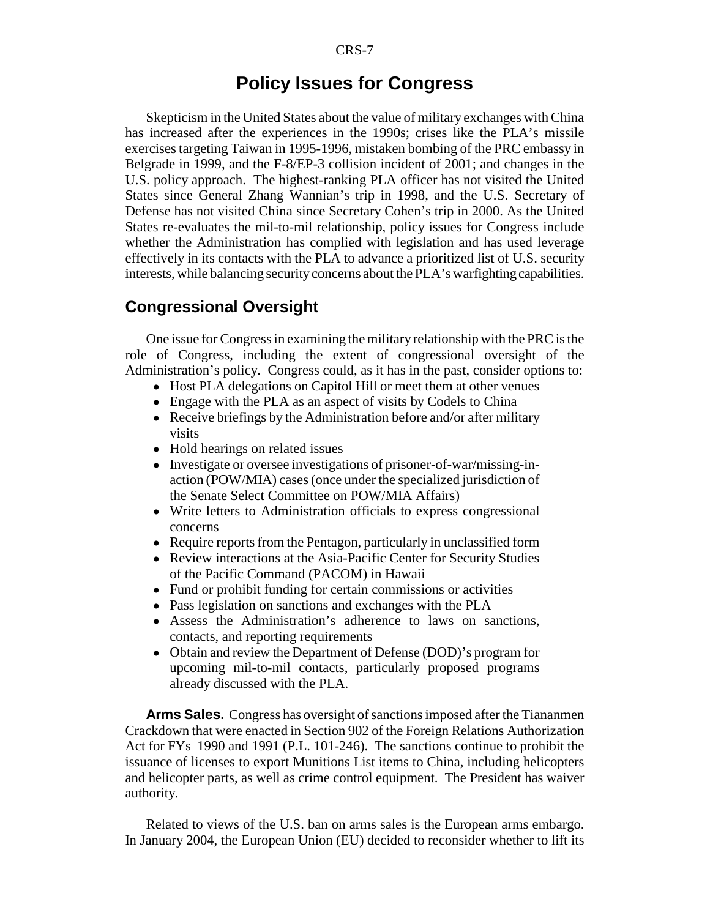## Policy Issues for Congress

Skepticism in the United States about the value of military exchanges with China has increased after the experiences in the 1990s; crises like the PLA's missile exercises targeting Taiwan in 1995-1996, mistaken bombing of the PRC embassy in Belgrade in 1999, and the F-8/EP-3 collision incident of 2001; and changes in the U.S. policy approach. The highest-ranking PLA officer has not visited the United States since General Zhang Wannian's trip in 1998, and the U.S. Secretary of Defense has not visited China since Secretary Cohen's trip in 2000. As the United States re-evaluates the mil-to-mil relationship, policy issues for Congress include whether the Administration has complied with legislation and has used leverage effectively in its contacts with the PLA to advance a prioritized list of U.S. security interests, while balancing security concerns about the PLA's warfighting capabilities.

### Congressional Oversight

One issue for Congress in examining the military relationship with the PRC is the role of Congress, including the extent of congressional oversight of the Administration's policy. Congress could, as it has in the past, consider options to:

- Host PLA delegations on Capitol Hill or meet them at other venues
- Engage with the PLA as an aspect of visits by Codels to China
- Receive briefings by the Administration before and/or after military visits
- Hold hearings on related issues
- Investigate or oversee investigations of prisoner-of-war/missing-in-action (POW/MIA) cases (once under the specialized jurisdiction of the Senate Select Committee on POW/MIA Affairs)
- Write letters to Administration officials to express congressional concerns
- Require reports from the Pentagon, particularly in unclassified form
- Review interactions at the Asia-Pacific Center for Security Studies of the Pacific Command (PACOM) in Hawaii
- Fund or prohibit funding for certain commissions or activities
- Pass legislation on sanctions and exchanges with the PLA
- Assess the Administration's adherence to laws on sanctions, contacts, and reporting requirements
- Obtain and review the Department of Defense (DOD)'s program for upcoming mil-to-mil contacts, particularly proposed programs already discussed with the PLA.

**Arms Sales.** Congress has oversight of sanctions imposed after the Tiananmen Crackdown that were enacted in Section 902 of the Foreign Relations Authorization Act for FYs 1990 and 1991 (P.L. 101-246). The sanctions continue to prohibit the issuance of licenses to export Munitions List items to China, including helicopters and helicopter parts, as well as crime control equipment. The President has waiver authority.

Related to views of the U.S. ban on arms sales is the European arms embargo. In January 2004, the European Union (EU) decided to reconsider whether to lift its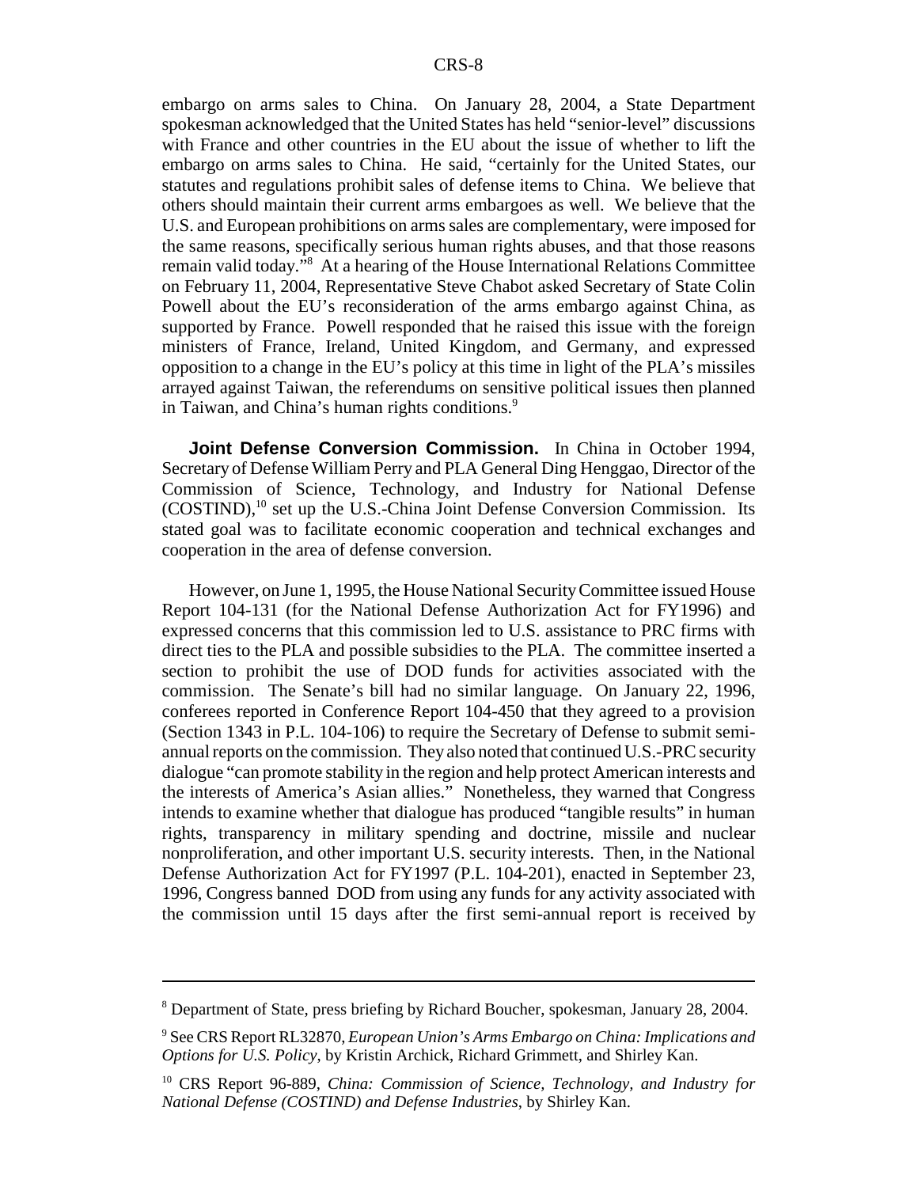embargo on arms sales to China. On January 28, 2004, a State Department spokesman acknowledged that the United States has held "senior-level" discussions with France and other countries in the EU about the issue of whether to lift the embargo on arms sales to China. He said, "certainly for the United States, our statutes and regulations prohibit sales of defense items to China. We believe that others should maintain their current arms embargoes as well. We believe that the U.S. and European prohibitions on arms sales are complementary, were imposed for the same reasons, specifically serious human rights abuses, and that those reasons remain valid today."[8] At a hearing of the House International Relations Committee on February 11, 2004, Representative Steve Chabot asked Secretary of State Colin Powell about the EU's reconsideration of the arms embargo against China, as supported by France. Powell responded that he raised this issue with the foreign ministers of France, Ireland, United Kingdom, and Germany, and expressed opposition to a change in the EU's policy at this time in light of the PLA's missiles arrayed against Taiwan, the referendums on sensitive political issues then planned in Taiwan, and China's human rights conditions.[9]

**Joint Defense Conversion Commission.** In China in October 1994, Secretary of Defense William Perry and PLA General Ding Henggao, Director of the Commission of Science, Technology, and Industry for National Defense (COSTIND),[10] set up the U.S.-China Joint Defense Conversion Commission. Its stated goal was to facilitate economic cooperation and technical exchanges and cooperation in the area of defense conversion.

However, on June 1, 1995, the House National Security Committee issued House Report 104-131 (for the National Defense Authorization Act for FY1996) and expressed concerns that this commission led to U.S. assistance to PRC firms with direct ties to the PLA and possible subsidies to the PLA. The committee inserted a section to prohibit the use of DOD funds for activities associated with the commission. The Senate's bill had no similar language. On January 22, 1996, conferees reported in Conference Report 104-450 that they agreed to a provision (Section 1343 in P.L. 104-106) to require the Secretary of Defense to submit semi-annual reports on the commission. They also noted that continued U.S.-PRC security dialogue "can promote stability in the region and help protect American interests and the interests of America's Asian allies." Nonetheless, they warned that Congress intends to examine whether that dialogue has produced "tangible results" in human rights, transparency in military spending and doctrine, missile and nuclear nonproliferation, and other important U.S. security interests. Then, in the National Defense Authorization Act for FY1997 (P.L. 104-201), enacted in September 23, 1996, Congress banned DOD from using any funds for any activity associated with the commission until 15 days after the first semi-annual report is received by

---

[8] Department of State, press briefing by Richard Boucher, spokesman, January 28, 2004.

[9] See CRS Report RL32870, *European Union's Arms Embargo on China: Implications and Options for U.S. Policy*, by Kristin Archick, Richard Grimmett, and Shirley Kan.

[10] CRS Report 96-889, *China: Commission of Science, Technology, and Industry for National Defense (COSTIND) and Defense Industries*, by Shirley Kan.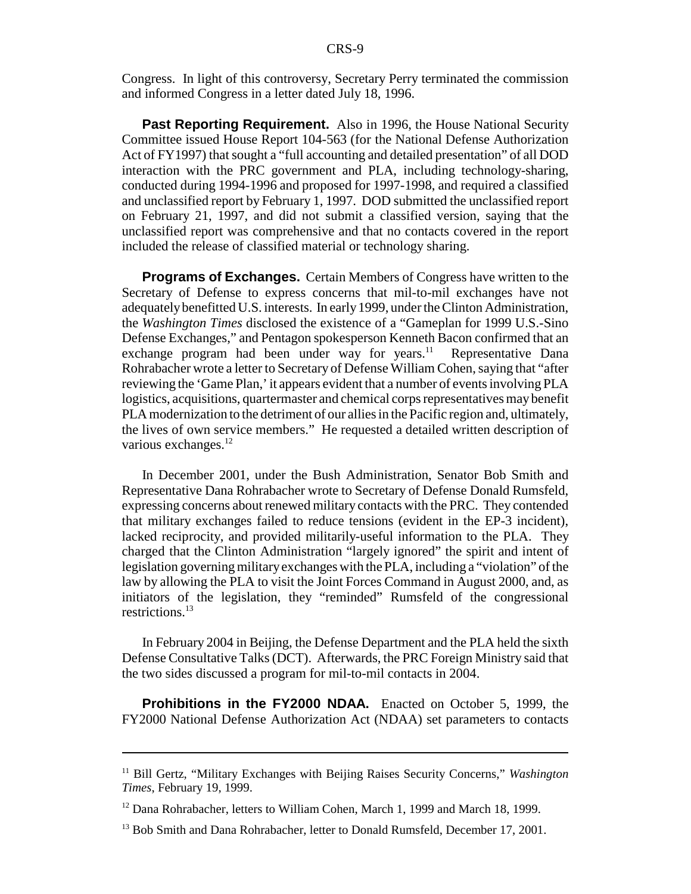Congress. In light of this controversy, Secretary Perry terminated the commission and informed Congress in a letter dated July 18, 1996.

**Past Reporting Requirement.** Also in 1996, the House National Security Committee issued House Report 104-563 (for the National Defense Authorization Act of FY1997) that sought a "full accounting and detailed presentation" of all DOD interaction with the PRC government and PLA, including technology-sharing, conducted during 1994-1996 and proposed for 1997-1998, and required a classified and unclassified report by February 1, 1997. DOD submitted the unclassified report on February 21, 1997, and did not submit a classified version, saying that the unclassified report was comprehensive and that no contacts covered in the report included the release of classified material or technology sharing.

**Programs of Exchanges.** Certain Members of Congress have written to the Secretary of Defense to express concerns that mil-to-mil exchanges have not adequately benefitted U.S. interests. In early 1999, under the Clinton Administration, the *Washington Times* disclosed the existence of a "Gameplan for 1999 U.S.-Sino Defense Exchanges," and Pentagon spokesperson Kenneth Bacon confirmed that an exchange program had been under way for years.[11] Representative Dana Rohrabacher wrote a letter to Secretary of Defense William Cohen, saying that "after reviewing the 'Game Plan,' it appears evident that a number of events involving PLA logistics, acquisitions, quartermaster and chemical corps representatives may benefit PLA modernization to the detriment of our allies in the Pacific region and, ultimately, the lives of own service members." He requested a detailed written description of various exchanges.[12]

In December 2001, under the Bush Administration, Senator Bob Smith and Representative Dana Rohrabacher wrote to Secretary of Defense Donald Rumsfeld, expressing concerns about renewed military contacts with the PRC. They contended that military exchanges failed to reduce tensions (evident in the EP-3 incident), lacked reciprocity, and provided militarily-useful information to the PLA. They charged that the Clinton Administration "largely ignored" the spirit and intent of legislation governing military exchanges with the PLA, including a "violation" of the law by allowing the PLA to visit the Joint Forces Command in August 2000, and, as initiators of the legislation, they "reminded" Rumsfeld of the congressional restrictions.[13]

In February 2004 in Beijing, the Defense Department and the PLA held the sixth Defense Consultative Talks (DCT). Afterwards, the PRC Foreign Ministry said that the two sides discussed a program for mil-to-mil contacts in 2004.

**Prohibitions in the FY2000 NDAA.** Enacted on October 5, 1999, the FY2000 National Defense Authorization Act (NDAA) set parameters to contacts

---

[11] Bill Gertz, "Military Exchanges with Beijing Raises Security Concerns," *Washington Times*, February 19, 1999.

[12] Dana Rohrabacher, letters to William Cohen, March 1, 1999 and March 18, 1999.

[13] Bob Smith and Dana Rohrabacher, letter to Donald Rumsfeld, December 17, 2001.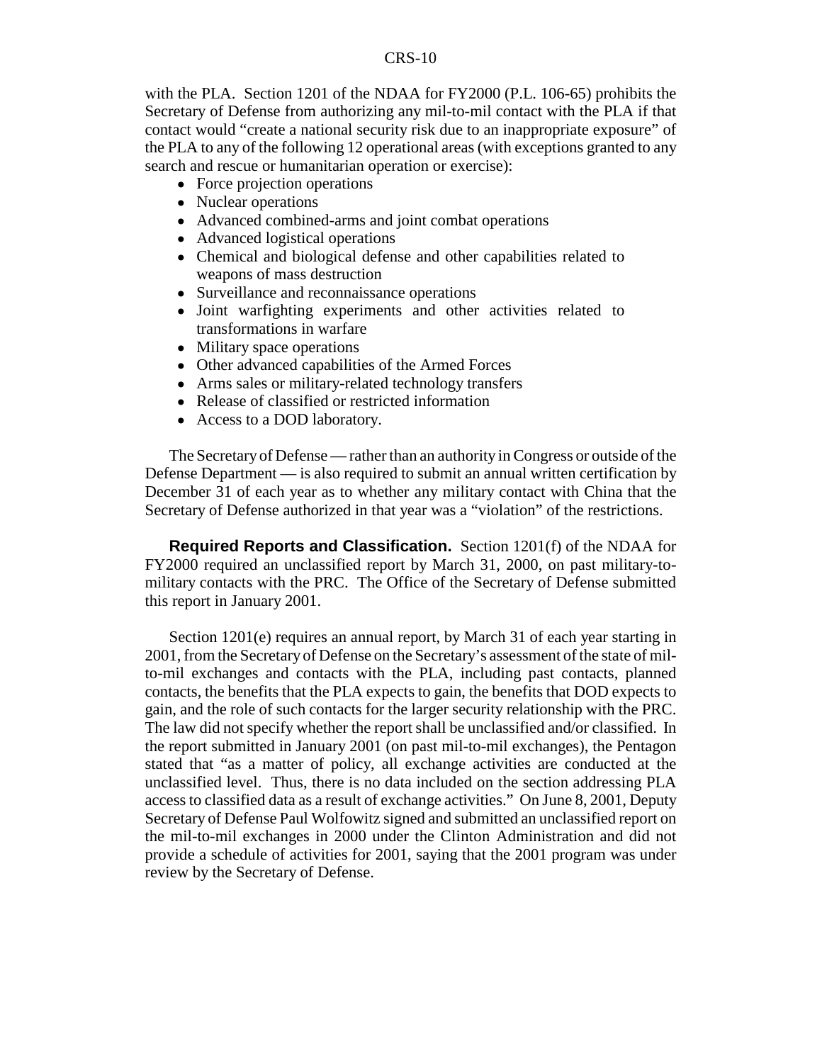with the PLA. Section 1201 of the NDAA for FY2000 (P.L. 106-65) prohibits the Secretary of Defense from authorizing any mil-to-mil contact with the PLA if that contact would "create a national security risk due to an inappropriate exposure" of the PLA to any of the following 12 operational areas (with exceptions granted to any search and rescue or humanitarian operation or exercise):

- Force projection operations
- Nuclear operations
- Advanced combined-arms and joint combat operations
- Advanced logistical operations
- Chemical and biological defense and other capabilities related to weapons of mass destruction
- Surveillance and reconnaissance operations
- Joint warfighting experiments and other activities related to transformations in warfare
- Military space operations
- Other advanced capabilities of the Armed Forces
- Arms sales or military-related technology transfers
- Release of classified or restricted information
- Access to a DOD laboratory.

The Secretary of Defense — rather than an authority in Congress or outside of the Defense Department — is also required to submit an annual written certification by December 31 of each year as to whether any military contact with China that the Secretary of Defense authorized in that year was a "violation" of the restrictions.

**Required Reports and Classification.** Section 1201(f) of the NDAA for FY2000 required an unclassified report by March 31, 2000, on past military-to-military contacts with the PRC. The Office of the Secretary of Defense submitted this report in January 2001.

Section 1201(e) requires an annual report, by March 31 of each year starting in 2001, from the Secretary of Defense on the Secretary's assessment of the state of mil-to-mil exchanges and contacts with the PLA, including past contacts, planned contacts, the benefits that the PLA expects to gain, the benefits that DOD expects to gain, and the role of such contacts for the larger security relationship with the PRC. The law did not specify whether the report shall be unclassified and/or classified. In the report submitted in January 2001 (on past mil-to-mil exchanges), the Pentagon stated that "as a matter of policy, all exchange activities are conducted at the unclassified level. Thus, there is no data included on the section addressing PLA access to classified data as a result of exchange activities." On June 8, 2001, Deputy Secretary of Defense Paul Wolfowitz signed and submitted an unclassified report on the mil-to-mil exchanges in 2000 under the Clinton Administration and did not provide a schedule of activities for 2001, saying that the 2001 program was under review by the Secretary of Defense.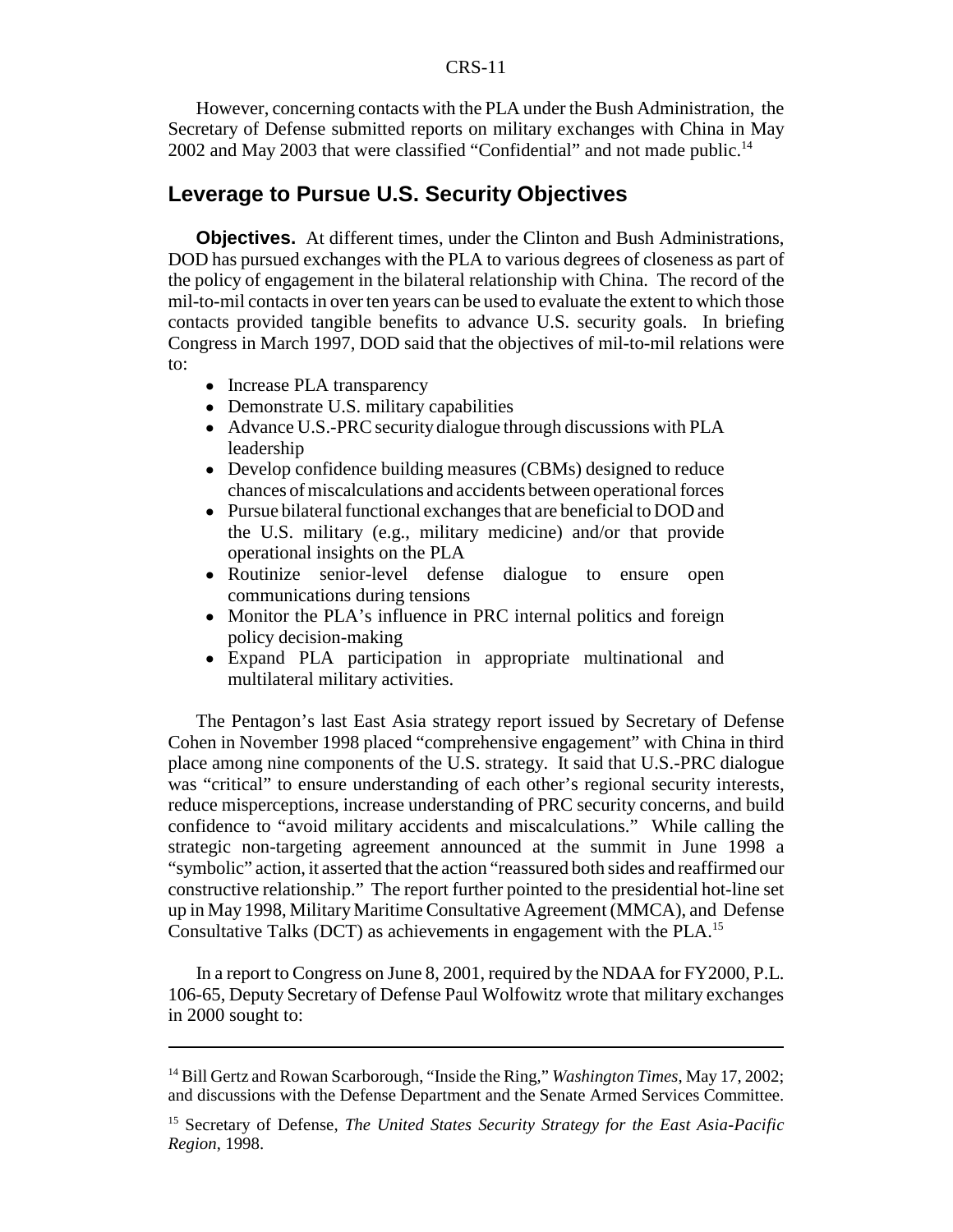However, concerning contacts with the PLA under the Bush Administration, the Secretary of Defense submitted reports on military exchanges with China in May 2002 and May 2003 that were classified "Confidential" and not made public.[14]

## Leverage to Pursue U.S. Security Objectives

**Objectives.** At different times, under the Clinton and Bush Administrations, DOD has pursued exchanges with the PLA to various degrees of closeness as part of the policy of engagement in the bilateral relationship with China. The record of the mil-to-mil contacts in over ten years can be used to evaluate the extent to which those contacts provided tangible benefits to advance U.S. security goals. In briefing Congress in March 1997, DOD said that the objectives of mil-to-mil relations were to:

- Increase PLA transparency
- Demonstrate U.S. military capabilities
- Advance U.S.-PRC security dialogue through discussions with PLA leadership
- Develop confidence building measures (CBMs) designed to reduce chances of miscalculations and accidents between operational forces
- Pursue bilateral functional exchanges that are beneficial to DOD and the U.S. military (e.g., military medicine) and/or that provide operational insights on the PLA
- Routinize senior-level defense dialogue to ensure open communications during tensions
- Monitor the PLA's influence in PRC internal politics and foreign policy decision-making
- Expand PLA participation in appropriate multinational and multilateral military activities.

The Pentagon's last East Asia strategy report issued by Secretary of Defense Cohen in November 1998 placed "comprehensive engagement" with China in third place among nine components of the U.S. strategy. It said that U.S.-PRC dialogue was "critical" to ensure understanding of each other's regional security interests, reduce misperceptions, increase understanding of PRC security concerns, and build confidence to "avoid military accidents and miscalculations." While calling the strategic non-targeting agreement announced at the summit in June 1998 a "symbolic" action, it asserted that the action "reassured both sides and reaffirmed our constructive relationship." The report further pointed to the presidential hot-line set up in May 1998, Military Maritime Consultative Agreement (MMCA), and Defense Consultative Talks (DCT) as achievements in engagement with the PLA.[15]

In a report to Congress on June 8, 2001, required by the NDAA for FY2000, P.L. 106-65, Deputy Secretary of Defense Paul Wolfowitz wrote that military exchanges in 2000 sought to:

---

[14] Bill Gertz and Rowan Scarborough, "Inside the Ring," *Washington Times*, May 17, 2002; and discussions with the Defense Department and the Senate Armed Services Committee.

[15] Secretary of Defense, *The United States Security Strategy for the East Asia-Pacific Region*, 1998.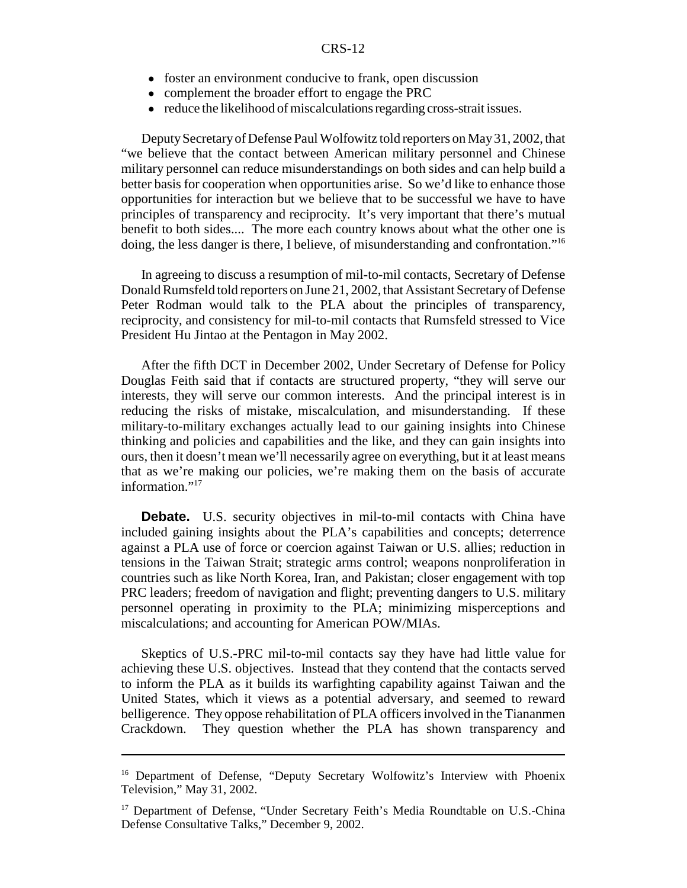- foster an environment conducive to frank, open discussion
- complement the broader effort to engage the PRC
- reduce the likelihood of miscalculations regarding cross-strait issues.

Deputy Secretary of Defense Paul Wolfowitz told reporters on May 31, 2002, that "we believe that the contact between American military personnel and Chinese military personnel can reduce misunderstandings on both sides and can help build a better basis for cooperation when opportunities arise. So we'd like to enhance those opportunities for interaction but we believe that to be successful we have to have principles of transparency and reciprocity. It's very important that there's mutual benefit to both sides.... The more each country knows about what the other one is doing, the less danger is there, I believe, of misunderstanding and confrontation."[16]

In agreeing to discuss a resumption of mil-to-mil contacts, Secretary of Defense Donald Rumsfeld told reporters on June 21, 2002, that Assistant Secretary of Defense Peter Rodman would talk to the PLA about the principles of transparency, reciprocity, and consistency for mil-to-mil contacts that Rumsfeld stressed to Vice President Hu Jintao at the Pentagon in May 2002.

After the fifth DCT in December 2002, Under Secretary of Defense for Policy Douglas Feith said that if contacts are structured property, "they will serve our interests, they will serve our common interests. And the principal interest is in reducing the risks of mistake, miscalculation, and misunderstanding. If these military-to-military exchanges actually lead to our gaining insights into Chinese thinking and policies and capabilities and the like, and they can gain insights into ours, then it doesn't mean we'll necessarily agree on everything, but it at least means that as we're making our policies, we're making them on the basis of accurate information."[17]

**Debate.** U.S. security objectives in mil-to-mil contacts with China have included gaining insights about the PLA's capabilities and concepts; deterrence against a PLA use of force or coercion against Taiwan or U.S. allies; reduction in tensions in the Taiwan Strait; strategic arms control; weapons nonproliferation in countries such as like North Korea, Iran, and Pakistan; closer engagement with top PRC leaders; freedom of navigation and flight; preventing dangers to U.S. military personnel operating in proximity to the PLA; minimizing misperceptions and miscalculations; and accounting for American POW/MIAs.

Skeptics of U.S.-PRC mil-to-mil contacts say they have had little value for achieving these U.S. objectives. Instead that they contend that the contacts served to inform the PLA as it builds its warfighting capability against Taiwan and the United States, which it views as a potential adversary, and seemed to reward belligerence. They oppose rehabilitation of PLA officers involved in the Tiananmen Crackdown. They question whether the PLA has shown transparency and

---

[16] Department of Defense, "Deputy Secretary Wolfowitz's Interview with Phoenix Television," May 31, 2002.

[17] Department of Defense, "Under Secretary Feith's Media Roundtable on U.S.-China Defense Consultative Talks," December 9, 2002.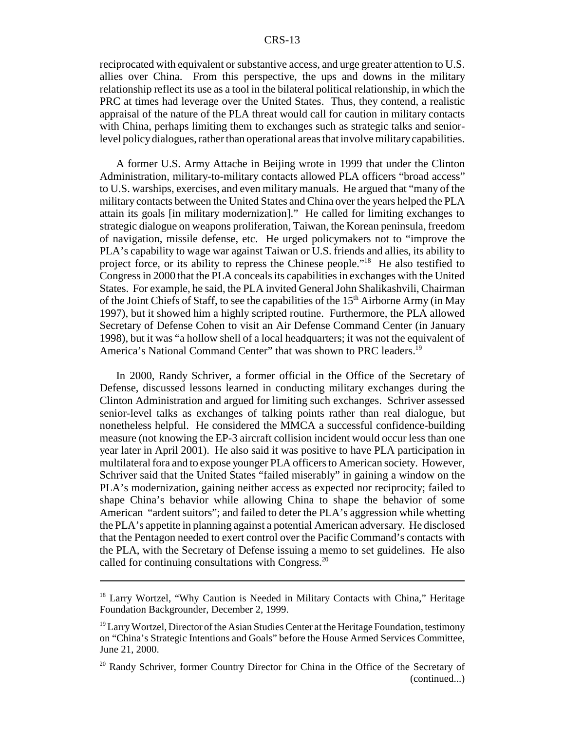reciprocated with equivalent or substantive access, and urge greater attention to U.S. allies over China. From this perspective, the ups and downs in the military relationship reflect its use as a tool in the bilateral political relationship, in which the PRC at times had leverage over the United States. Thus, they contend, a realistic appraisal of the nature of the PLA threat would call for caution in military contacts with China, perhaps limiting them to exchanges such as strategic talks and senior-level policy dialogues, rather than operational areas that involve military capabilities.

A former U.S. Army Attache in Beijing wrote in 1999 that under the Clinton Administration, military-to-military contacts allowed PLA officers "broad access" to U.S. warships, exercises, and even military manuals. He argued that "many of the military contacts between the United States and China over the years helped the PLA attain its goals [in military modernization]." He called for limiting exchanges to strategic dialogue on weapons proliferation, Taiwan, the Korean peninsula, freedom of navigation, missile defense, etc. He urged policymakers not to "improve the PLA's capability to wage war against Taiwan or U.S. friends and allies, its ability to project force, or its ability to repress the Chinese people."[18] He also testified to Congress in 2000 that the PLA conceals its capabilities in exchanges with the United States. For example, he said, the PLA invited General John Shalikashvili, Chairman of the Joint Chiefs of Staff, to see the capabilities of the 15th Airborne Army (in May 1997), but it showed him a highly scripted routine. Furthermore, the PLA allowed Secretary of Defense Cohen to visit an Air Defense Command Center (in January 1998), but it was "a hollow shell of a local headquarters; it was not the equivalent of America's National Command Center" that was shown to PRC leaders.[19]

In 2000, Randy Schriver, a former official in the Office of the Secretary of Defense, discussed lessons learned in conducting military exchanges during the Clinton Administration and argued for limiting such exchanges. Schriver assessed senior-level talks as exchanges of talking points rather than real dialogue, but nonetheless helpful. He considered the MMCA a successful confidence-building measure (not knowing the EP-3 aircraft collision incident would occur less than one year later in April 2001). He also said it was positive to have PLA participation in multilateral fora and to expose younger PLA officers to American society. However, Schriver said that the United States "failed miserably" in gaining a window on the PLA's modernization, gaining neither access as expected nor reciprocity; failed to shape China's behavior while allowing China to shape the behavior of some American "ardent suitors"; and failed to deter the PLA's aggression while whetting the PLA's appetite in planning against a potential American adversary. He disclosed that the Pentagon needed to exert control over the Pacific Command's contacts with the PLA, with the Secretary of Defense issuing a memo to set guidelines. He also called for continuing consultations with Congress.[20]

---

[18] Larry Wortzel, "Why Caution is Needed in Military Contacts with China," Heritage Foundation Backgrounder, December 2, 1999.

[19] Larry Wortzel, Director of the Asian Studies Center at the Heritage Foundation, testimony on "China's Strategic Intentions and Goals" before the House Armed Services Committee, June 21, 2000.

[20] Randy Schriver, former Country Director for China in the Office of the Secretary of (continued...)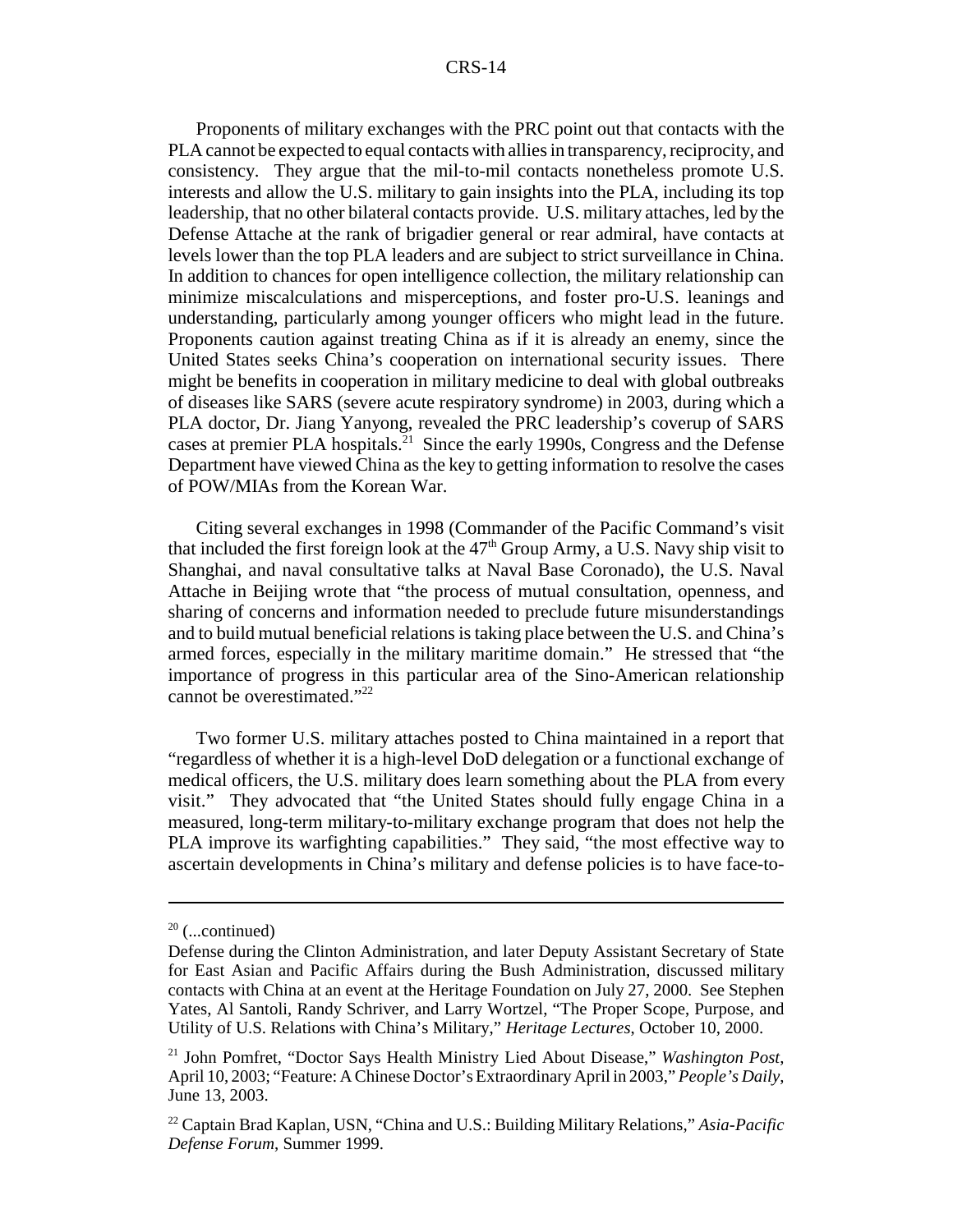Proponents of military exchanges with the PRC point out that contacts with the PLA cannot be expected to equal contacts with allies in transparency, reciprocity, and consistency. They argue that the mil-to-mil contacts nonetheless promote U.S. interests and allow the U.S. military to gain insights into the PLA, including its top leadership, that no other bilateral contacts provide. U.S. military attaches, led by the Defense Attache at the rank of brigadier general or rear admiral, have contacts at levels lower than the top PLA leaders and are subject to strict surveillance in China. In addition to chances for open intelligence collection, the military relationship can minimize miscalculations and misperceptions, and foster pro-U.S. leanings and understanding, particularly among younger officers who might lead in the future. Proponents caution against treating China as if it is already an enemy, since the United States seeks China's cooperation on international security issues. There might be benefits in cooperation in military medicine to deal with global outbreaks of diseases like SARS (severe acute respiratory syndrome) in 2003, during which a PLA doctor, Dr. Jiang Yanyong, revealed the PRC leadership's coverup of SARS cases at premier PLA hospitals.[21] Since the early 1990s, Congress and the Defense Department have viewed China as the key to getting information to resolve the cases of POW/MIAs from the Korean War.

Citing several exchanges in 1998 (Commander of the Pacific Command's visit that included the first foreign look at the 47th Group Army, a U.S. Navy ship visit to Shanghai, and naval consultative talks at Naval Base Coronado), the U.S. Naval Attache in Beijing wrote that "the process of mutual consultation, openness, and sharing of concerns and information needed to preclude future misunderstandings and to build mutual beneficial relations is taking place between the U.S. and China's armed forces, especially in the military maritime domain." He stressed that "the importance of progress in this particular area of the Sino-American relationship cannot be overestimated."[22]

Two former U.S. military attaches posted to China maintained in a report that "regardless of whether it is a high-level DoD delegation or a functional exchange of medical officers, the U.S. military does learn something about the PLA from every visit." They advocated that "the United States should fully engage China in a measured, long-term military-to-military exchange program that does not help the PLA improve its warfighting capabilities." They said, "the most effective way to ascertain developments in China's military and defense policies is to have face-to-

---

[20] (...continued)

Defense during the Clinton Administration, and later Deputy Assistant Secretary of State for East Asian and Pacific Affairs during the Bush Administration, discussed military contacts with China at an event at the Heritage Foundation on July 27, 2000. See Stephen Yates, Al Santoli, Randy Schriver, and Larry Wortzel, "The Proper Scope, Purpose, and Utility of U.S. Relations with China's Military," *Heritage Lectures*, October 10, 2000.

[21] John Pomfret, "Doctor Says Health Ministry Lied About Disease," *Washington Post*, April 10, 2003; "Feature: A Chinese Doctor's Extraordinary April in 2003," *People's Daily*, June 13, 2003.

[22] Captain Brad Kaplan, USN, "China and U.S.: Building Military Relations," *Asia-Pacific Defense Forum*, Summer 1999.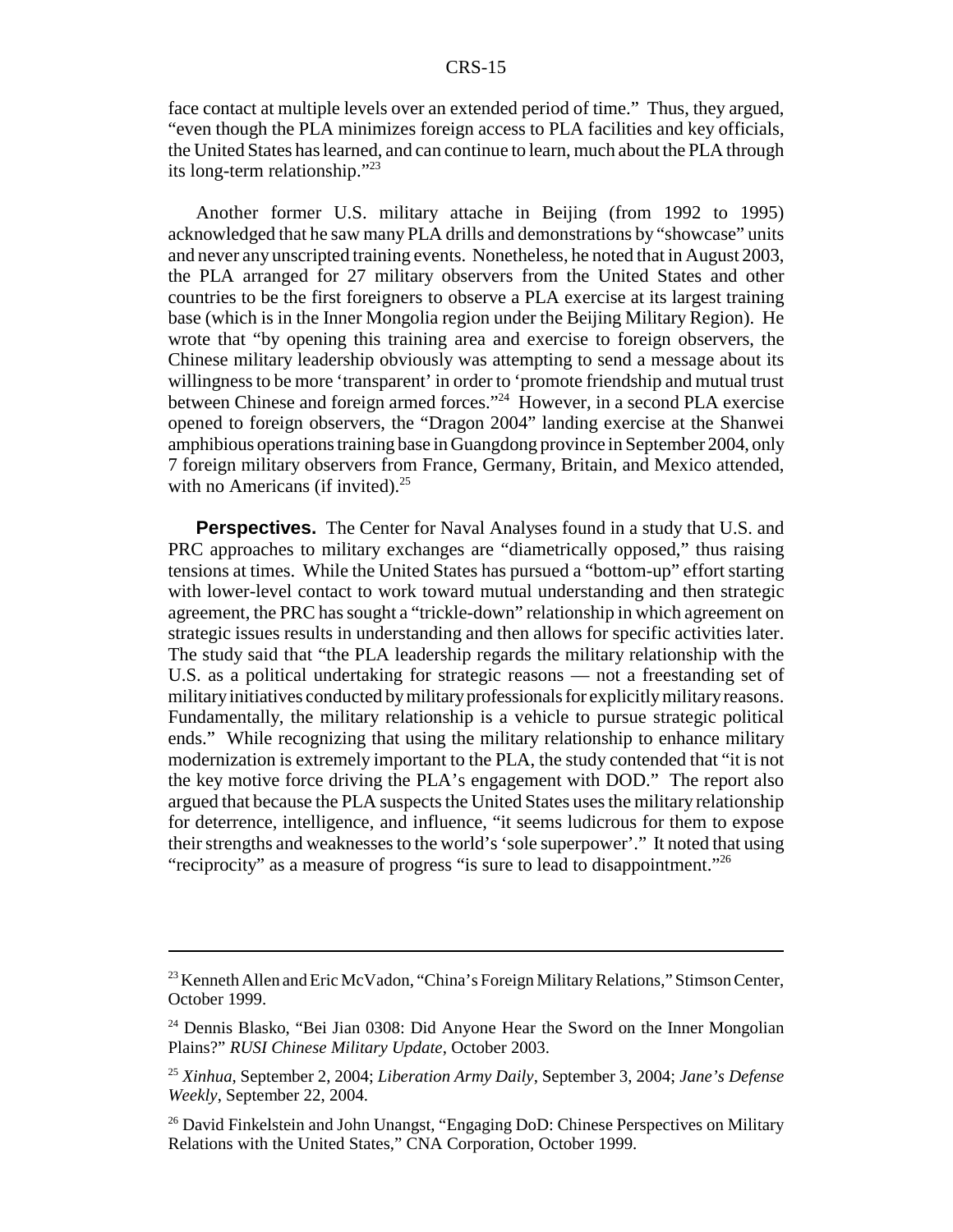face contact at multiple levels over an extended period of time." Thus, they argued, "even though the PLA minimizes foreign access to PLA facilities and key officials, the United States has learned, and can continue to learn, much about the PLA through its long-term relationship."[23]

Another former U.S. military attache in Beijing (from 1992 to 1995) acknowledged that he saw many PLA drills and demonstrations by "showcase" units and never any unscripted training events. Nonetheless, he noted that in August 2003, the PLA arranged for 27 military observers from the United States and other countries to be the first foreigners to observe a PLA exercise at its largest training base (which is in the Inner Mongolia region under the Beijing Military Region). He wrote that "by opening this training area and exercise to foreign observers, the Chinese military leadership obviously was attempting to send a message about its willingness to be more 'transparent' in order to 'promote friendship and mutual trust between Chinese and foreign armed forces."[24] However, in a second PLA exercise opened to foreign observers, the "Dragon 2004" landing exercise at the Shanwei amphibious operations training base in Guangdong province in September 2004, only 7 foreign military observers from France, Germany, Britain, and Mexico attended, with no Americans (if invited).[25]

**Perspectives.** The Center for Naval Analyses found in a study that U.S. and PRC approaches to military exchanges are "diametrically opposed," thus raising tensions at times. While the United States has pursued a "bottom-up" effort starting with lower-level contact to work toward mutual understanding and then strategic agreement, the PRC has sought a "trickle-down" relationship in which agreement on strategic issues results in understanding and then allows for specific activities later. The study said that "the PLA leadership regards the military relationship with the U.S. as a political undertaking for strategic reasons — not a freestanding set of military initiatives conducted by military professionals for explicitly military reasons. Fundamentally, the military relationship is a vehicle to pursue strategic political ends." While recognizing that using the military relationship to enhance military modernization is extremely important to the PLA, the study contended that "it is not the key motive force driving the PLA's engagement with DOD." The report also argued that because the PLA suspects the United States uses the military relationship for deterrence, intelligence, and influence, "it seems ludicrous for them to expose their strengths and weaknesses to the world's 'sole superpower'." It noted that using "reciprocity" as a measure of progress "is sure to lead to disappointment."[26]

---

[23] Kenneth Allen and Eric McVadon, "China's Foreign Military Relations," Stimson Center, October 1999.

[24] Dennis Blasko, "Bei Jian 0308: Did Anyone Hear the Sword on the Inner Mongolian Plains?" *RUSI Chinese Military Update*, October 2003.

[25] *Xinhua*, September 2, 2004; *Liberation Army Daily*, September 3, 2004; *Jane's Defense Weekly*, September 22, 2004.

[26] David Finkelstein and John Unangst, "Engaging DoD: Chinese Perspectives on Military Relations with the United States," CNA Corporation, October 1999.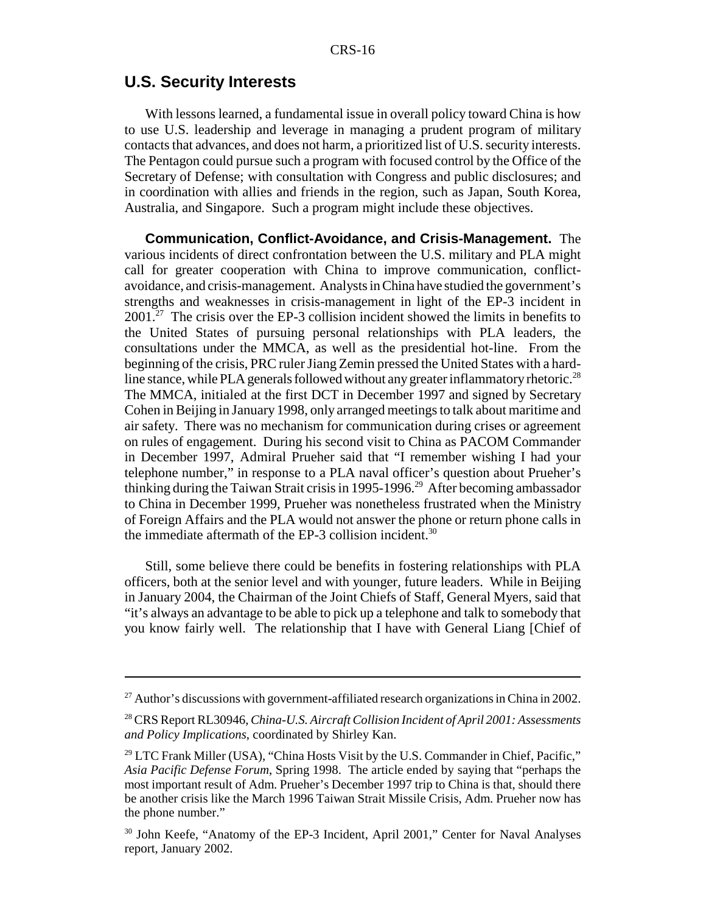## U.S. Security Interests

With lessons learned, a fundamental issue in overall policy toward China is how to use U.S. leadership and leverage in managing a prudent program of military contacts that advances, and does not harm, a prioritized list of U.S. security interests. The Pentagon could pursue such a program with focused control by the Office of the Secretary of Defense; with consultation with Congress and public disclosures; and in coordination with allies and friends in the region, such as Japan, South Korea, Australia, and Singapore. Such a program might include these objectives.

**Communication, Conflict-Avoidance, and Crisis-Management.** The various incidents of direct confrontation between the U.S. military and PLA might call for greater cooperation with China to improve communication, conflict-avoidance, and crisis-management. Analysts in China have studied the government's strengths and weaknesses in crisis-management in light of the EP-3 incident in 2001.[27] The crisis over the EP-3 collision incident showed the limits in benefits to the United States of pursuing personal relationships with PLA leaders, the consultations under the MMCA, as well as the presidential hot-line. From the beginning of the crisis, PRC ruler Jiang Zemin pressed the United States with a hard-line stance, while PLA generals followed without any greater inflammatory rhetoric.[28] The MMCA, initialed at the first DCT in December 1997 and signed by Secretary Cohen in Beijing in January 1998, only arranged meetings to talk about maritime and air safety. There was no mechanism for communication during crises or agreement on rules of engagement. During his second visit to China as PACOM Commander in December 1997, Admiral Prueher said that "I remember wishing I had your telephone number," in response to a PLA naval officer's question about Prueher's thinking during the Taiwan Strait crisis in 1995-1996.[29] After becoming ambassador to China in December 1999, Prueher was nonetheless frustrated when the Ministry of Foreign Affairs and the PLA would not answer the phone or return phone calls in the immediate aftermath of the EP-3 collision incident.[30]

Still, some believe there could be benefits in fostering relationships with PLA officers, both at the senior level and with younger, future leaders. While in Beijing in January 2004, the Chairman of the Joint Chiefs of Staff, General Myers, said that "it's always an advantage to be able to pick up a telephone and talk to somebody that you know fairly well. The relationship that I have with General Liang [Chief of

---

[27] Author's discussions with government-affiliated research organizations in China in 2002.

[28] CRS Report RL30946, *China-U.S. Aircraft Collision Incident of April 2001: Assessments and Policy Implications*, coordinated by Shirley Kan.

[29] LTC Frank Miller (USA), "China Hosts Visit by the U.S. Commander in Chief, Pacific," *Asia Pacific Defense Forum*, Spring 1998. The article ended by saying that "perhaps the most important result of Adm. Prueher's December 1997 trip to China is that, should there be another crisis like the March 1996 Taiwan Strait Missile Crisis, Adm. Prueher now has the phone number."

[30] John Keefe, "Anatomy of the EP-3 Incident, April 2001," Center for Naval Analyses report, January 2002.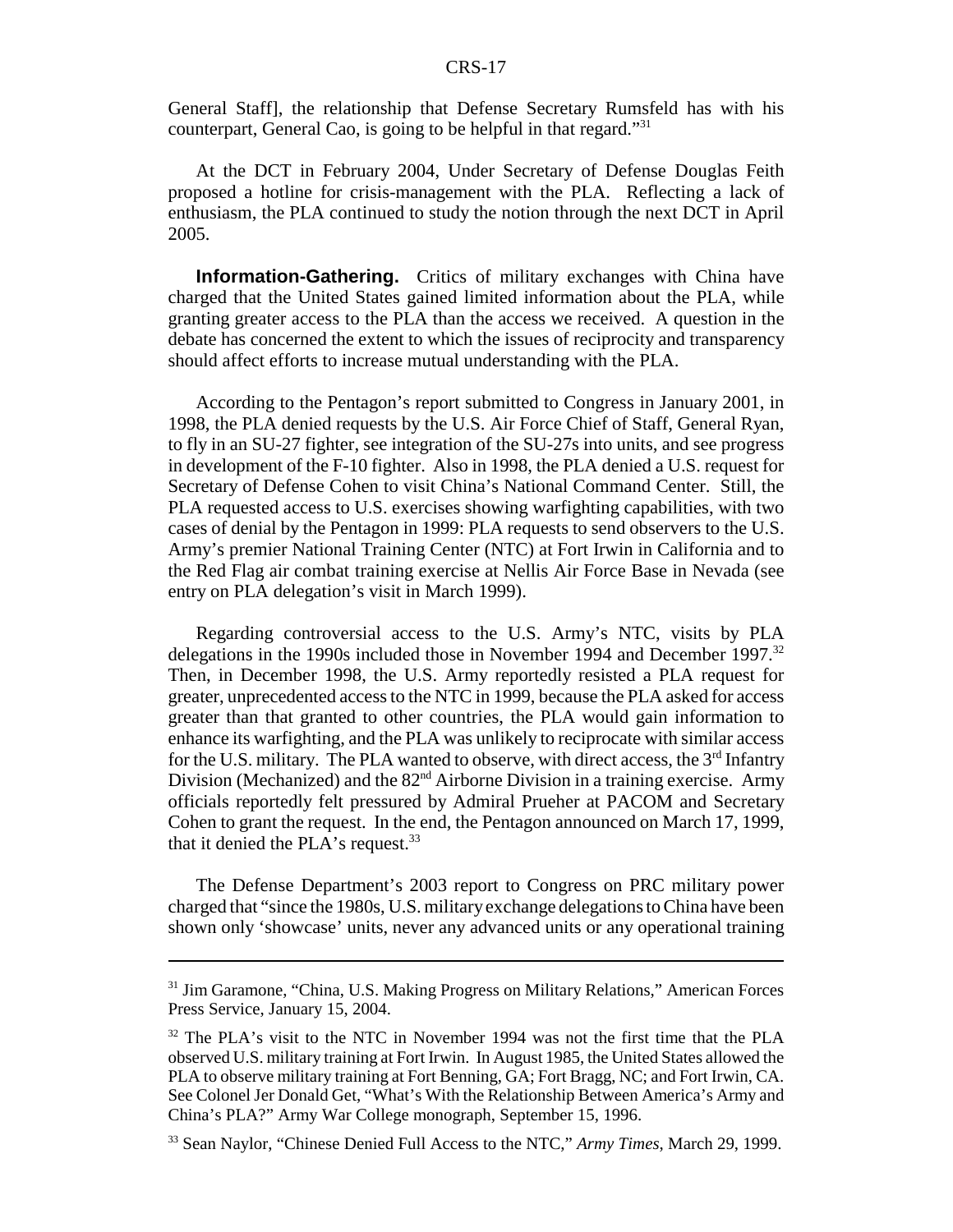General Staff], the relationship that Defense Secretary Rumsfeld has with his counterpart, General Cao, is going to be helpful in that regard."[31]

At the DCT in February 2004, Under Secretary of Defense Douglas Feith proposed a hotline for crisis-management with the PLA. Reflecting a lack of enthusiasm, the PLA continued to study the notion through the next DCT in April 2005.

**Information-Gathering.** Critics of military exchanges with China have charged that the United States gained limited information about the PLA, while granting greater access to the PLA than the access we received. A question in the debate has concerned the extent to which the issues of reciprocity and transparency should affect efforts to increase mutual understanding with the PLA.

According to the Pentagon's report submitted to Congress in January 2001, in 1998, the PLA denied requests by the U.S. Air Force Chief of Staff, General Ryan, to fly in an SU-27 fighter, see integration of the SU-27s into units, and see progress in development of the F-10 fighter. Also in 1998, the PLA denied a U.S. request for Secretary of Defense Cohen to visit China's National Command Center. Still, the PLA requested access to U.S. exercises showing warfighting capabilities, with two cases of denial by the Pentagon in 1999: PLA requests to send observers to the U.S. Army's premier National Training Center (NTC) at Fort Irwin in California and to the Red Flag air combat training exercise at Nellis Air Force Base in Nevada (see entry on PLA delegation's visit in March 1999).

Regarding controversial access to the U.S. Army's NTC, visits by PLA delegations in the 1990s included those in November 1994 and December 1997.[32] Then, in December 1998, the U.S. Army reportedly resisted a PLA request for greater, unprecedented access to the NTC in 1999, because the PLA asked for access greater than that granted to other countries, the PLA would gain information to enhance its warfighting, and the PLA was unlikely to reciprocate with similar access for the U.S. military. The PLA wanted to observe, with direct access, the 3rd Infantry Division (Mechanized) and the 82nd Airborne Division in a training exercise. Army officials reportedly felt pressured by Admiral Prueher at PACOM and Secretary Cohen to grant the request. In the end, the Pentagon announced on March 17, 1999, that it denied the PLA's request.[33]

The Defense Department's 2003 report to Congress on PRC military power charged that "since the 1980s, U.S. military exchange delegations to China have been shown only 'showcase' units, never any advanced units or any operational training

---

[31] Jim Garamone, "China, U.S. Making Progress on Military Relations," American Forces Press Service, January 15, 2004.

[32] The PLA's visit to the NTC in November 1994 was not the first time that the PLA observed U.S. military training at Fort Irwin. In August 1985, the United States allowed the PLA to observe military training at Fort Benning, GA; Fort Bragg, NC; and Fort Irwin, CA. See Colonel Jer Donald Get, "What's With the Relationship Between America's Army and China's PLA?" Army War College monograph, September 15, 1996.

[33] Sean Naylor, "Chinese Denied Full Access to the NTC," *Army Times*, March 29, 1999.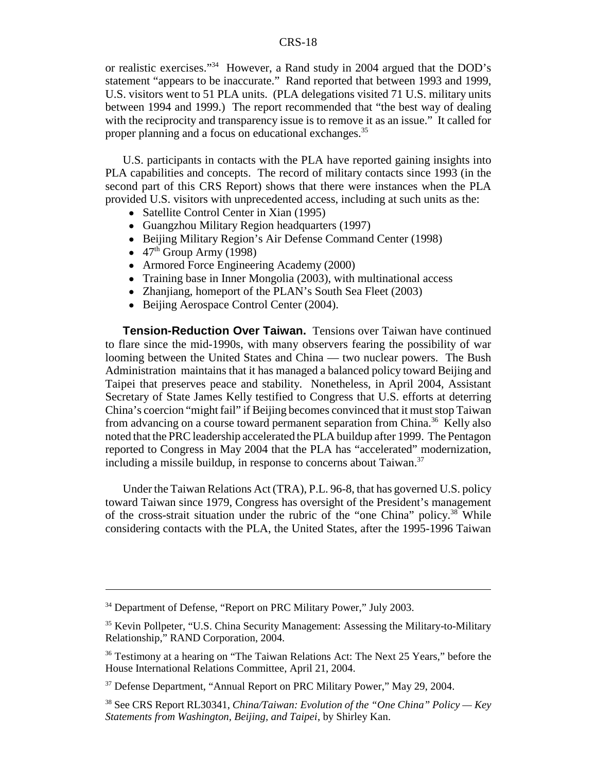or realistic exercises."[34] However, a Rand study in 2004 argued that the DOD's statement "appears to be inaccurate." Rand reported that between 1993 and 1999, U.S. visitors went to 51 PLA units. (PLA delegations visited 71 U.S. military units between 1994 and 1999.) The report recommended that "the best way of dealing with the reciprocity and transparency issue is to remove it as an issue." It called for proper planning and a focus on educational exchanges.[35]

U.S. participants in contacts with the PLA have reported gaining insights into PLA capabilities and concepts. The record of military contacts since 1993 (in the second part of this CRS Report) shows that there were instances when the PLA provided U.S. visitors with unprecedented access, including at such units as the:

- Satellite Control Center in Xian (1995)
- Guangzhou Military Region headquarters (1997)
- Beijing Military Region's Air Defense Command Center (1998)
- 47th Group Army (1998)
- Armored Force Engineering Academy (2000)
- Training base in Inner Mongolia (2003), with multinational access
- Zhanjiang, homeport of the PLAN's South Sea Fleet (2003)
- Beijing Aerospace Control Center (2004).

**Tension-Reduction Over Taiwan.** Tensions over Taiwan have continued to flare since the mid-1990s, with many observers fearing the possibility of war looming between the United States and China — two nuclear powers. The Bush Administration maintains that it has managed a balanced policy toward Beijing and Taipei that preserves peace and stability. Nonetheless, in April 2004, Assistant Secretary of State James Kelly testified to Congress that U.S. efforts at deterring China's coercion "might fail" if Beijing becomes convinced that it must stop Taiwan from advancing on a course toward permanent separation from China.[36] Kelly also noted that the PRC leadership accelerated the PLA buildup after 1999. The Pentagon reported to Congress in May 2004 that the PLA has "accelerated" modernization, including a missile buildup, in response to concerns about Taiwan.[37]

Under the Taiwan Relations Act (TRA), P.L. 96-8, that has governed U.S. policy toward Taiwan since 1979, Congress has oversight of the President's management of the cross-strait situation under the rubric of the "one China" policy.[38] While considering contacts with the PLA, the United States, after the 1995-1996 Taiwan

---

[34] Department of Defense, "Report on PRC Military Power," July 2003.

[35] Kevin Pollpeter, "U.S. China Security Management: Assessing the Military-to-Military Relationship," RAND Corporation, 2004.

[36] Testimony at a hearing on "The Taiwan Relations Act: The Next 25 Years," before the House International Relations Committee, April 21, 2004.

[37] Defense Department, "Annual Report on PRC Military Power," May 29, 2004.

[38] See CRS Report RL30341, *China/Taiwan: Evolution of the "One China" Policy — Key Statements from Washington, Beijing, and Taipei*, by Shirley Kan.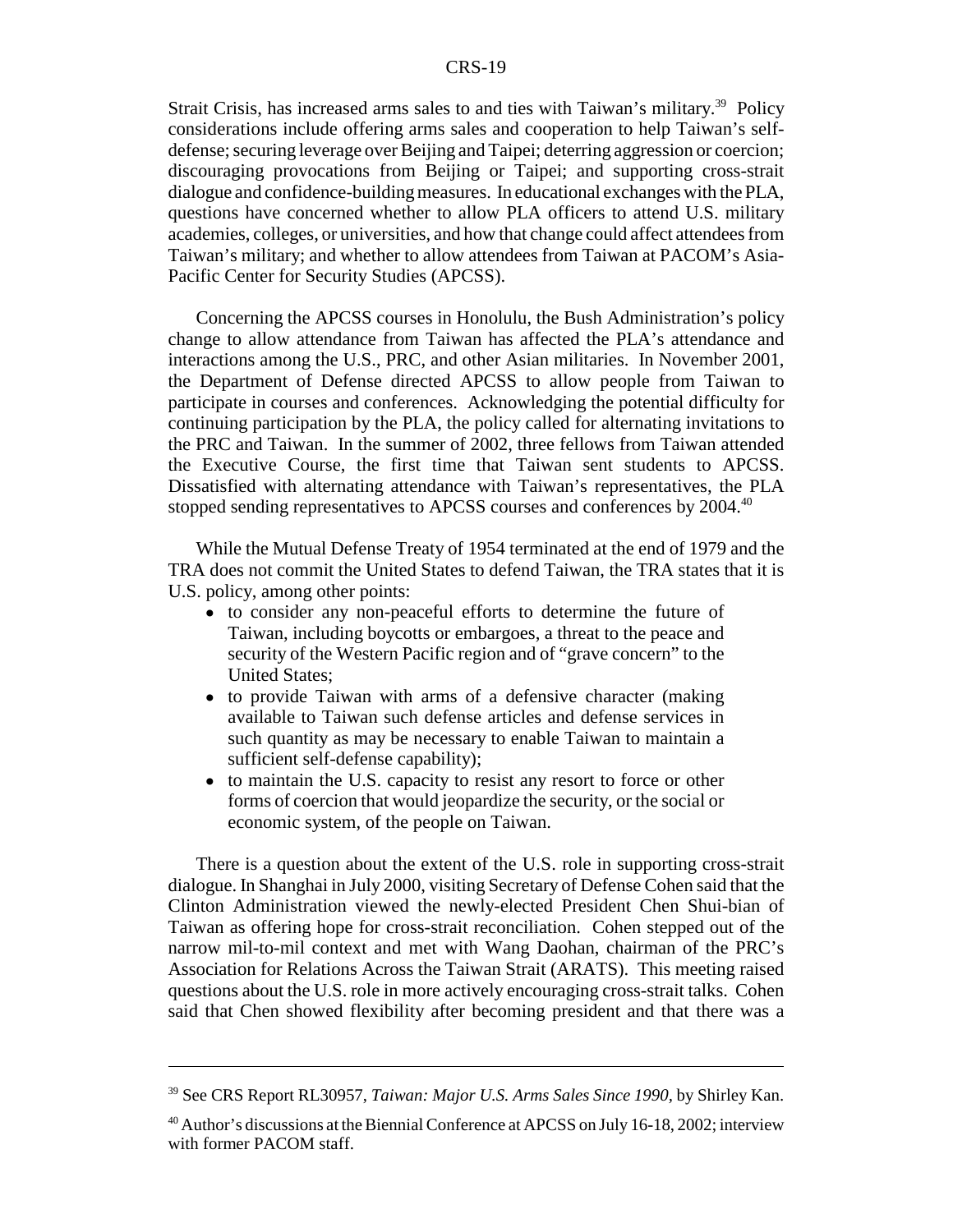Strait Crisis, has increased arms sales to and ties with Taiwan's military.[39] Policy considerations include offering arms sales and cooperation to help Taiwan's self-defense; securing leverage over Beijing and Taipei; deterring aggression or coercion; discouraging provocations from Beijing or Taipei; and supporting cross-strait dialogue and confidence-building measures. In educational exchanges with the PLA, questions have concerned whether to allow PLA officers to attend U.S. military academies, colleges, or universities, and how that change could affect attendees from Taiwan's military; and whether to allow attendees from Taiwan at PACOM's Asia-Pacific Center for Security Studies (APCSS).

Concerning the APCSS courses in Honolulu, the Bush Administration's policy change to allow attendance from Taiwan has affected the PLA's attendance and interactions among the U.S., PRC, and other Asian militaries. In November 2001, the Department of Defense directed APCSS to allow people from Taiwan to participate in courses and conferences. Acknowledging the potential difficulty for continuing participation by the PLA, the policy called for alternating invitations to the PRC and Taiwan. In the summer of 2002, three fellows from Taiwan attended the Executive Course, the first time that Taiwan sent students to APCSS. Dissatisfied with alternating attendance with Taiwan's representatives, the PLA stopped sending representatives to APCSS courses and conferences by 2004.[40]

While the Mutual Defense Treaty of 1954 terminated at the end of 1979 and the TRA does not commit the United States to defend Taiwan, the TRA states that it is U.S. policy, among other points:

- to consider any non-peaceful efforts to determine the future of Taiwan, including boycotts or embargoes, a threat to the peace and security of the Western Pacific region and of "grave concern" to the United States;
- to provide Taiwan with arms of a defensive character (making available to Taiwan such defense articles and defense services in such quantity as may be necessary to enable Taiwan to maintain a sufficient self-defense capability);
- to maintain the U.S. capacity to resist any resort to force or other forms of coercion that would jeopardize the security, or the social or economic system, of the people on Taiwan.

There is a question about the extent of the U.S. role in supporting cross-strait dialogue. In Shanghai in July 2000, visiting Secretary of Defense Cohen said that the Clinton Administration viewed the newly-elected President Chen Shui-bian of Taiwan as offering hope for cross-strait reconciliation. Cohen stepped out of the narrow mil-to-mil context and met with Wang Daohan, chairman of the PRC's Association for Relations Across the Taiwan Strait (ARATS). This meeting raised questions about the U.S. role in more actively encouraging cross-strait talks. Cohen said that Chen showed flexibility after becoming president and that there was a

---

[39] See CRS Report RL30957, *Taiwan: Major U.S. Arms Sales Since 1990*, by Shirley Kan.

[40] Author's discussions at the Biennial Conference at APCSS on July 16-18, 2002; interview with former PACOM staff.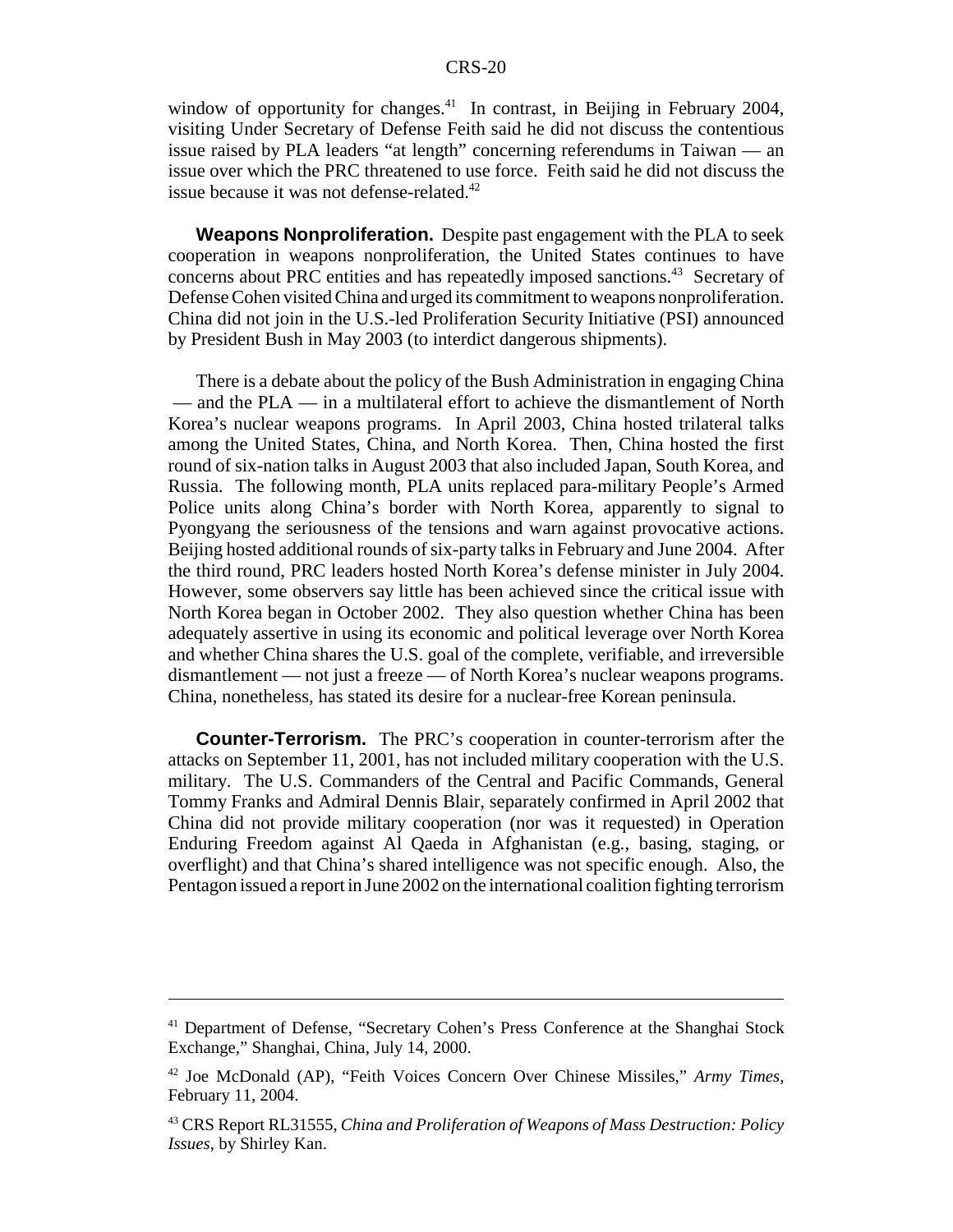window of opportunity for changes.[41] In contrast, in Beijing in February 2004, visiting Under Secretary of Defense Feith said he did not discuss the contentious issue raised by PLA leaders "at length" concerning referendums in Taiwan — an issue over which the PRC threatened to use force. Feith said he did not discuss the issue because it was not defense-related.[42]

**Weapons Nonproliferation.** Despite past engagement with the PLA to seek cooperation in weapons nonproliferation, the United States continues to have concerns about PRC entities and has repeatedly imposed sanctions.[43] Secretary of Defense Cohen visited China and urged its commitment to weapons nonproliferation. China did not join in the U.S.-led Proliferation Security Initiative (PSI) announced by President Bush in May 2003 (to interdict dangerous shipments).

There is a debate about the policy of the Bush Administration in engaging China — and the PLA — in a multilateral effort to achieve the dismantlement of North Korea's nuclear weapons programs. In April 2003, China hosted trilateral talks among the United States, China, and North Korea. Then, China hosted the first round of six-nation talks in August 2003 that also included Japan, South Korea, and Russia. The following month, PLA units replaced para-military People's Armed Police units along China's border with North Korea, apparently to signal to Pyongyang the seriousness of the tensions and warn against provocative actions. Beijing hosted additional rounds of six-party talks in February and June 2004. After the third round, PRC leaders hosted North Korea's defense minister in July 2004. However, some observers say little has been achieved since the critical issue with North Korea began in October 2002. They also question whether China has been adequately assertive in using its economic and political leverage over North Korea and whether China shares the U.S. goal of the complete, verifiable, and irreversible dismantlement — not just a freeze — of North Korea's nuclear weapons programs. China, nonetheless, has stated its desire for a nuclear-free Korean peninsula.

**Counter-Terrorism.** The PRC's cooperation in counter-terrorism after the attacks on September 11, 2001, has not included military cooperation with the U.S. military. The U.S. Commanders of the Central and Pacific Commands, General Tommy Franks and Admiral Dennis Blair, separately confirmed in April 2002 that China did not provide military cooperation (nor was it requested) in Operation Enduring Freedom against Al Qaeda in Afghanistan (e.g., basing, staging, or overflight) and that China's shared intelligence was not specific enough. Also, the Pentagon issued a report in June 2002 on the international coalition fighting terrorism

---

[41] Department of Defense, "Secretary Cohen's Press Conference at the Shanghai Stock Exchange," Shanghai, China, July 14, 2000.

[42] Joe McDonald (AP), "Feith Voices Concern Over Chinese Missiles," *Army Times*, February 11, 2004.

[43] CRS Report RL31555, *China and Proliferation of Weapons of Mass Destruction: Policy Issues*, by Shirley Kan.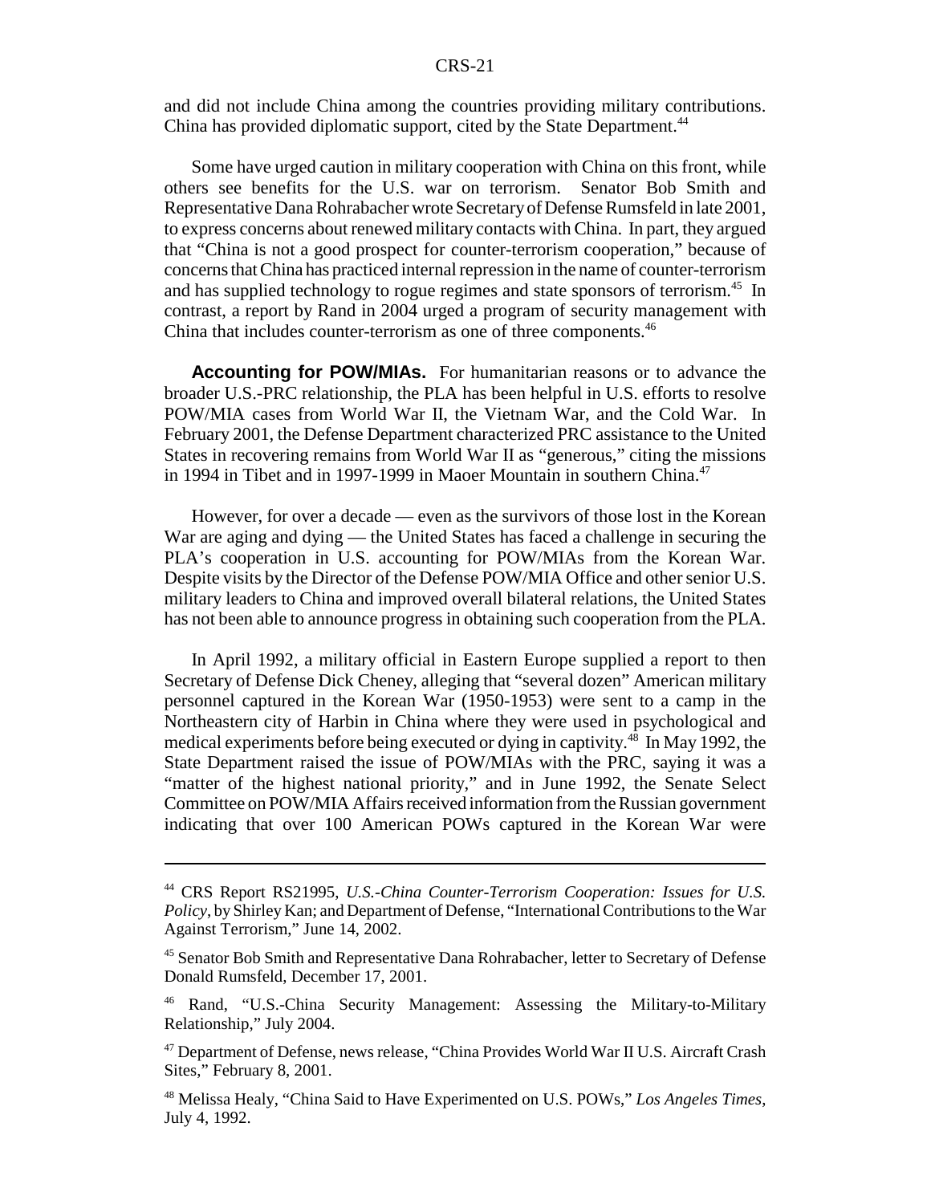and did not include China among the countries providing military contributions. China has provided diplomatic support, cited by the State Department.[44]

Some have urged caution in military cooperation with China on this front, while others see benefits for the U.S. war on terrorism. Senator Bob Smith and Representative Dana Rohrabacher wrote Secretary of Defense Rumsfeld in late 2001, to express concerns about renewed military contacts with China. In part, they argued that "China is not a good prospect for counter-terrorism cooperation," because of concerns that China has practiced internal repression in the name of counter-terrorism and has supplied technology to rogue regimes and state sponsors of terrorism.[45] In contrast, a report by Rand in 2004 urged a program of security management with China that includes counter-terrorism as one of three components.[46]

**Accounting for POW/MIAs.** For humanitarian reasons or to advance the broader U.S.-PRC relationship, the PLA has been helpful in U.S. efforts to resolve POW/MIA cases from World War II, the Vietnam War, and the Cold War. In February 2001, the Defense Department characterized PRC assistance to the United States in recovering remains from World War II as "generous," citing the missions in 1994 in Tibet and in 1997-1999 in Maoer Mountain in southern China.[47]

However, for over a decade — even as the survivors of those lost in the Korean War are aging and dying — the United States has faced a challenge in securing the PLA's cooperation in U.S. accounting for POW/MIAs from the Korean War. Despite visits by the Director of the Defense POW/MIA Office and other senior U.S. military leaders to China and improved overall bilateral relations, the United States has not been able to announce progress in obtaining such cooperation from the PLA.

In April 1992, a military official in Eastern Europe supplied a report to then Secretary of Defense Dick Cheney, alleging that "several dozen" American military personnel captured in the Korean War (1950-1953) were sent to a camp in the Northeastern city of Harbin in China where they were used in psychological and medical experiments before being executed or dying in captivity.[48] In May 1992, the State Department raised the issue of POW/MIAs with the PRC, saying it was a "matter of the highest national priority," and in June 1992, the Senate Select Committee on POW/MIA Affairs received information from the Russian government indicating that over 100 American POWs captured in the Korean War were

---

[44] CRS Report RS21995, *U.S.-China Counter-Terrorism Cooperation: Issues for U.S. Policy*, by Shirley Kan; and Department of Defense, "International Contributions to the War Against Terrorism," June 14, 2002.

[45] Senator Bob Smith and Representative Dana Rohrabacher, letter to Secretary of Defense Donald Rumsfeld, December 17, 2001.

[46] Rand, "U.S.-China Security Management: Assessing the Military-to-Military Relationship," July 2004.

[47] Department of Defense, news release, "China Provides World War II U.S. Aircraft Crash Sites," February 8, 2001.

[48] Melissa Healy, "China Said to Have Experimented on U.S. POWs," *Los Angeles Times*, July 4, 1992.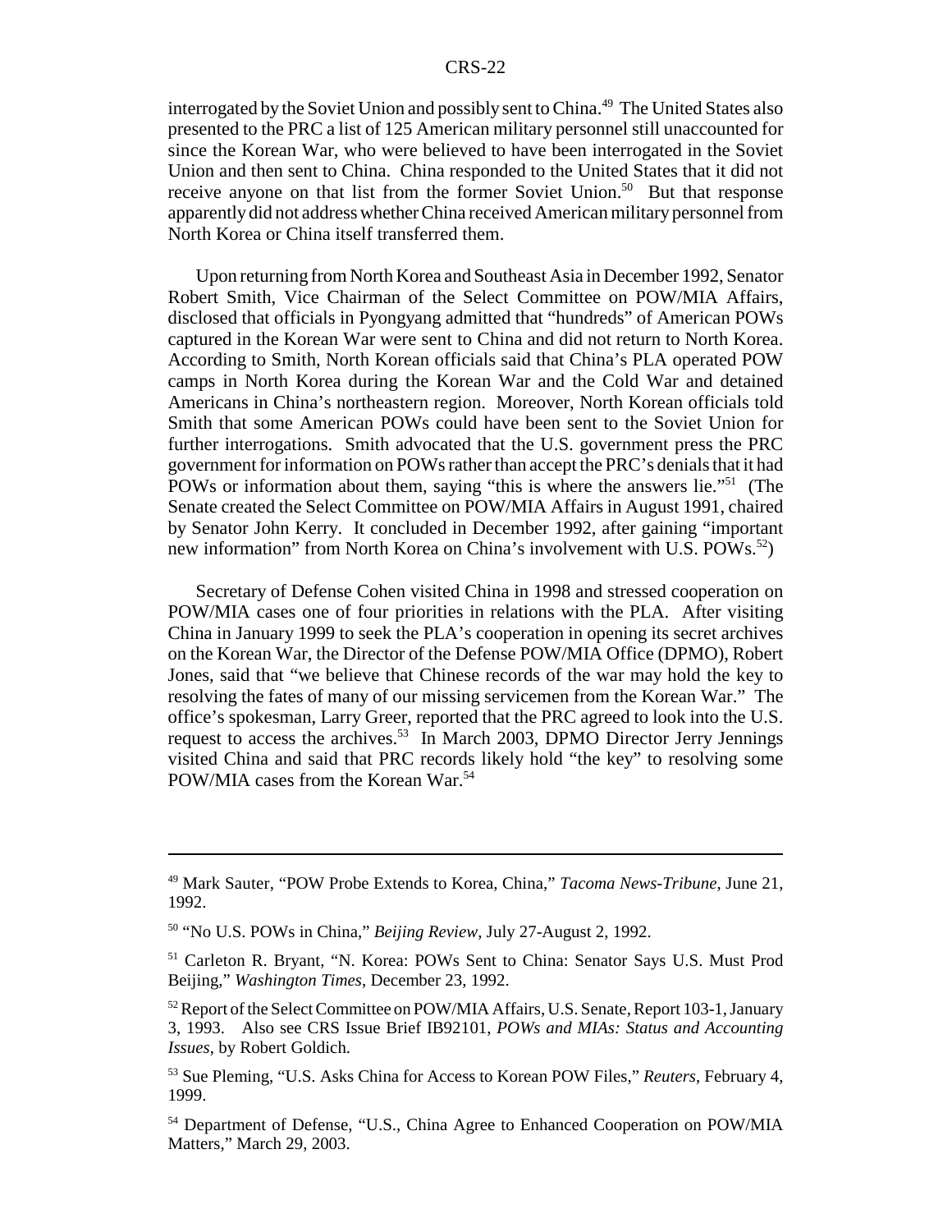interrogated by the Soviet Union and possibly sent to China.[49] The United States also presented to the PRC a list of 125 American military personnel still unaccounted for since the Korean War, who were believed to have been interrogated in the Soviet Union and then sent to China. China responded to the United States that it did not receive anyone on that list from the former Soviet Union.[50] But that response apparently did not address whether China received American military personnel from North Korea or China itself transferred them.

Upon returning from North Korea and Southeast Asia in December 1992, Senator Robert Smith, Vice Chairman of the Select Committee on POW/MIA Affairs, disclosed that officials in Pyongyang admitted that "hundreds" of American POWs captured in the Korean War were sent to China and did not return to North Korea. According to Smith, North Korean officials said that China's PLA operated POW camps in North Korea during the Korean War and the Cold War and detained Americans in China's northeastern region. Moreover, North Korean officials told Smith that some American POWs could have been sent to the Soviet Union for further interrogations. Smith advocated that the U.S. government press the PRC government for information on POWs rather than accept the PRC's denials that it had POWs or information about them, saying "this is where the answers lie."[51] (The Senate created the Select Committee on POW/MIA Affairs in August 1991, chaired by Senator John Kerry. It concluded in December 1992, after gaining "important new information" from North Korea on China's involvement with U.S. POWs.[52])

Secretary of Defense Cohen visited China in 1998 and stressed cooperation on POW/MIA cases one of four priorities in relations with the PLA. After visiting China in January 1999 to seek the PLA's cooperation in opening its secret archives on the Korean War, the Director of the Defense POW/MIA Office (DPMO), Robert Jones, said that "we believe that Chinese records of the war may hold the key to resolving the fates of many of our missing servicemen from the Korean War." The office's spokesman, Larry Greer, reported that the PRC agreed to look into the U.S. request to access the archives.[53] In March 2003, DPMO Director Jerry Jennings visited China and said that PRC records likely hold "the key" to resolving some POW/MIA cases from the Korean War.[54]

---

[49] Mark Sauter, "POW Probe Extends to Korea, China," *Tacoma News-Tribune*, June 21, 1992.

[50] "No U.S. POWs in China," *Beijing Review*, July 27-August 2, 1992.

[51] Carleton R. Bryant, "N. Korea: POWs Sent to China: Senator Says U.S. Must Prod Beijing," *Washington Times*, December 23, 1992.

[52] Report of the Select Committee on POW/MIA Affairs, U.S. Senate, Report 103-1, January 3, 1993. Also see CRS Issue Brief IB92101, *POWs and MIAs: Status and Accounting Issues*, by Robert Goldich.

[53] Sue Pleming, "U.S. Asks China for Access to Korean POW Files," *Reuters*, February 4, 1999.

[54] Department of Defense, "U.S., China Agree to Enhanced Cooperation on POW/MIA Matters," March 29, 2003.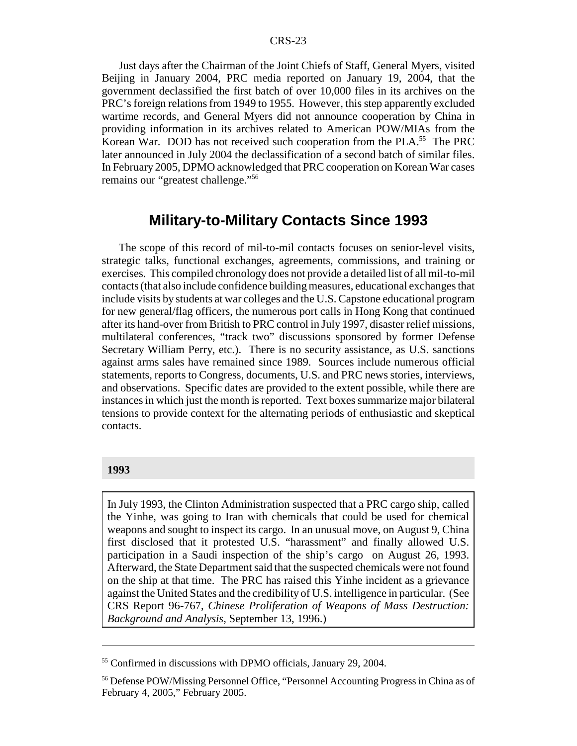Just days after the Chairman of the Joint Chiefs of Staff, General Myers, visited Beijing in January 2004, PRC media reported on January 19, 2004, that the government declassified the first batch of over 10,000 files in its archives on the PRC's foreign relations from 1949 to 1955. However, this step apparently excluded wartime records, and General Myers did not announce cooperation by China in providing information in its archives related to American POW/MIAs from the Korean War. DOD has not received such cooperation from the PLA.[55] The PRC later announced in July 2004 the declassification of a second batch of similar files. In February 2005, DPMO acknowledged that PRC cooperation on Korean War cases remains our "greatest challenge."[56]

## Military-to-Military Contacts Since 1993

The scope of this record of mil-to-mil contacts focuses on senior-level visits, strategic talks, functional exchanges, agreements, commissions, and training or exercises. This compiled chronology does not provide a detailed list of all mil-to-mil contacts (that also include confidence building measures, educational exchanges that include visits by students at war colleges and the U.S. Capstone educational program for new general/flag officers, the numerous port calls in Hong Kong that continued after its hand-over from British to PRC control in July 1997, disaster relief missions, multilateral conferences, "track two" discussions sponsored by former Defense Secretary William Perry, etc.). There is no security assistance, as U.S. sanctions against arms sales have remained since 1989. Sources include numerous official statements, reports to Congress, documents, U.S. and PRC news stories, interviews, and observations. Specific dates are provided to the extent possible, while there are instances in which just the month is reported. Text boxes summarize major bilateral tensions to provide context for the alternating periods of enthusiastic and skeptical contacts.

### 1993

In July 1993, the Clinton Administration suspected that a PRC cargo ship, called the Yinhe, was going to Iran with chemicals that could be used for chemical weapons and sought to inspect its cargo. In an unusual move, on August 9, China first disclosed that it protested U.S. "harassment" and finally allowed U.S. participation in a Saudi inspection of the ship's cargo on August 26, 1993. Afterward, the State Department said that the suspected chemicals were not found on the ship at that time. The PRC has raised this Yinhe incident as a grievance against the United States and the credibility of U.S. intelligence in particular. (See CRS Report 96-767, *Chinese Proliferation of Weapons of Mass Destruction: Background and Analysis*, September 13, 1996.)

---

[55] Confirmed in discussions with DPMO officials, January 29, 2004.

[56] Defense POW/Missing Personnel Office, "Personnel Accounting Progress in China as of February 4, 2005," February 2005.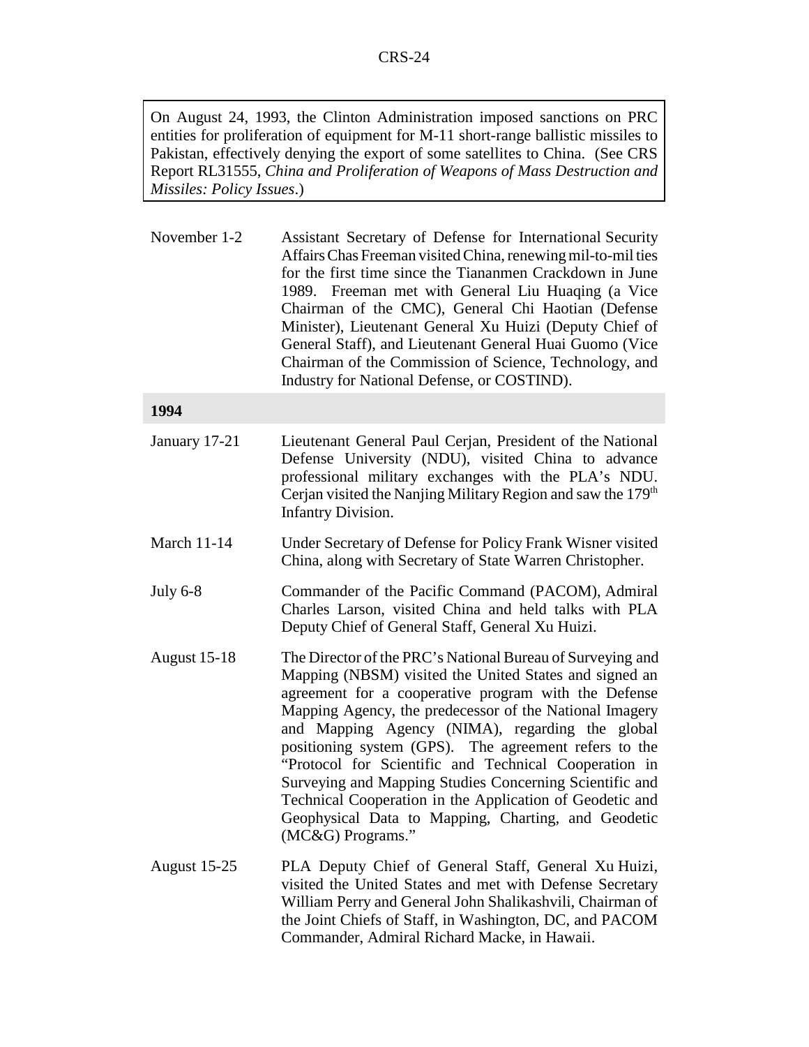> On August 24, 1993, the Clinton Administration imposed sanctions on PRC entities for proliferation of equipment for M-11 short-range ballistic missiles to Pakistan, effectively denying the export of some satellites to China. (See CRS Report RL31555, *China and Proliferation of Weapons of Mass Destruction and Missiles: Policy Issues*.)

| | |
|---|---|
| November 1-2 | Assistant Secretary of Defense for International Security Affairs Chas Freeman visited China, renewing mil-to-mil ties for the first time since the Tiananmen Crackdown in June 1989. Freeman met with General Liu Huaqing (a Vice Chairman of the CMC), General Chi Haotian (Defense Minister), Lieutenant General Xu Huizi (Deputy Chief of General Staff), and Lieutenant General Huai Guomo (Vice Chairman of the Commission of Science, Technology, and Industry for National Defense, or COSTIND). |
| **1994** | |
| January 17-21 | Lieutenant General Paul Cerjan, President of the National Defense University (NDU), visited China to advance professional military exchanges with the PLA's NDU. Cerjan visited the Nanjing Military Region and saw the 179th Infantry Division. |
| March 11-14 | Under Secretary of Defense for Policy Frank Wisner visited China, along with Secretary of State Warren Christopher. |
| July 6-8 | Commander of the Pacific Command (PACOM), Admiral Charles Larson, visited China and held talks with PLA Deputy Chief of General Staff, General Xu Huizi. |
| August 15-18 | The Director of the PRC's National Bureau of Surveying and Mapping (NBSM) visited the United States and signed an agreement for a cooperative program with the Defense Mapping Agency, the predecessor of the National Imagery and Mapping Agency (NIMA), regarding the global positioning system (GPS). The agreement refers to the "Protocol for Scientific and Technical Cooperation in Surveying and Mapping Studies Concerning Scientific and Technical Cooperation in the Application of Geodetic and Geophysical Data to Mapping, Charting, and Geodetic (MC&G) Programs." |
| August 15-25 | PLA Deputy Chief of General Staff, General Xu Huizi, visited the United States and met with Defense Secretary William Perry and General John Shalikashvili, Chairman of the Joint Chiefs of Staff, in Washington, DC, and PACOM Commander, Admiral Richard Macke, in Hawaii. |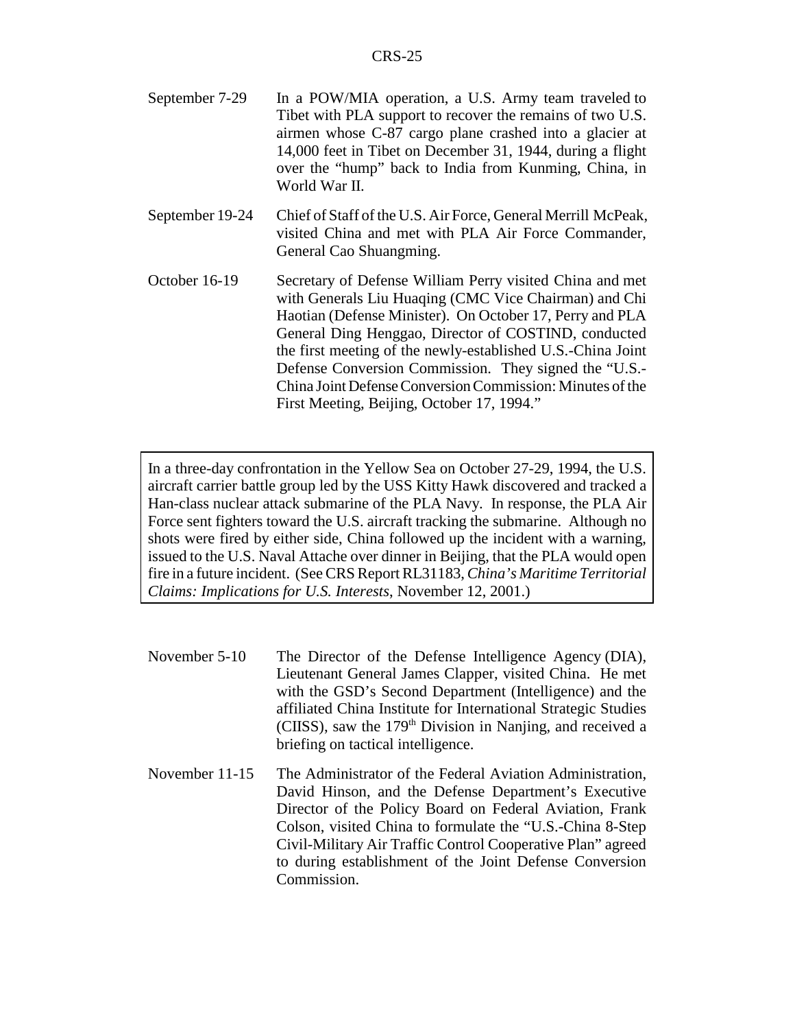September 7-29 In a POW/MIA operation, a U.S. Army team traveled to Tibet with PLA support to recover the remains of two U.S. airmen whose C-87 cargo plane crashed into a glacier at 14,000 feet in Tibet on December 31, 1944, during a flight over the "hump" back to India from Kunming, China, in World War II.

September 19-24 Chief of Staff of the U.S. Air Force, General Merrill McPeak, visited China and met with PLA Air Force Commander, General Cao Shuangming.

October 16-19 Secretary of Defense William Perry visited China and met with Generals Liu Huaqing (CMC Vice Chairman) and Chi Haotian (Defense Minister). On October 17, Perry and PLA General Ding Henggao, Director of COSTIND, conducted the first meeting of the newly-established U.S.-China Joint Defense Conversion Commission. They signed the "U.S.-China Joint Defense Conversion Commission: Minutes of the First Meeting, Beijing, October 17, 1994."

> In a three-day confrontation in the Yellow Sea on October 27-29, 1994, the U.S. aircraft carrier battle group led by the USS Kitty Hawk discovered and tracked a Han-class nuclear attack submarine of the PLA Navy. In response, the PLA Air Force sent fighters toward the U.S. aircraft tracking the submarine. Although no shots were fired by either side, China followed up the incident with a warning, issued to the U.S. Naval Attache over dinner in Beijing, that the PLA would open fire in a future incident. (See CRS Report RL31183, *China's Maritime Territorial Claims: Implications for U.S. Interests*, November 12, 2001.)

November 5-10 The Director of the Defense Intelligence Agency (DIA), Lieutenant General James Clapper, visited China. He met with the GSD's Second Department (Intelligence) and the affiliated China Institute for International Strategic Studies (CIISS), saw the 179th Division in Nanjing, and received a briefing on tactical intelligence.

November 11-15 The Administrator of the Federal Aviation Administration, David Hinson, and the Defense Department's Executive Director of the Policy Board on Federal Aviation, Frank Colson, visited China to formulate the "U.S.-China 8-Step Civil-Military Air Traffic Control Cooperative Plan" agreed to during establishment of the Joint Defense Conversion Commission.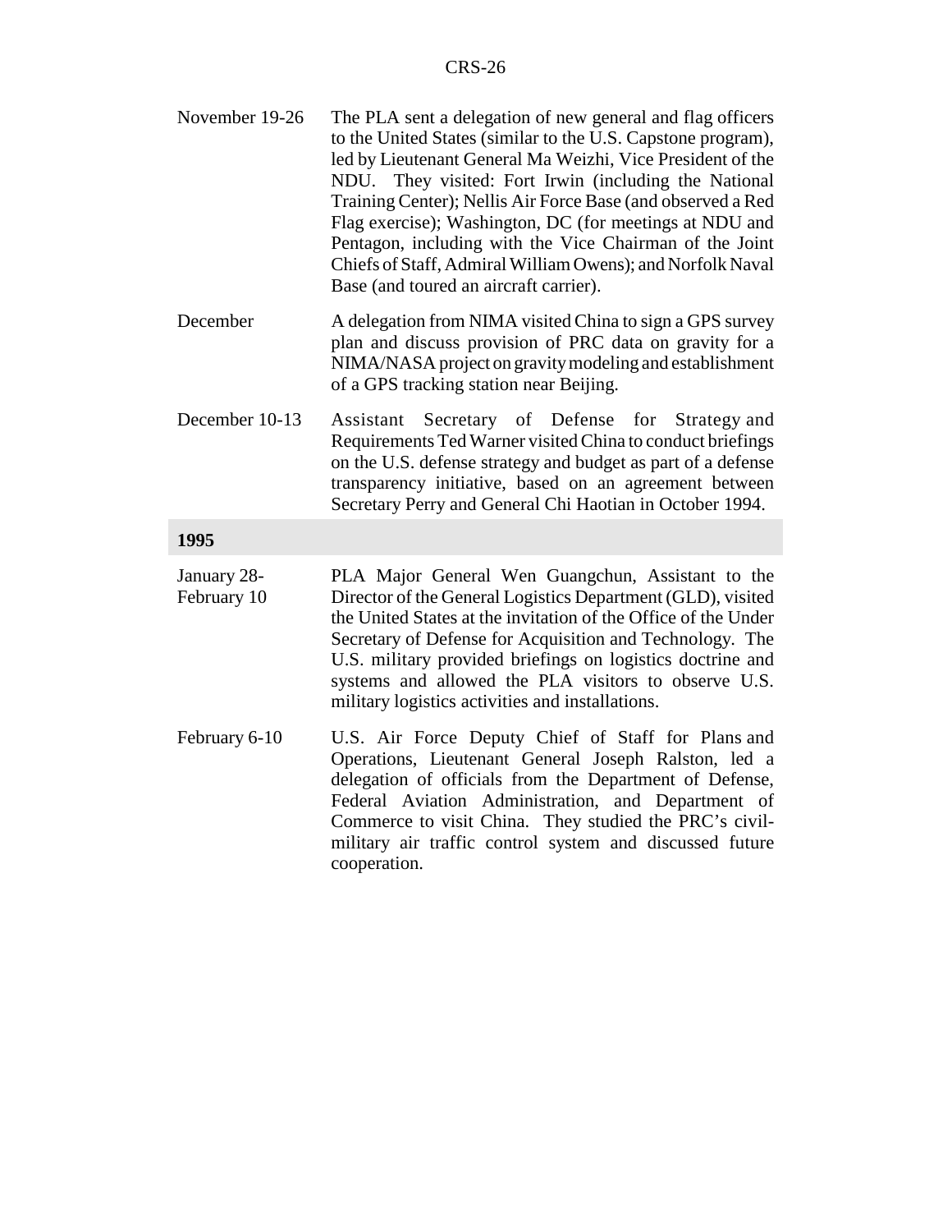| | |
|---|---|
| November 19-26 | The PLA sent a delegation of new general and flag officers to the United States (similar to the U.S. Capstone program), led by Lieutenant General Ma Weizhi, Vice President of the NDU. They visited: Fort Irwin (including the National Training Center); Nellis Air Force Base (and observed a Red Flag exercise); Washington, DC (for meetings at NDU and Pentagon, including with the Vice Chairman of the Joint Chiefs of Staff, Admiral William Owens); and Norfolk Naval Base (and toured an aircraft carrier). |
| December | A delegation from NIMA visited China to sign a GPS survey plan and discuss provision of PRC data on gravity for a NIMA/NASA project on gravity modeling and establishment of a GPS tracking station near Beijing. |
| December 10-13 | Assistant Secretary of Defense for Strategy and Requirements Ted Warner visited China to conduct briefings on the U.S. defense strategy and budget as part of a defense transparency initiative, based on an agreement between Secretary Perry and General Chi Haotian in October 1994. |
| **1995** | |
| January 28-February 10 | PLA Major General Wen Guangchun, Assistant to the Director of the General Logistics Department (GLD), visited the United States at the invitation of the Office of the Under Secretary of Defense for Acquisition and Technology. The U.S. military provided briefings on logistics doctrine and systems and allowed the PLA visitors to observe U.S. military logistics activities and installations. |
| February 6-10 | U.S. Air Force Deputy Chief of Staff for Plans and Operations, Lieutenant General Joseph Ralston, led a delegation of officials from the Department of Defense, Federal Aviation Administration, and Department of Commerce to visit China. They studied the PRC's civil-military air traffic control system and discussed future cooperation. |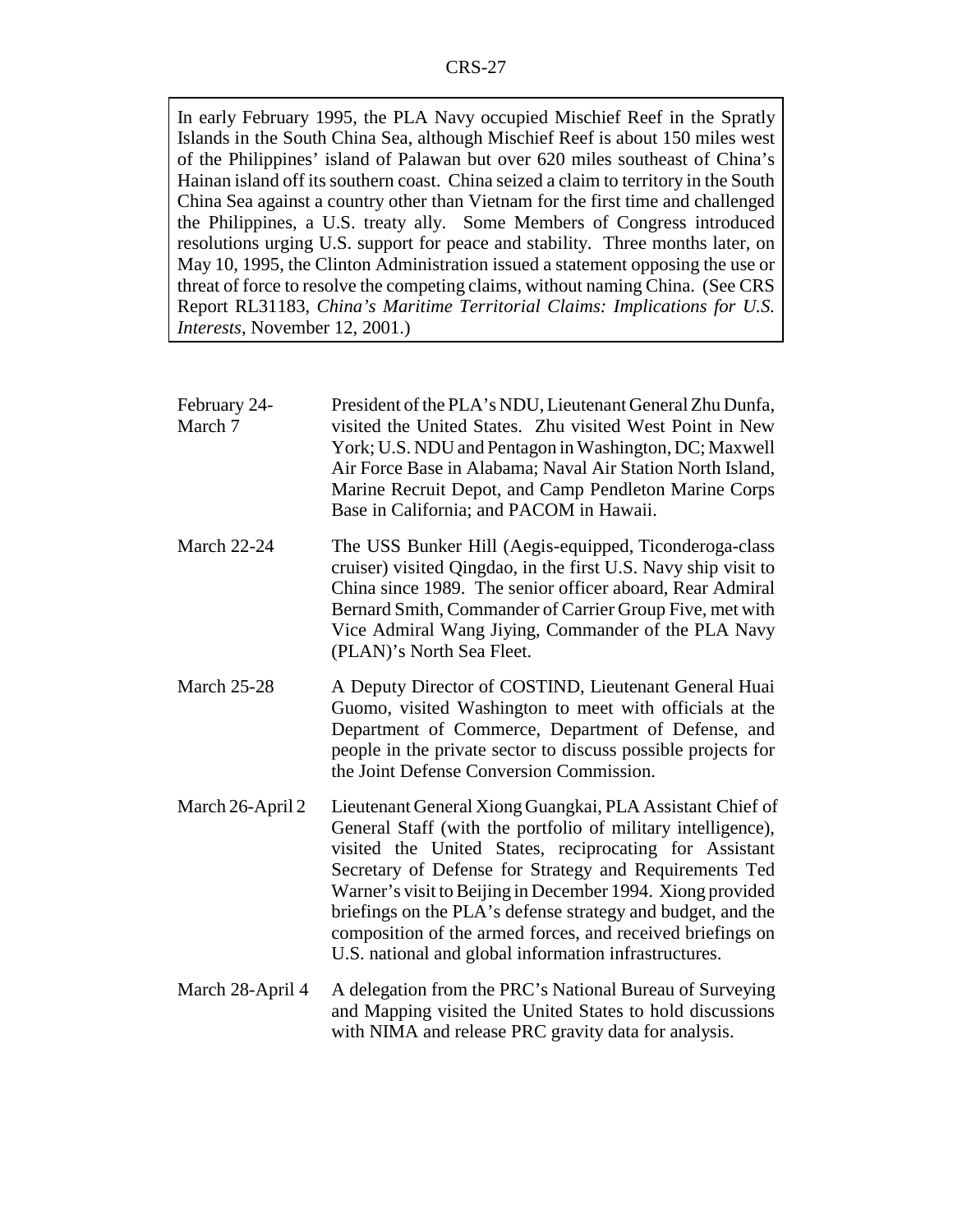> In early February 1995, the PLA Navy occupied Mischief Reef in the Spratly Islands in the South China Sea, although Mischief Reef is about 150 miles west of the Philippines' island of Palawan but over 620 miles southeast of China's Hainan island off its southern coast. China seized a claim to territory in the South China Sea against a country other than Vietnam for the first time and challenged the Philippines, a U.S. treaty ally. Some Members of Congress introduced resolutions urging U.S. support for peace and stability. Three months later, on May 10, 1995, the Clinton Administration issued a statement opposing the use or threat of force to resolve the competing claims, without naming China. (See CRS Report RL31183, *China's Maritime Territorial Claims: Implications for U.S. Interests*, November 12, 2001.)

| | |
|---|---|
| February 24-March 7 | President of the PLA's NDU, Lieutenant General Zhu Dunfa, visited the United States. Zhu visited West Point in New York; U.S. NDU and Pentagon in Washington, DC; Maxwell Air Force Base in Alabama; Naval Air Station North Island, Marine Recruit Depot, and Camp Pendleton Marine Corps Base in California; and PACOM in Hawaii. |
| March 22-24 | The USS Bunker Hill (Aegis-equipped, Ticonderoga-class cruiser) visited Qingdao, in the first U.S. Navy ship visit to China since 1989. The senior officer aboard, Rear Admiral Bernard Smith, Commander of Carrier Group Five, met with Vice Admiral Wang Jiying, Commander of the PLA Navy (PLAN)'s North Sea Fleet. |
| March 25-28 | A Deputy Director of COSTIND, Lieutenant General Huai Guomo, visited Washington to meet with officials at the Department of Commerce, Department of Defense, and people in the private sector to discuss possible projects for the Joint Defense Conversion Commission. |
| March 26-April 2 | Lieutenant General Xiong Guangkai, PLA Assistant Chief of General Staff (with the portfolio of military intelligence), visited the United States, reciprocating for Assistant Secretary of Defense for Strategy and Requirements Ted Warner's visit to Beijing in December 1994. Xiong provided briefings on the PLA's defense strategy and budget, and the composition of the armed forces, and received briefings on U.S. national and global information infrastructures. |
| March 28-April 4 | A delegation from the PRC's National Bureau of Surveying and Mapping visited the United States to hold discussions with NIMA and release PRC gravity data for analysis. |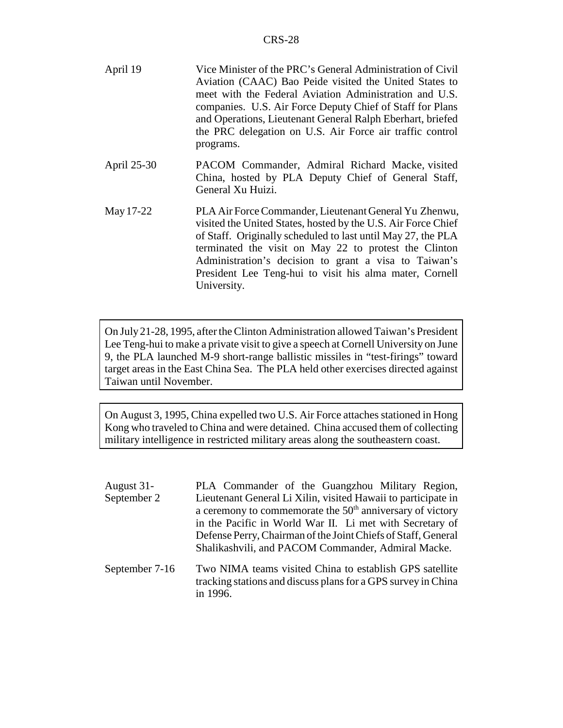| | |
|---|---|
| April 19 | Vice Minister of the PRC's General Administration of Civil Aviation (CAAC) Bao Peide visited the United States to meet with the Federal Aviation Administration and U.S. companies. U.S. Air Force Deputy Chief of Staff for Plans and Operations, Lieutenant General Ralph Eberhart, briefed the PRC delegation on U.S. Air Force air traffic control programs. |
| April 25-30 | PACOM Commander, Admiral Richard Macke, visited China, hosted by PLA Deputy Chief of General Staff, General Xu Huizi. |
| May 17-22 | PLA Air Force Commander, Lieutenant General Yu Zhenwu, visited the United States, hosted by the U.S. Air Force Chief of Staff. Originally scheduled to last until May 27, the PLA terminated the visit on May 22 to protest the Clinton Administration's decision to grant a visa to Taiwan's President Lee Teng-hui to visit his alma mater, Cornell University. |

On July 21-28, 1995, after the Clinton Administration allowed Taiwan's President Lee Teng-hui to make a private visit to give a speech at Cornell University on June 9, the PLA launched M-9 short-range ballistic missiles in "test-firings" toward target areas in the East China Sea. The PLA held other exercises directed against Taiwan until November.

On August 3, 1995, China expelled two U.S. Air Force attaches stationed in Hong Kong who traveled to China and were detained. China accused them of collecting military intelligence in restricted military areas along the southeastern coast.

| | |
|---|---|
| August 31-September 2 | PLA Commander of the Guangzhou Military Region, Lieutenant General Li Xilin, visited Hawaii to participate in a ceremony to commemorate the 50th anniversary of victory in the Pacific in World War II. Li met with Secretary of Defense Perry, Chairman of the Joint Chiefs of Staff, General Shalikashvili, and PACOM Commander, Admiral Macke. |
| September 7-16 | Two NIMA teams visited China to establish GPS satellite tracking stations and discuss plans for a GPS survey in China in 1996. |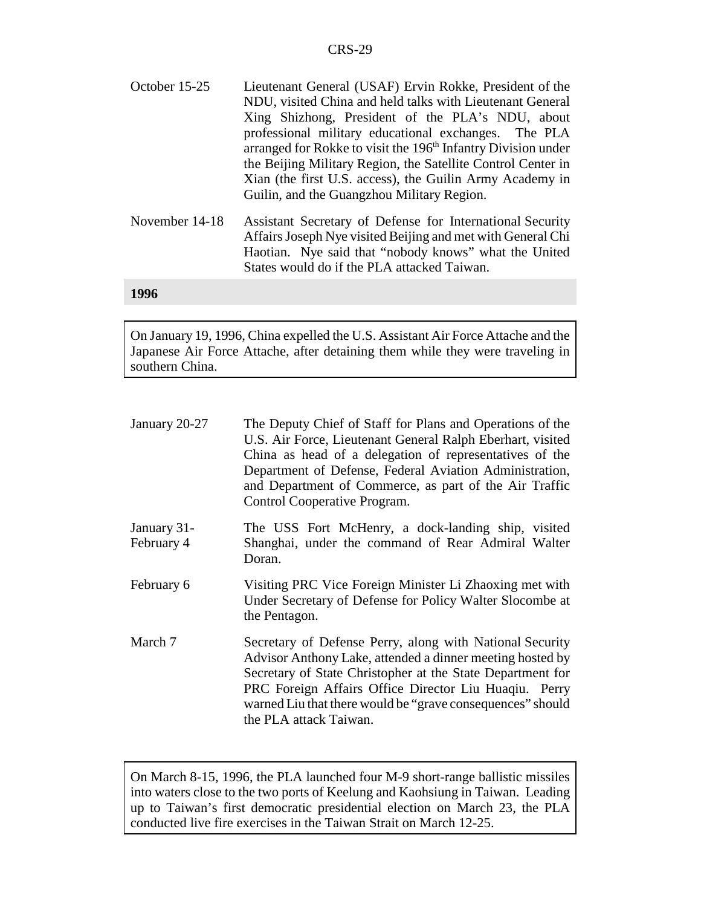| | |
|---|---|
| October 15-25 | Lieutenant General (USAF) Ervin Rokke, President of the NDU, visited China and held talks with Lieutenant General Xing Shizhong, President of the PLA's NDU, about professional military educational exchanges. The PLA arranged for Rokke to visit the 196th Infantry Division under the Beijing Military Region, the Satellite Control Center in Xian (the first U.S. access), the Guilin Army Academy in Guilin, and the Guangzhou Military Region. |
| November 14-18 | Assistant Secretary of Defense for International Security Affairs Joseph Nye visited Beijing and met with General Chi Haotian. Nye said that "nobody knows" what the United States would do if the PLA attacked Taiwan. |

**1996**

On January 19, 1996, China expelled the U.S. Assistant Air Force Attache and the Japanese Air Force Attache, after detaining them while they were traveling in southern China.

| | |
|---|---|
| January 20-27 | The Deputy Chief of Staff for Plans and Operations of the U.S. Air Force, Lieutenant General Ralph Eberhart, visited China as head of a delegation of representatives of the Department of Defense, Federal Aviation Administration, and Department of Commerce, as part of the Air Traffic Control Cooperative Program. |
| January 31-February 4 | The USS Fort McHenry, a dock-landing ship, visited Shanghai, under the command of Rear Admiral Walter Doran. |
| February 6 | Visiting PRC Vice Foreign Minister Li Zhaoxing met with Under Secretary of Defense for Policy Walter Slocombe at the Pentagon. |
| March 7 | Secretary of Defense Perry, along with National Security Advisor Anthony Lake, attended a dinner meeting hosted by Secretary of State Christopher at the State Department for PRC Foreign Affairs Office Director Liu Huaqiu. Perry warned Liu that there would be "grave consequences" should the PLA attack Taiwan. |

On March 8-15, 1996, the PLA launched four M-9 short-range ballistic missiles into waters close to the two ports of Keelung and Kaohsiung in Taiwan. Leading up to Taiwan's first democratic presidential election on March 23, the PLA conducted live fire exercises in the Taiwan Strait on March 12-25.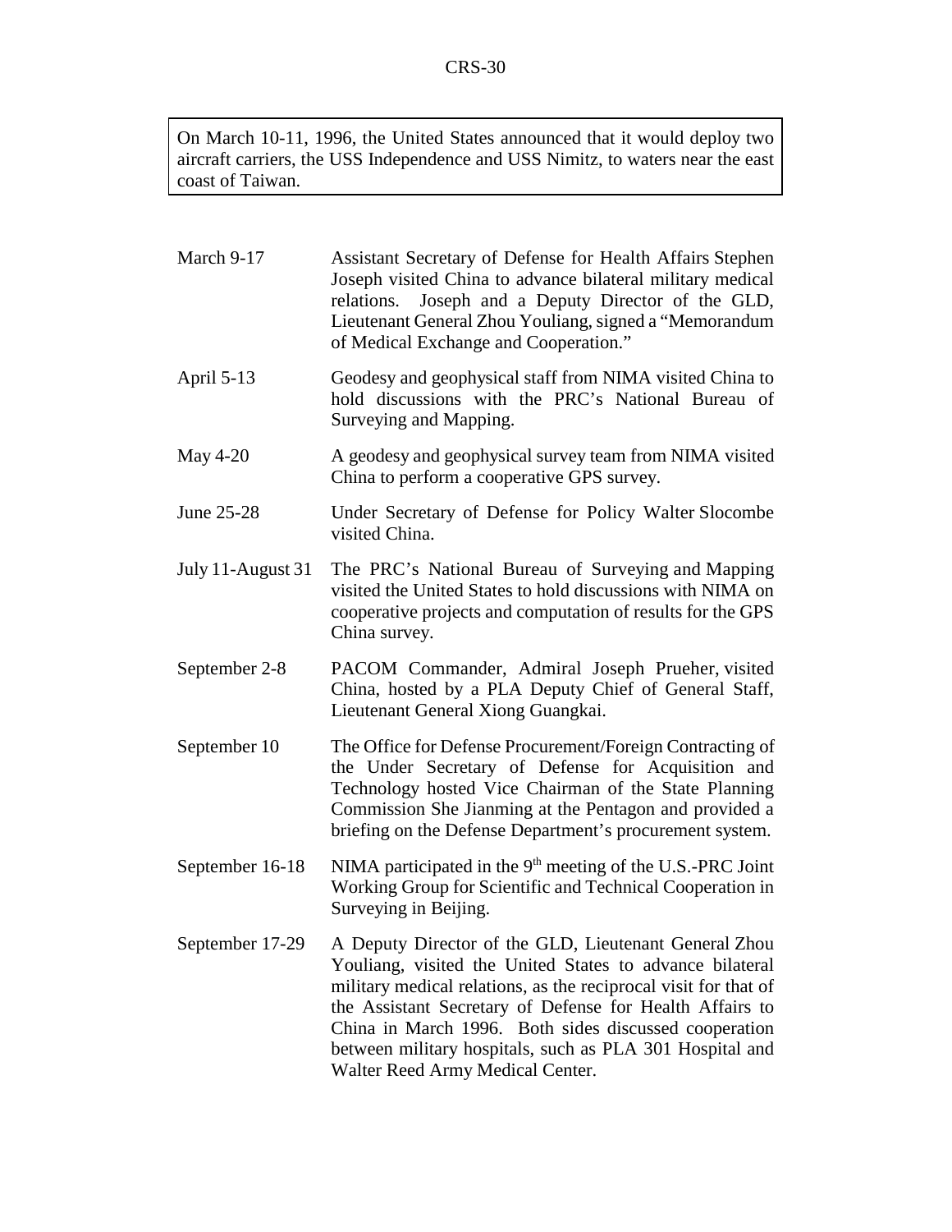> On March 10-11, 1996, the United States announced that it would deploy two aircraft carriers, the USS Independence and USS Nimitz, to waters near the east coast of Taiwan.

| | |
|---|---|
| March 9-17 | Assistant Secretary of Defense for Health Affairs Stephen Joseph visited China to advance bilateral military medical relations. Joseph and a Deputy Director of the GLD, Lieutenant General Zhou Youliang, signed a "Memorandum of Medical Exchange and Cooperation." |
| April 5-13 | Geodesy and geophysical staff from NIMA visited China to hold discussions with the PRC's National Bureau of Surveying and Mapping. |
| May 4-20 | A geodesy and geophysical survey team from NIMA visited China to perform a cooperative GPS survey. |
| June 25-28 | Under Secretary of Defense for Policy Walter Slocombe visited China. |
| July 11-August 31 | The PRC's National Bureau of Surveying and Mapping visited the United States to hold discussions with NIMA on cooperative projects and computation of results for the GPS China survey. |
| September 2-8 | PACOM Commander, Admiral Joseph Prueher, visited China, hosted by a PLA Deputy Chief of General Staff, Lieutenant General Xiong Guangkai. |
| September 10 | The Office for Defense Procurement/Foreign Contracting of the Under Secretary of Defense for Acquisition and Technology hosted Vice Chairman of the State Planning Commission She Jianming at the Pentagon and provided a briefing on the Defense Department's procurement system. |
| September 16-18 | NIMA participated in the 9th meeting of the U.S.-PRC Joint Working Group for Scientific and Technical Cooperation in Surveying in Beijing. |
| September 17-29 | A Deputy Director of the GLD, Lieutenant General Zhou Youliang, visited the United States to advance bilateral military medical relations, as the reciprocal visit for that of the Assistant Secretary of Defense for Health Affairs to China in March 1996. Both sides discussed cooperation between military hospitals, such as PLA 301 Hospital and Walter Reed Army Medical Center. |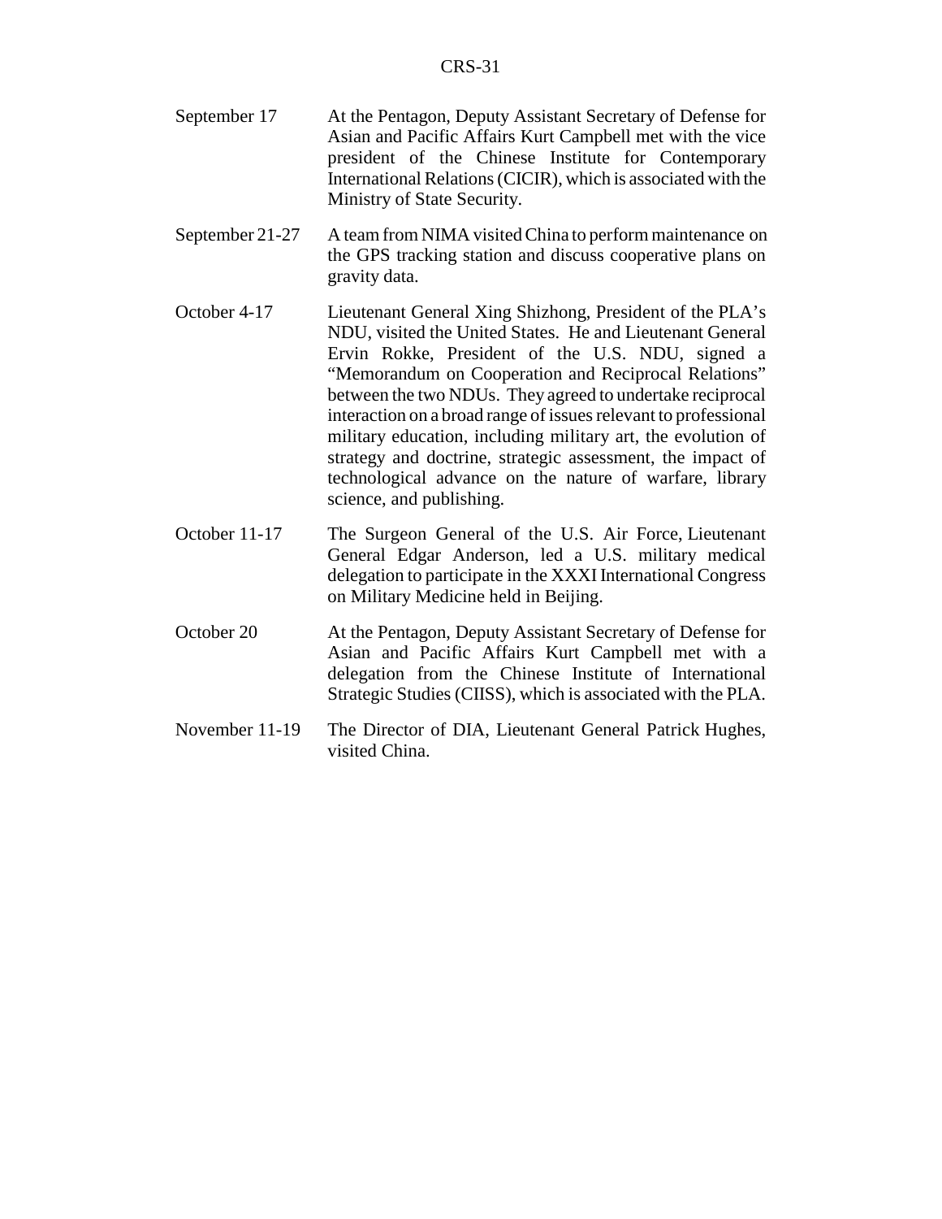| | |
|---|---|
| September 17 | At the Pentagon, Deputy Assistant Secretary of Defense for Asian and Pacific Affairs Kurt Campbell met with the vice president of the Chinese Institute for Contemporary International Relations (CICIR), which is associated with the Ministry of State Security. |
| September 21-27 | A team from NIMA visited China to perform maintenance on the GPS tracking station and discuss cooperative plans on gravity data. |
| October 4-17 | Lieutenant General Xing Shizhong, President of the PLA's NDU, visited the United States. He and Lieutenant General Ervin Rokke, President of the U.S. NDU, signed a "Memorandum on Cooperation and Reciprocal Relations" between the two NDUs. They agreed to undertake reciprocal interaction on a broad range of issues relevant to professional military education, including military art, the evolution of strategy and doctrine, strategic assessment, the impact of technological advance on the nature of warfare, library science, and publishing. |
| October 11-17 | The Surgeon General of the U.S. Air Force, Lieutenant General Edgar Anderson, led a U.S. military medical delegation to participate in the XXXI International Congress on Military Medicine held in Beijing. |
| October 20 | At the Pentagon, Deputy Assistant Secretary of Defense for Asian and Pacific Affairs Kurt Campbell met with a delegation from the Chinese Institute of International Strategic Studies (CIISS), which is associated with the PLA. |
| November 11-19 | The Director of DIA, Lieutenant General Patrick Hughes, visited China. |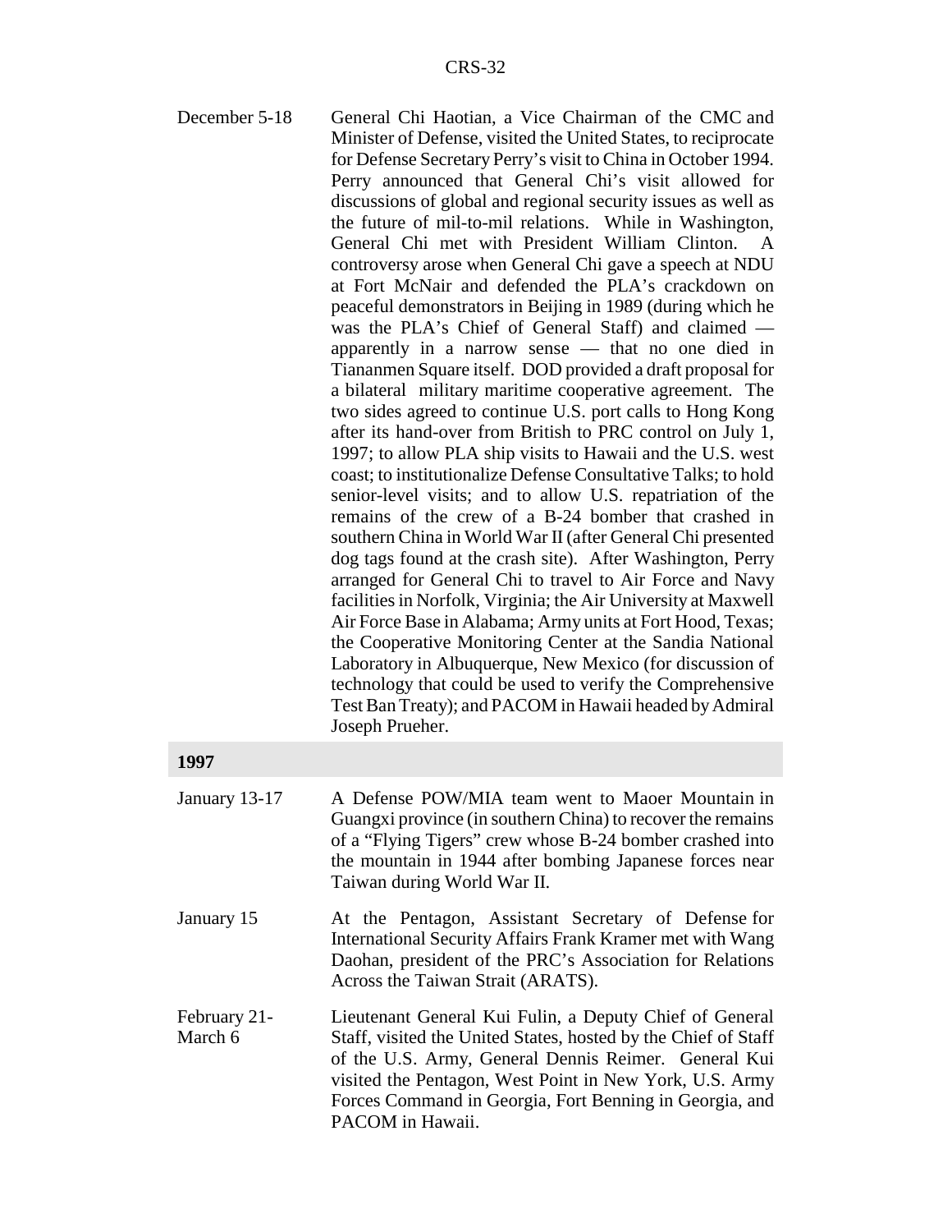December 5-18 General Chi Haotian, a Vice Chairman of the CMC and Minister of Defense, visited the United States, to reciprocate for Defense Secretary Perry's visit to China in October 1994. Perry announced that General Chi's visit allowed for discussions of global and regional security issues as well as the future of mil-to-mil relations. While in Washington, General Chi met with President William Clinton. A controversy arose when General Chi gave a speech at NDU at Fort McNair and defended the PLA's crackdown on peaceful demonstrators in Beijing in 1989 (during which he was the PLA's Chief of General Staff) and claimed — apparently in a narrow sense — that no one died in Tiananmen Square itself. DOD provided a draft proposal for a bilateral military maritime cooperative agreement. The two sides agreed to continue U.S. port calls to Hong Kong after its hand-over from British to PRC control on July 1, 1997; to allow PLA ship visits to Hawaii and the U.S. west coast; to institutionalize Defense Consultative Talks; to hold senior-level visits; and to allow U.S. repatriation of the remains of the crew of a B-24 bomber that crashed in southern China in World War II (after General Chi presented dog tags found at the crash site). After Washington, Perry arranged for General Chi to travel to Air Force and Navy facilities in Norfolk, Virginia; the Air University at Maxwell Air Force Base in Alabama; Army units at Fort Hood, Texas; the Cooperative Monitoring Center at the Sandia National Laboratory in Albuquerque, New Mexico (for discussion of technology that could be used to verify the Comprehensive Test Ban Treaty); and PACOM in Hawaii headed by Admiral Joseph Prueher.

**1997**

January 13-17 A Defense POW/MIA team went to Maoer Mountain in Guangxi province (in southern China) to recover the remains of a "Flying Tigers" crew whose B-24 bomber crashed into the mountain in 1944 after bombing Japanese forces near Taiwan during World War II.

January 15 At the Pentagon, Assistant Secretary of Defense for International Security Affairs Frank Kramer met with Wang Daohan, president of the PRC's Association for Relations Across the Taiwan Strait (ARATS).

February 21-March 6 Lieutenant General Kui Fulin, a Deputy Chief of General Staff, visited the United States, hosted by the Chief of Staff of the U.S. Army, General Dennis Reimer. General Kui visited the Pentagon, West Point in New York, U.S. Army Forces Command in Georgia, Fort Benning in Georgia, and PACOM in Hawaii.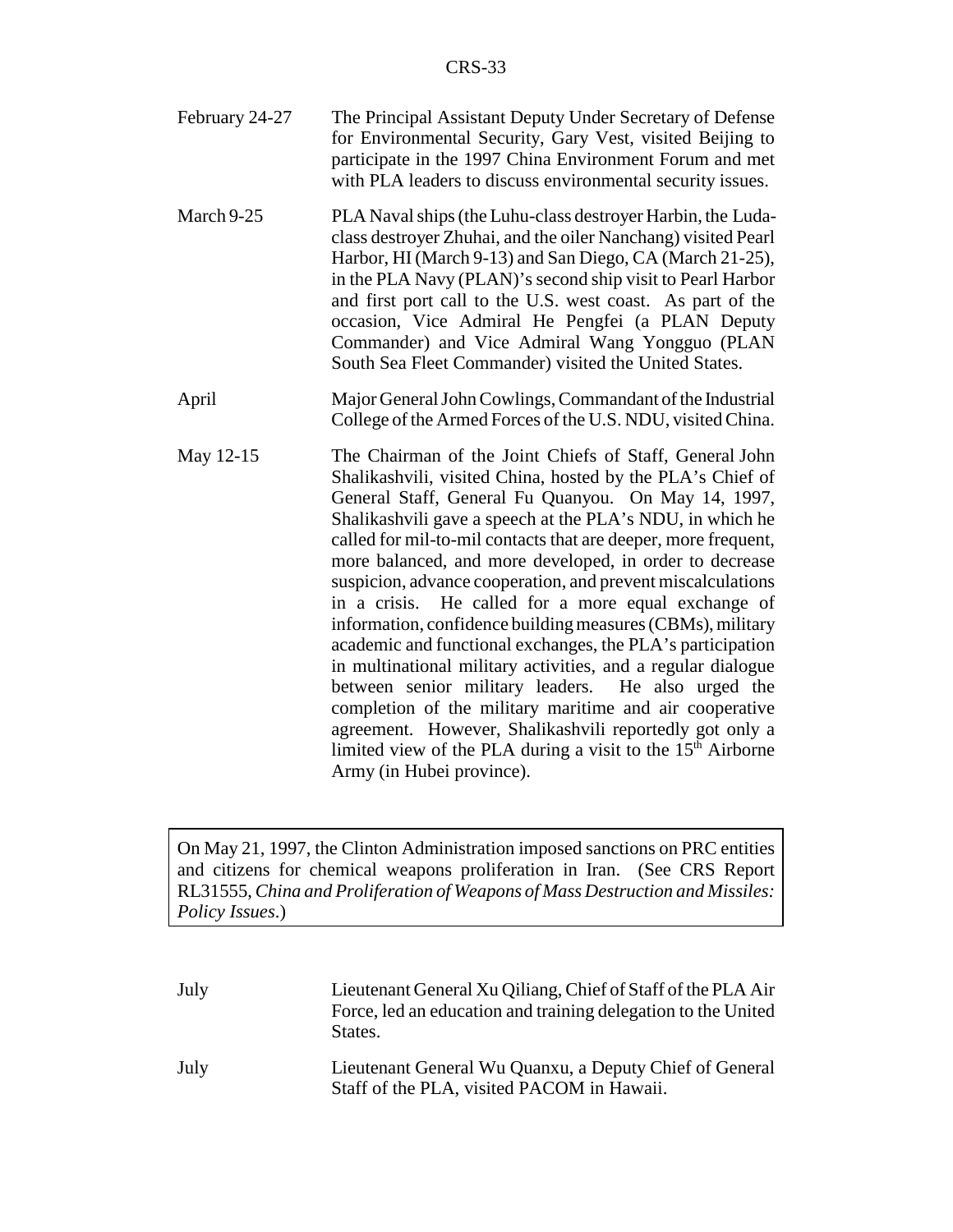| | |
|---|---|
| February 24-27 | The Principal Assistant Deputy Under Secretary of Defense for Environmental Security, Gary Vest, visited Beijing to participate in the 1997 China Environment Forum and met with PLA leaders to discuss environmental security issues. |
| March 9-25 | PLA Naval ships (the Luhu-class destroyer Harbin, the Luda-class destroyer Zhuhai, and the oiler Nanchang) visited Pearl Harbor, HI (March 9-13) and San Diego, CA (March 21-25), in the PLA Navy (PLAN)'s second ship visit to Pearl Harbor and first port call to the U.S. west coast. As part of the occasion, Vice Admiral He Pengfei (a PLAN Deputy Commander) and Vice Admiral Wang Yongguo (PLAN South Sea Fleet Commander) visited the United States. |
| April | Major General John Cowlings, Commandant of the Industrial College of the Armed Forces of the U.S. NDU, visited China. |
| May 12-15 | The Chairman of the Joint Chiefs of Staff, General John Shalikashvili, visited China, hosted by the PLA's Chief of General Staff, General Fu Quanyou. On May 14, 1997, Shalikashvili gave a speech at the PLA's NDU, in which he called for mil-to-mil contacts that are deeper, more frequent, more balanced, and more developed, in order to decrease suspicion, advance cooperation, and prevent miscalculations in a crisis. He called for a more equal exchange of information, confidence building measures (CBMs), military academic and functional exchanges, the PLA's participation in multinational military activities, and a regular dialogue between senior military leaders. He also urged the completion of the military maritime and air cooperative agreement. However, Shalikashvili reportedly got only a limited view of the PLA during a visit to the 15th Airborne Army (in Hubei province). |

On May 21, 1997, the Clinton Administration imposed sanctions on PRC entities and citizens for chemical weapons proliferation in Iran. (See CRS Report RL31555, *China and Proliferation of Weapons of Mass Destruction and Missiles: Policy Issues*.)

| | |
|---|---|
| July | Lieutenant General Xu Qiliang, Chief of Staff of the PLA Air Force, led an education and training delegation to the United States. |
| July | Lieutenant General Wu Quanxu, a Deputy Chief of General Staff of the PLA, visited PACOM in Hawaii. |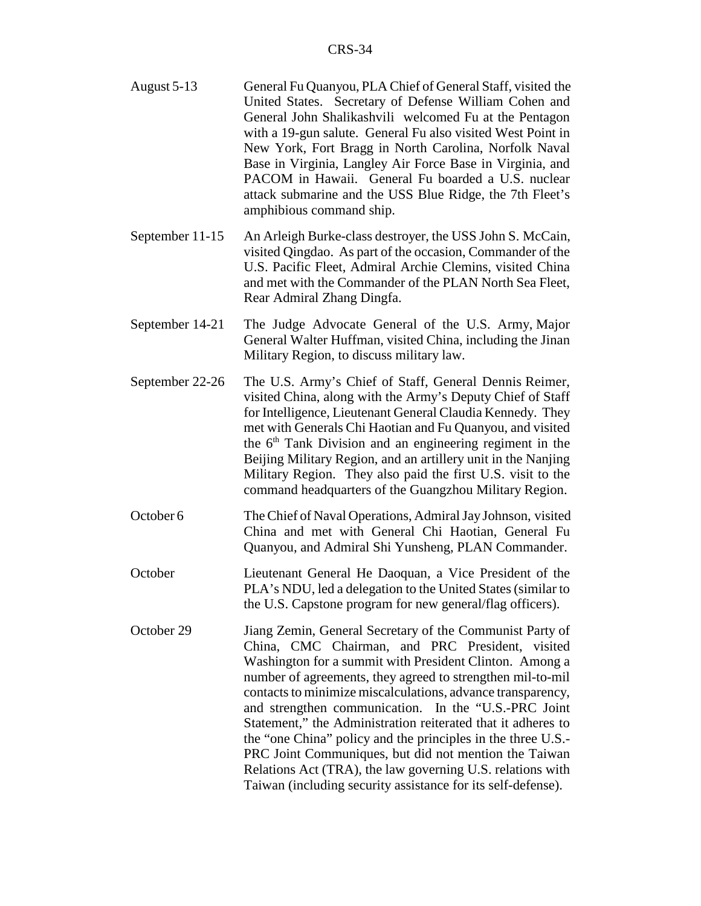| | |
|---|---|
| August 5-13 | General Fu Quanyou, PLA Chief of General Staff, visited the United States. Secretary of Defense William Cohen and General John Shalikashvili welcomed Fu at the Pentagon with a 19-gun salute. General Fu also visited West Point in New York, Fort Bragg in North Carolina, Norfolk Naval Base in Virginia, Langley Air Force Base in Virginia, and PACOM in Hawaii. General Fu boarded a U.S. nuclear attack submarine and the USS Blue Ridge, the 7th Fleet's amphibious command ship. |
| September 11-15 | An Arleigh Burke-class destroyer, the USS John S. McCain, visited Qingdao. As part of the occasion, Commander of the U.S. Pacific Fleet, Admiral Archie Clemins, visited China and met with the Commander of the PLAN North Sea Fleet, Rear Admiral Zhang Dingfa. |
| September 14-21 | The Judge Advocate General of the U.S. Army, Major General Walter Huffman, visited China, including the Jinan Military Region, to discuss military law. |
| September 22-26 | The U.S. Army's Chief of Staff, General Dennis Reimer, visited China, along with the Army's Deputy Chief of Staff for Intelligence, Lieutenant General Claudia Kennedy. They met with Generals Chi Haotian and Fu Quanyou, and visited the 6th Tank Division and an engineering regiment in the Beijing Military Region, and an artillery unit in the Nanjing Military Region. They also paid the first U.S. visit to the command headquarters of the Guangzhou Military Region. |
| October 6 | The Chief of Naval Operations, Admiral Jay Johnson, visited China and met with General Chi Haotian, General Fu Quanyou, and Admiral Shi Yunsheng, PLAN Commander. |
| October | Lieutenant General He Daoquan, a Vice President of the PLA's NDU, led a delegation to the United States (similar to the U.S. Capstone program for new general/flag officers). |
| October 29 | Jiang Zemin, General Secretary of the Communist Party of China, CMC Chairman, and PRC President, visited Washington for a summit with President Clinton. Among a number of agreements, they agreed to strengthen mil-to-mil contacts to minimize miscalculations, advance transparency, and strengthen communication. In the "U.S.-PRC Joint Statement," the Administration reiterated that it adheres to the "one China" policy and the principles in the three U.S.-PRC Joint Communiques, but did not mention the Taiwan Relations Act (TRA), the law governing U.S. relations with Taiwan (including security assistance for its self-defense). |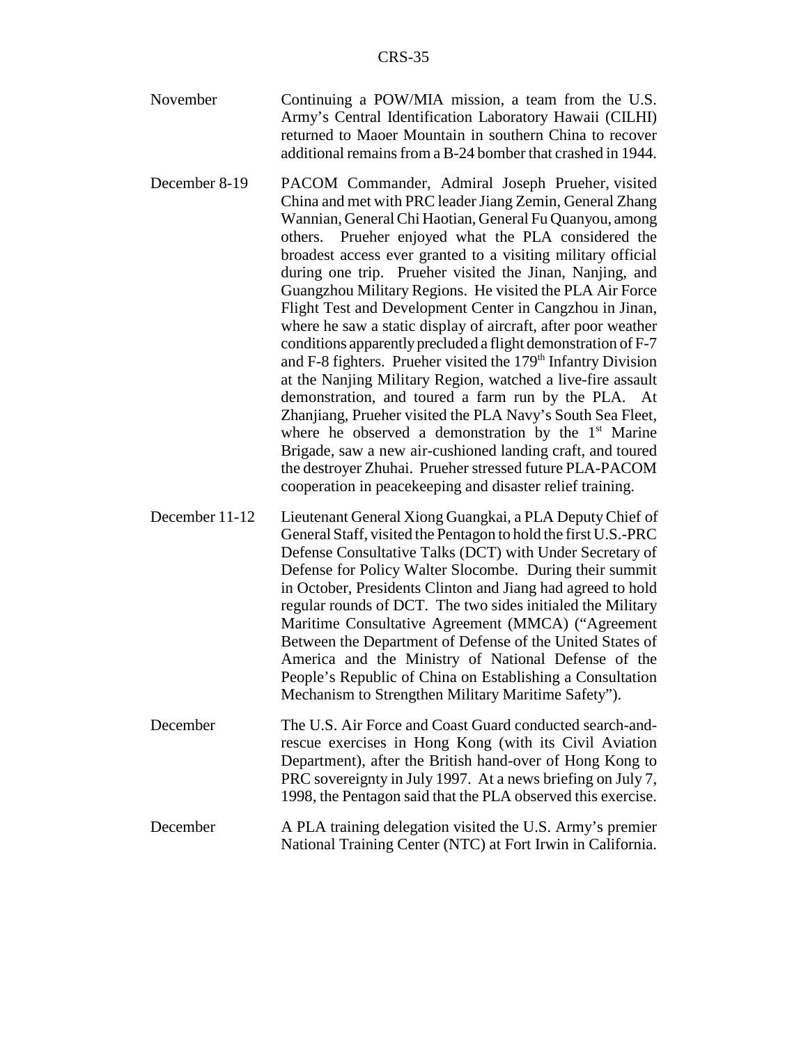| | |
|---|---|
| November | Continuing a POW/MIA mission, a team from the U.S. Army's Central Identification Laboratory Hawaii (CILHI) returned to Maoer Mountain in southern China to recover additional remains from a B-24 bomber that crashed in 1944. |
| December 8-19 | PACOM Commander, Admiral Joseph Prueher, visited China and met with PRC leader Jiang Zemin, General Zhang Wannian, General Chi Haotian, General Fu Quanyou, among others. Prueher enjoyed what the PLA considered the broadest access ever granted to a visiting military official during one trip. Prueher visited the Jinan, Nanjing, and Guangzhou Military Regions. He visited the PLA Air Force Flight Test and Development Center in Cangzhou in Jinan, where he saw a static display of aircraft, after poor weather conditions apparently precluded a flight demonstration of F-7 and F-8 fighters. Prueher visited the 179th Infantry Division at the Nanjing Military Region, watched a live-fire assault demonstration, and toured a farm run by the PLA. At Zhanjiang, Prueher visited the PLA Navy's South Sea Fleet, where he observed a demonstration by the 1st Marine Brigade, saw a new air-cushioned landing craft, and toured the destroyer Zhuhai. Prueher stressed future PLA-PACOM cooperation in peacekeeping and disaster relief training. |
| December 11-12 | Lieutenant General Xiong Guangkai, a PLA Deputy Chief of General Staff, visited the Pentagon to hold the first U.S.-PRC Defense Consultative Talks (DCT) with Under Secretary of Defense for Policy Walter Slocombe. During their summit in October, Presidents Clinton and Jiang had agreed to hold regular rounds of DCT. The two sides initialed the Military Maritime Consultative Agreement (MMCA) ("Agreement Between the Department of Defense of the United States of America and the Ministry of National Defense of the People's Republic of China on Establishing a Consultation Mechanism to Strengthen Military Maritime Safety"). |
| December | The U.S. Air Force and Coast Guard conducted search-and-rescue exercises in Hong Kong (with its Civil Aviation Department), after the British hand-over of Hong Kong to PRC sovereignty in July 1997. At a news briefing on July 7, 1998, the Pentagon said that the PLA observed this exercise. |
| December | A PLA training delegation visited the U.S. Army's premier National Training Center (NTC) at Fort Irwin in California. |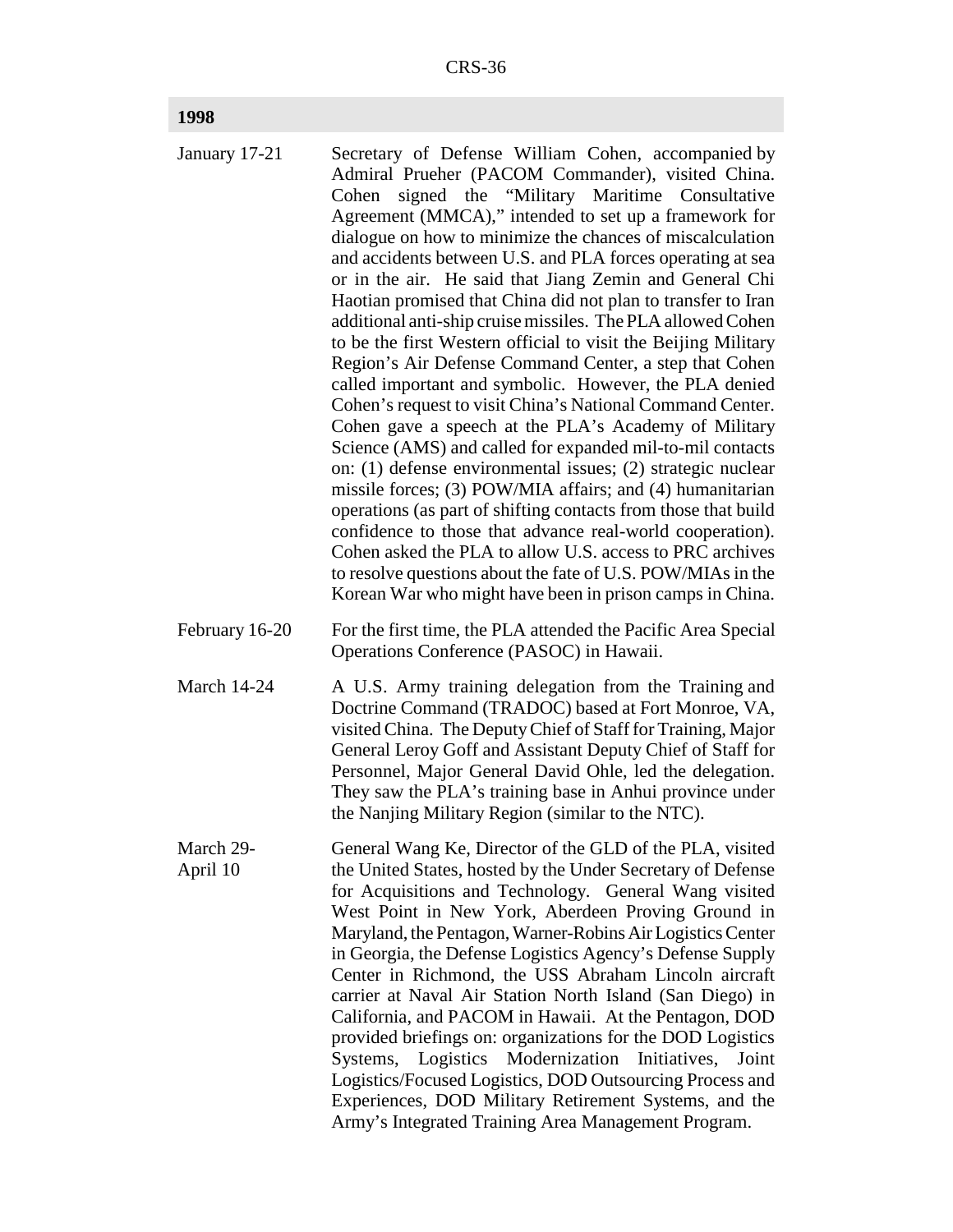| 1998 | |
|---|---|
| January 17-21 | Secretary of Defense William Cohen, accompanied by Admiral Prueher (PACOM Commander), visited China. Cohen signed the "Military Maritime Consultative Agreement (MMCA)," intended to set up a framework for dialogue on how to minimize the chances of miscalculation and accidents between U.S. and PLA forces operating at sea or in the air. He said that Jiang Zemin and General Chi Haotian promised that China did not plan to transfer to Iran additional anti-ship cruise missiles. The PLA allowed Cohen to be the first Western official to visit the Beijing Military Region's Air Defense Command Center, a step that Cohen called important and symbolic. However, the PLA denied Cohen's request to visit China's National Command Center. Cohen gave a speech at the PLA's Academy of Military Science (AMS) and called for expanded mil-to-mil contacts on: (1) defense environmental issues; (2) strategic nuclear missile forces; (3) POW/MIA affairs; and (4) humanitarian operations (as part of shifting contacts from those that build confidence to those that advance real-world cooperation). Cohen asked the PLA to allow U.S. access to PRC archives to resolve questions about the fate of U.S. POW/MIAs in the Korean War who might have been in prison camps in China. |
| February 16-20 | For the first time, the PLA attended the Pacific Area Special Operations Conference (PASOC) in Hawaii. |
| March 14-24 | A U.S. Army training delegation from the Training and Doctrine Command (TRADOC) based at Fort Monroe, VA, visited China. The Deputy Chief of Staff for Training, Major General Leroy Goff and Assistant Deputy Chief of Staff for Personnel, Major General David Ohle, led the delegation. They saw the PLA's training base in Anhui province under the Nanjing Military Region (similar to the NTC). |
| March 29-April 10 | General Wang Ke, Director of the GLD of the PLA, visited the United States, hosted by the Under Secretary of Defense for Acquisitions and Technology. General Wang visited West Point in New York, Aberdeen Proving Ground in Maryland, the Pentagon, Warner-Robins Air Logistics Center in Georgia, the Defense Logistics Agency's Defense Supply Center in Richmond, the USS Abraham Lincoln aircraft carrier at Naval Air Station North Island (San Diego) in California, and PACOM in Hawaii. At the Pentagon, DOD provided briefings on: organizations for the DOD Logistics Systems, Logistics Modernization Initiatives, Joint Logistics/Focused Logistics, DOD Outsourcing Process and Experiences, DOD Military Retirement Systems, and the Army's Integrated Training Area Management Program. |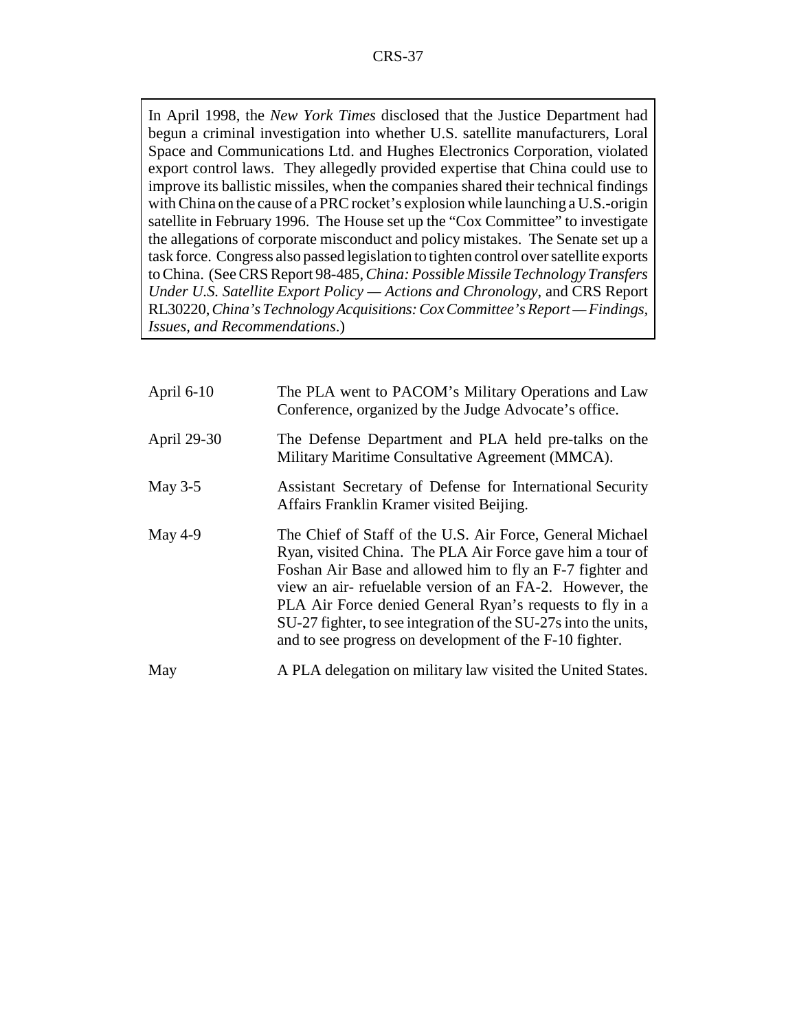> In April 1998, the *New York Times* disclosed that the Justice Department had begun a criminal investigation into whether U.S. satellite manufacturers, Loral Space and Communications Ltd. and Hughes Electronics Corporation, violated export control laws. They allegedly provided expertise that China could use to improve its ballistic missiles, when the companies shared their technical findings with China on the cause of a PRC rocket's explosion while launching a U.S.-origin satellite in February 1996. The House set up the "Cox Committee" to investigate the allegations of corporate misconduct and policy mistakes. The Senate set up a task force. Congress also passed legislation to tighten control over satellite exports to China. (See CRS Report 98-485, *China: Possible Missile Technology Transfers Under U.S. Satellite Export Policy — Actions and Chronology*, and CRS Report RL30220, *China's Technology Acquisitions: Cox Committee's Report — Findings, Issues, and Recommendations*.)

| | |
|---|---|
| April 6-10 | The PLA went to PACOM's Military Operations and Law Conference, organized by the Judge Advocate's office. |
| April 29-30 | The Defense Department and PLA held pre-talks on the Military Maritime Consultative Agreement (MMCA). |
| May 3-5 | Assistant Secretary of Defense for International Security Affairs Franklin Kramer visited Beijing. |
| May 4-9 | The Chief of Staff of the U.S. Air Force, General Michael Ryan, visited China. The PLA Air Force gave him a tour of Foshan Air Base and allowed him to fly an F-7 fighter and view an air- refuelable version of an FA-2. However, the PLA Air Force denied General Ryan's requests to fly in a SU-27 fighter, to see integration of the SU-27s into the units, and to see progress on development of the F-10 fighter. |
| May | A PLA delegation on military law visited the United States. |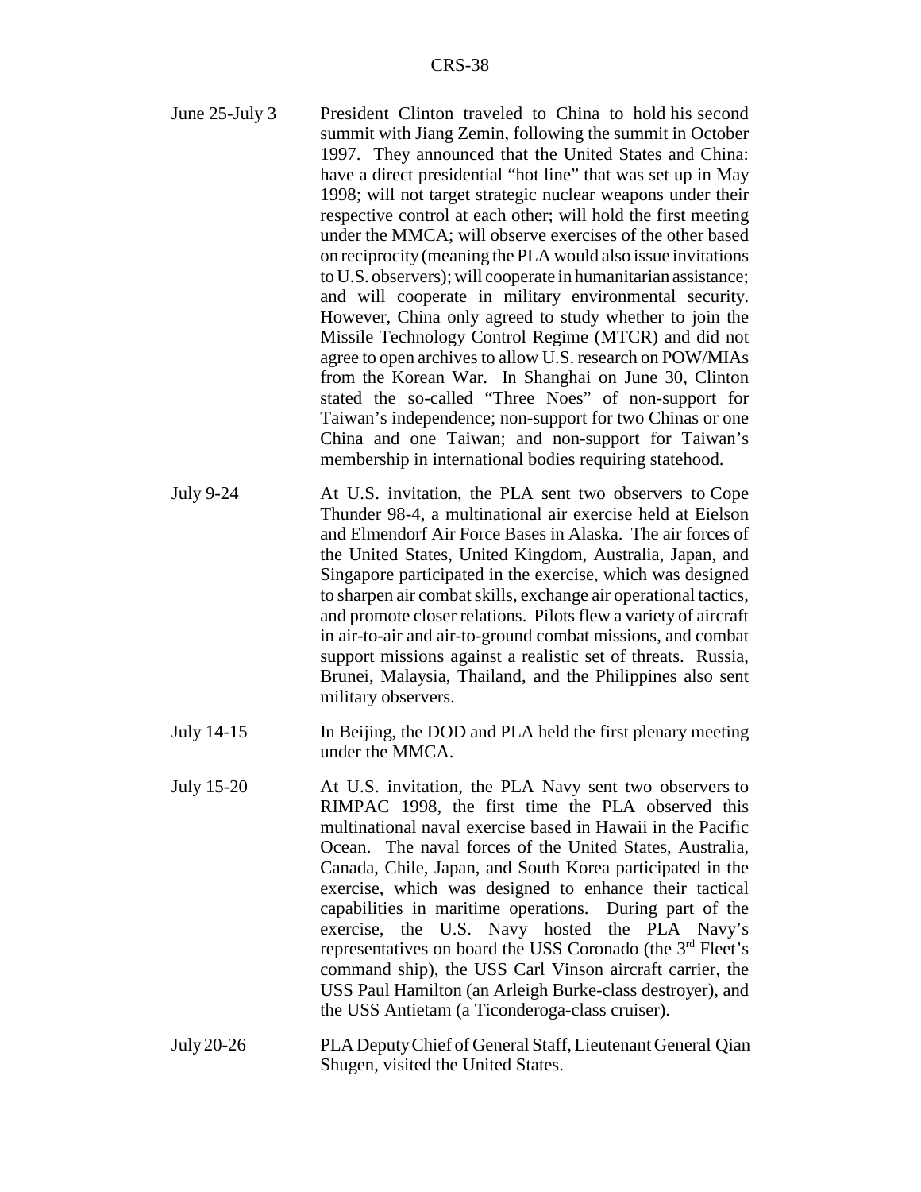June 25-July 3 — President Clinton traveled to China to hold his second summit with Jiang Zemin, following the summit in October 1997. They announced that the United States and China: have a direct presidential "hot line" that was set up in May 1998; will not target strategic nuclear weapons under their respective control at each other; will hold the first meeting under the MMCA; will observe exercises of the other based on reciprocity (meaning the PLA would also issue invitations to U.S. observers); will cooperate in humanitarian assistance; and will cooperate in military environmental security. However, China only agreed to study whether to join the Missile Technology Control Regime (MTCR) and did not agree to open archives to allow U.S. research on POW/MIAs from the Korean War. In Shanghai on June 30, Clinton stated the so-called "Three Noes" of non-support for Taiwan's independence; non-support for two Chinas or one China and one Taiwan; and non-support for Taiwan's membership in international bodies requiring statehood.

July 9-24 — At U.S. invitation, the PLA sent two observers to Cope Thunder 98-4, a multinational air exercise held at Eielson and Elmendorf Air Force Bases in Alaska. The air forces of the United States, United Kingdom, Australia, Japan, and Singapore participated in the exercise, which was designed to sharpen air combat skills, exchange air operational tactics, and promote closer relations. Pilots flew a variety of aircraft in air-to-air and air-to-ground combat missions, and combat support missions against a realistic set of threats. Russia, Brunei, Malaysia, Thailand, and the Philippines also sent military observers.

July 14-15 — In Beijing, the DOD and PLA held the first plenary meeting under the MMCA.

July 15-20 — At U.S. invitation, the PLA Navy sent two observers to RIMPAC 1998, the first time the PLA observed this multinational naval exercise based in Hawaii in the Pacific Ocean. The naval forces of the United States, Australia, Canada, Chile, Japan, and South Korea participated in the exercise, which was designed to enhance their tactical capabilities in maritime operations. During part of the exercise, the U.S. Navy hosted the PLA Navy's representatives on board the USS Coronado (the 3rd Fleet's command ship), the USS Carl Vinson aircraft carrier, the USS Paul Hamilton (an Arleigh Burke-class destroyer), and the USS Antietam (a Ticonderoga-class cruiser).

July 20-26 — PLA Deputy Chief of General Staff, Lieutenant General Qian Shugen, visited the United States.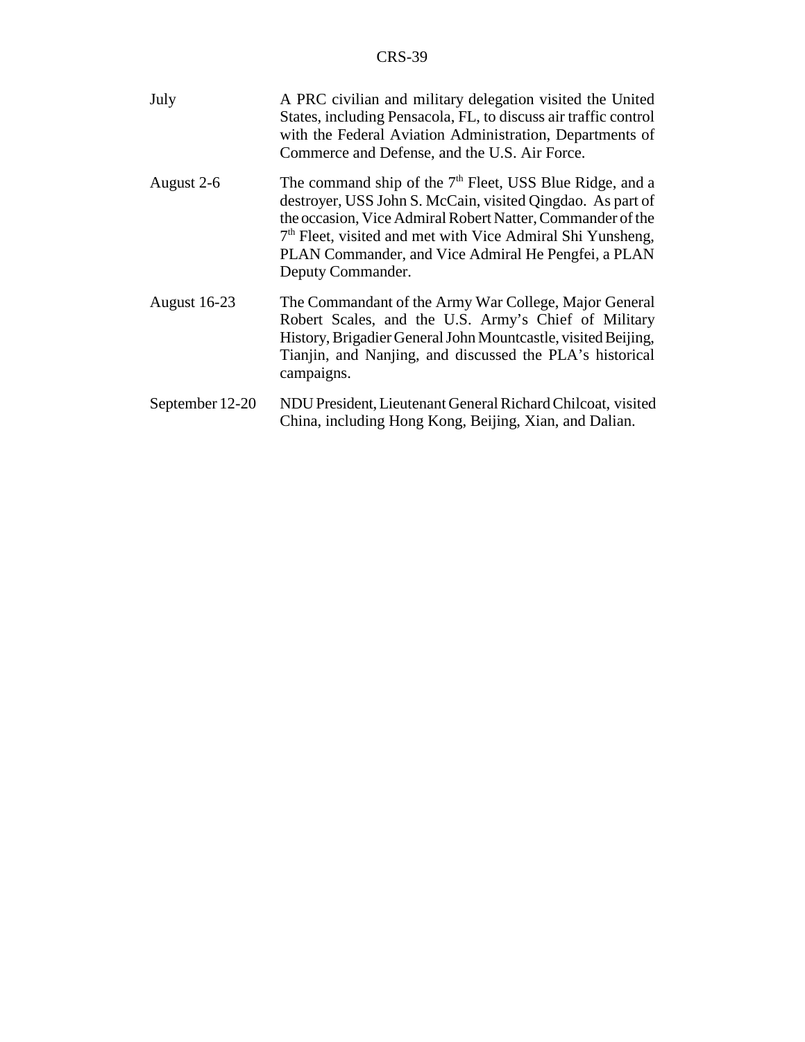| | |
|---|---|
| July | A PRC civilian and military delegation visited the United States, including Pensacola, FL, to discuss air traffic control with the Federal Aviation Administration, Departments of Commerce and Defense, and the U.S. Air Force. |
| August 2-6 | The command ship of the 7th Fleet, USS Blue Ridge, and a destroyer, USS John S. McCain, visited Qingdao. As part of the occasion, Vice Admiral Robert Natter, Commander of the 7th Fleet, visited and met with Vice Admiral Shi Yunsheng, PLAN Commander, and Vice Admiral He Pengfei, a PLAN Deputy Commander. |
| August 16-23 | The Commandant of the Army War College, Major General Robert Scales, and the U.S. Army's Chief of Military History, Brigadier General John Mountcastle, visited Beijing, Tianjin, and Nanjing, and discussed the PLA's historical campaigns. |
| September 12-20 | NDU President, Lieutenant General Richard Chilcoat, visited China, including Hong Kong, Beijing, Xian, and Dalian. |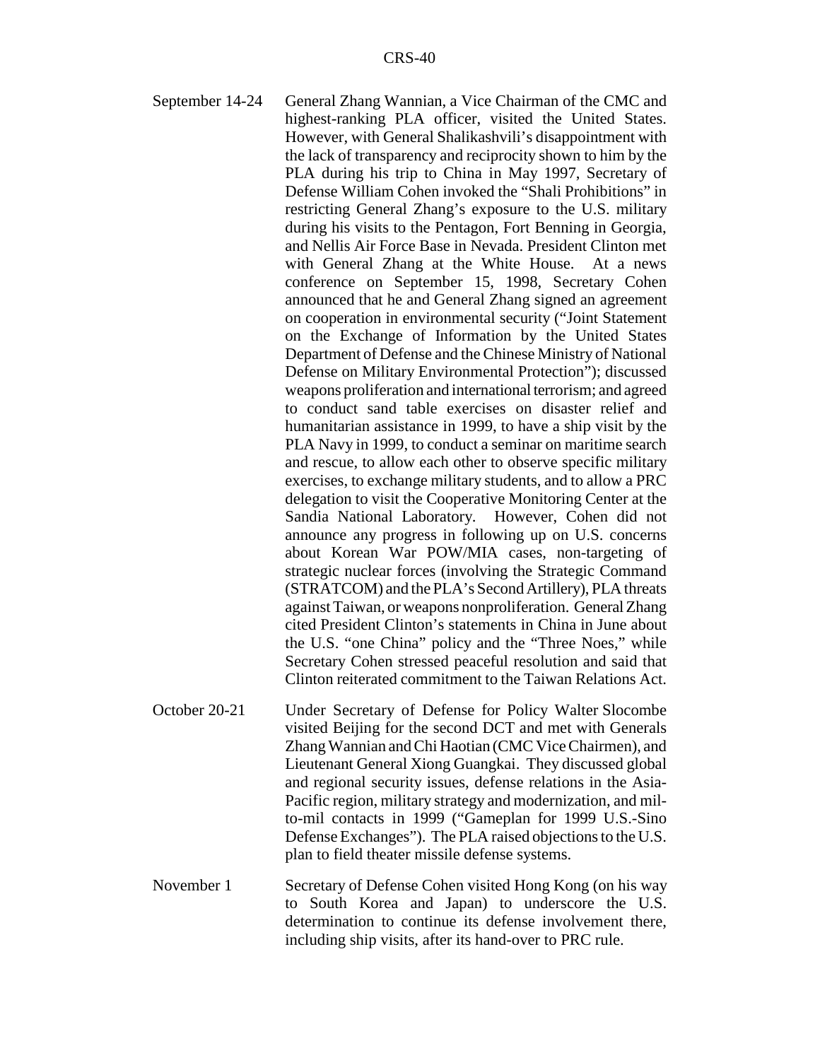September 14-24 General Zhang Wannian, a Vice Chairman of the CMC and highest-ranking PLA officer, visited the United States. However, with General Shalikashvili's disappointment with the lack of transparency and reciprocity shown to him by the PLA during his trip to China in May 1997, Secretary of Defense William Cohen invoked the "Shali Prohibitions" in restricting General Zhang's exposure to the U.S. military during his visits to the Pentagon, Fort Benning in Georgia, and Nellis Air Force Base in Nevada. President Clinton met with General Zhang at the White House. At a news conference on September 15, 1998, Secretary Cohen announced that he and General Zhang signed an agreement on cooperation in environmental security ("Joint Statement on the Exchange of Information by the United States Department of Defense and the Chinese Ministry of National Defense on Military Environmental Protection"); discussed weapons proliferation and international terrorism; and agreed to conduct sand table exercises on disaster relief and humanitarian assistance in 1999, to have a ship visit by the PLA Navy in 1999, to conduct a seminar on maritime search and rescue, to allow each other to observe specific military exercises, to exchange military students, and to allow a PRC delegation to visit the Cooperative Monitoring Center at the Sandia National Laboratory. However, Cohen did not announce any progress in following up on U.S. concerns about Korean War POW/MIA cases, non-targeting of strategic nuclear forces (involving the Strategic Command (STRATCOM) and the PLA's Second Artillery), PLA threats against Taiwan, or weapons nonproliferation. General Zhang cited President Clinton's statements in China in June about the U.S. "one China" policy and the "Three Noes," while Secretary Cohen stressed peaceful resolution and said that Clinton reiterated commitment to the Taiwan Relations Act.

October 20-21 Under Secretary of Defense for Policy Walter Slocombe visited Beijing for the second DCT and met with Generals Zhang Wannian and Chi Haotian (CMC Vice Chairmen), and Lieutenant General Xiong Guangkai. They discussed global and regional security issues, defense relations in the Asia-Pacific region, military strategy and modernization, and mil-to-mil contacts in 1999 ("Gameplan for 1999 U.S.-Sino Defense Exchanges"). The PLA raised objections to the U.S. plan to field theater missile defense systems.

November 1 Secretary of Defense Cohen visited Hong Kong (on his way to South Korea and Japan) to underscore the U.S. determination to continue its defense involvement there, including ship visits, after its hand-over to PRC rule.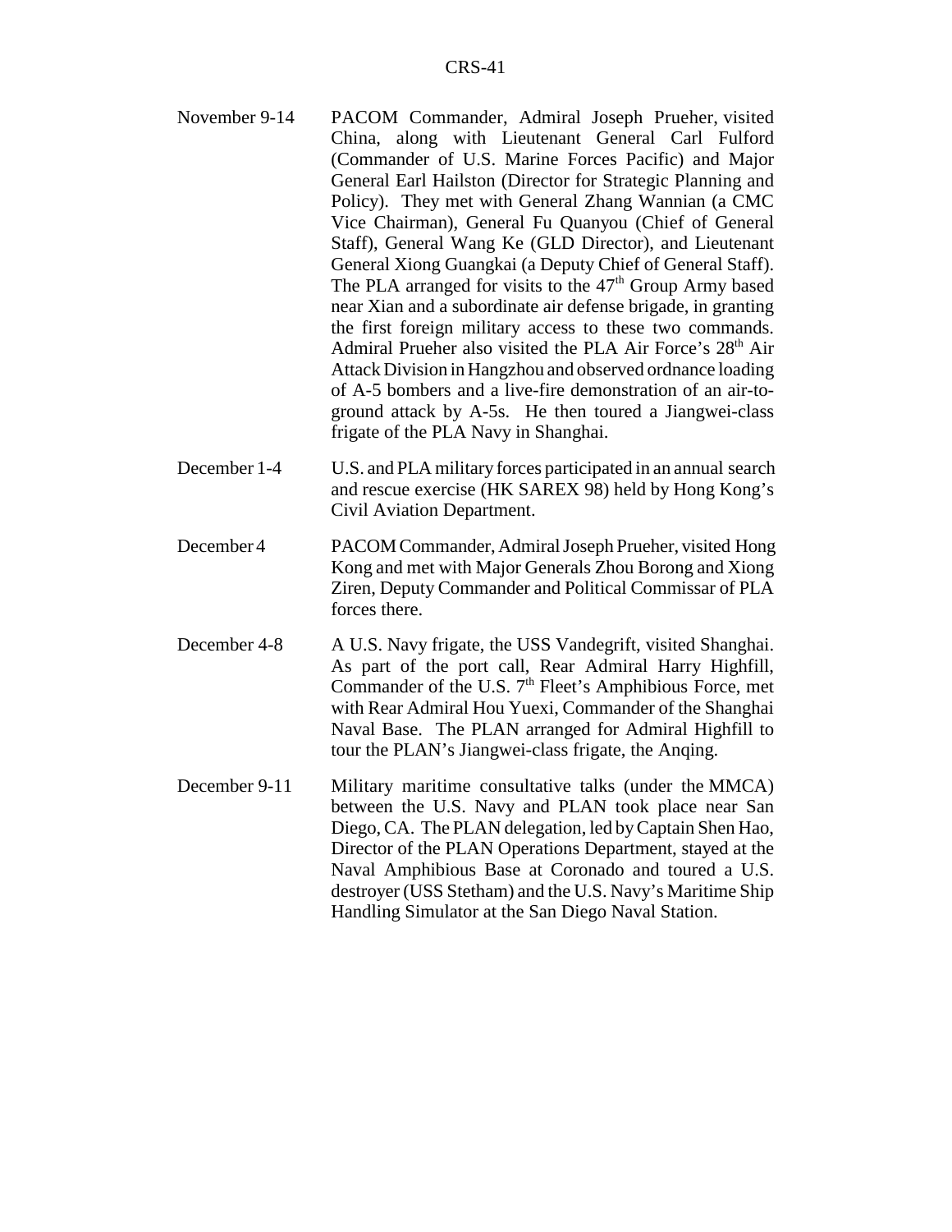| | |
|---|---|
| November 9-14 | PACOM Commander, Admiral Joseph Prueher, visited China, along with Lieutenant General Carl Fulford (Commander of U.S. Marine Forces Pacific) and Major General Earl Hailston (Director for Strategic Planning and Policy). They met with General Zhang Wannian (a CMC Vice Chairman), General Fu Quanyou (Chief of General Staff), General Wang Ke (GLD Director), and Lieutenant General Xiong Guangkai (a Deputy Chief of General Staff). The PLA arranged for visits to the 47th Group Army based near Xian and a subordinate air defense brigade, in granting the first foreign military access to these two commands. Admiral Prueher also visited the PLA Air Force's 28th Air Attack Division in Hangzhou and observed ordnance loading of A-5 bombers and a live-fire demonstration of an air-to-ground attack by A-5s. He then toured a Jiangwei-class frigate of the PLA Navy in Shanghai. |
| December 1-4 | U.S. and PLA military forces participated in an annual search and rescue exercise (HK SAREX 98) held by Hong Kong's Civil Aviation Department. |
| December 4 | PACOM Commander, Admiral Joseph Prueher, visited Hong Kong and met with Major Generals Zhou Borong and Xiong Ziren, Deputy Commander and Political Commissar of PLA forces there. |
| December 4-8 | A U.S. Navy frigate, the USS Vandegrift, visited Shanghai. As part of the port call, Rear Admiral Harry Highfill, Commander of the U.S. 7th Fleet's Amphibious Force, met with Rear Admiral Hou Yuexi, Commander of the Shanghai Naval Base. The PLAN arranged for Admiral Highfill to tour the PLAN's Jiangwei-class frigate, the Anqing. |
| December 9-11 | Military maritime consultative talks (under the MMCA) between the U.S. Navy and PLAN took place near San Diego, CA. The PLAN delegation, led by Captain Shen Hao, Director of the PLAN Operations Department, stayed at the Naval Amphibious Base at Coronado and toured a U.S. destroyer (USS Stetham) and the U.S. Navy's Maritime Ship Handling Simulator at the San Diego Naval Station. |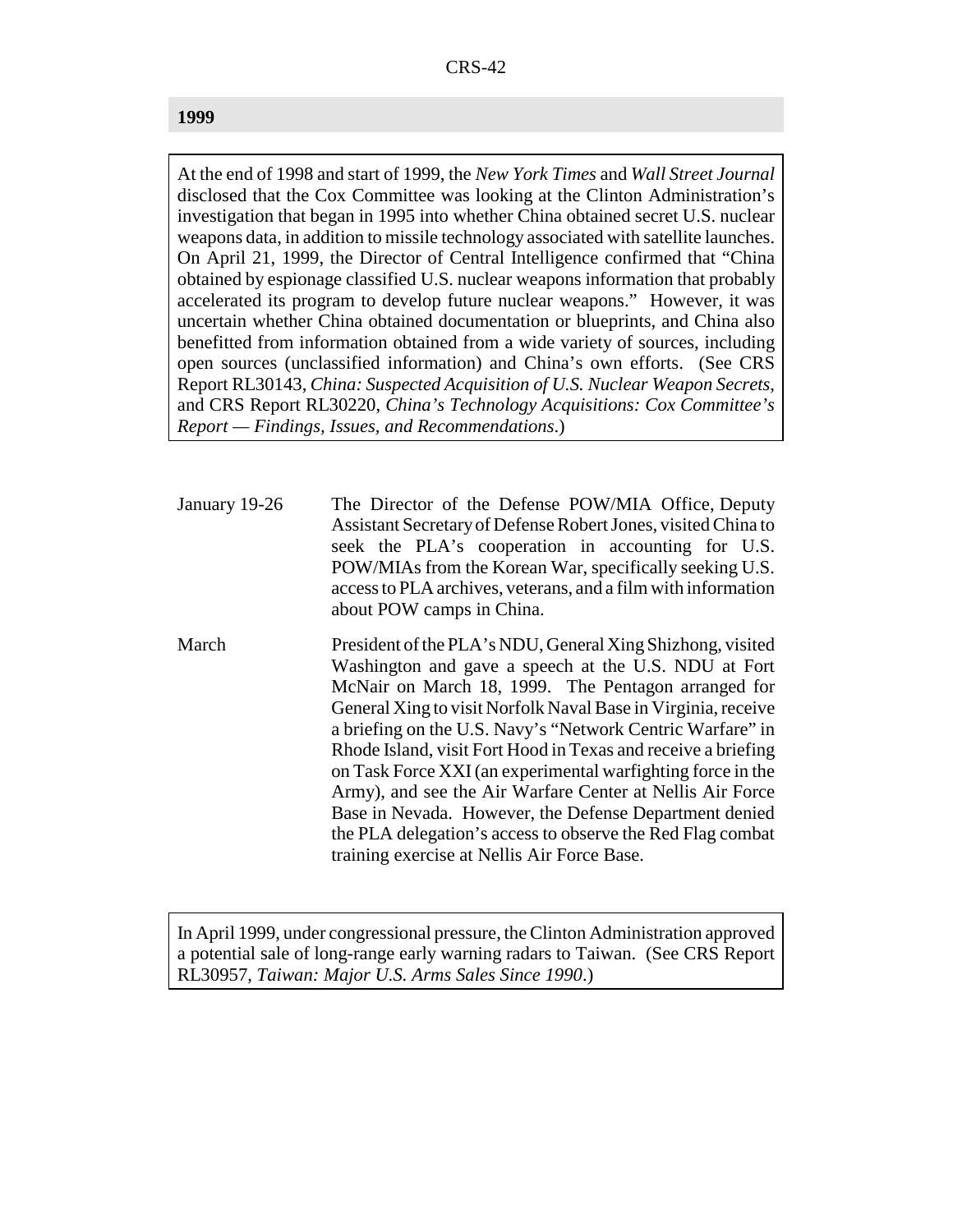## 1999

At the end of 1998 and start of 1999, the *New York Times* and *Wall Street Journal* disclosed that the Cox Committee was looking at the Clinton Administration's investigation that began in 1995 into whether China obtained secret U.S. nuclear weapons data, in addition to missile technology associated with satellite launches. On April 21, 1999, the Director of Central Intelligence confirmed that "China obtained by espionage classified U.S. nuclear weapons information that probably accelerated its program to develop future nuclear weapons." However, it was uncertain whether China obtained documentation or blueprints, and China also benefitted from information obtained from a wide variety of sources, including open sources (unclassified information) and China's own efforts. (See CRS Report RL30143, *China: Suspected Acquisition of U.S. Nuclear Weapon Secrets*, and CRS Report RL30220, *China's Technology Acquisitions: Cox Committee's Report — Findings, Issues, and Recommendations*.)

| | |
|---|---|
| January 19-26 | The Director of the Defense POW/MIA Office, Deputy Assistant Secretary of Defense Robert Jones, visited China to seek the PLA's cooperation in accounting for U.S. POW/MIAs from the Korean War, specifically seeking U.S. access to PLA archives, veterans, and a film with information about POW camps in China. |
| March | President of the PLA's NDU, General Xing Shizhong, visited Washington and gave a speech at the U.S. NDU at Fort McNair on March 18, 1999. The Pentagon arranged for General Xing to visit Norfolk Naval Base in Virginia, receive a briefing on the U.S. Navy's "Network Centric Warfare" in Rhode Island, visit Fort Hood in Texas and receive a briefing on Task Force XXI (an experimental warfighting force in the Army), and see the Air Warfare Center at Nellis Air Force Base in Nevada. However, the Defense Department denied the PLA delegation's access to observe the Red Flag combat training exercise at Nellis Air Force Base. |

In April 1999, under congressional pressure, the Clinton Administration approved a potential sale of long-range early warning radars to Taiwan. (See CRS Report RL30957, *Taiwan: Major U.S. Arms Sales Since 1990*.)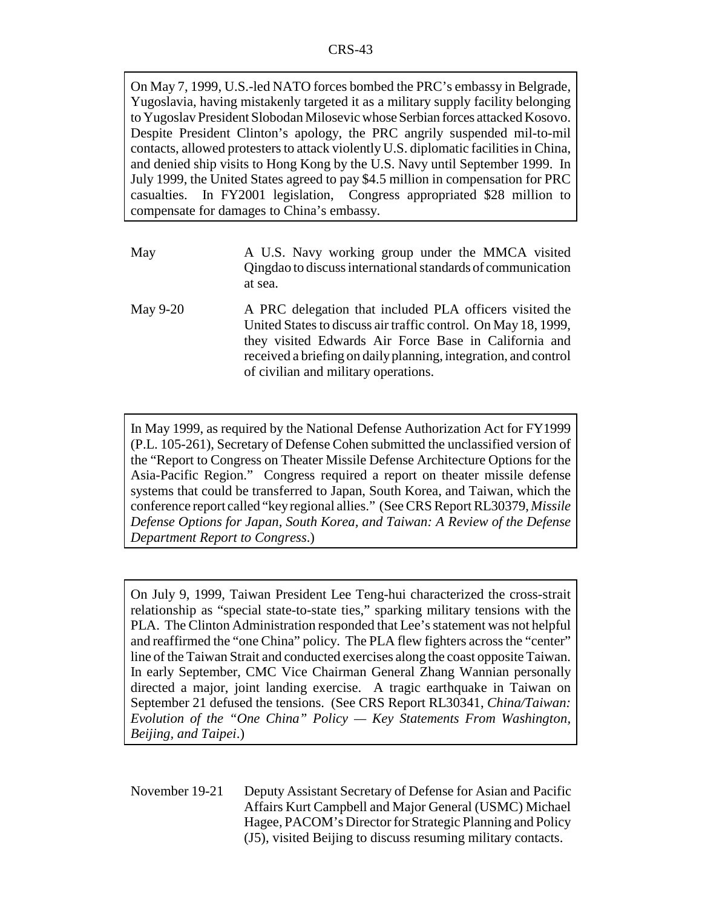On May 7, 1999, U.S.-led NATO forces bombed the PRC's embassy in Belgrade, Yugoslavia, having mistakenly targeted it as a military supply facility belonging to Yugoslav President Slobodan Milosevic whose Serbian forces attacked Kosovo. Despite President Clinton's apology, the PRC angrily suspended mil-to-mil contacts, allowed protesters to attack violently U.S. diplomatic facilities in China, and denied ship visits to Hong Kong by the U.S. Navy until September 1999. In July 1999, the United States agreed to pay $4.5 million in compensation for PRC casualties. In FY2001 legislation, Congress appropriated $28 million to compensate for damages to China's embassy.

May — A U.S. Navy working group under the MMCA visited Qingdao to discuss international standards of communication at sea.

May 9-20 — A PRC delegation that included PLA officers visited the United States to discuss air traffic control. On May 18, 1999, they visited Edwards Air Force Base in California and received a briefing on daily planning, integration, and control of civilian and military operations.

In May 1999, as required by the National Defense Authorization Act for FY1999 (P.L. 105-261), Secretary of Defense Cohen submitted the unclassified version of the "Report to Congress on Theater Missile Defense Architecture Options for the Asia-Pacific Region." Congress required a report on theater missile defense systems that could be transferred to Japan, South Korea, and Taiwan, which the conference report called "key regional allies." (See CRS Report RL30379, *Missile Defense Options for Japan, South Korea, and Taiwan: A Review of the Defense Department Report to Congress*.)

On July 9, 1999, Taiwan President Lee Teng-hui characterized the cross-strait relationship as "special state-to-state ties," sparking military tensions with the PLA. The Clinton Administration responded that Lee's statement was not helpful and reaffirmed the "one China" policy. The PLA flew fighters across the "center" line of the Taiwan Strait and conducted exercises along the coast opposite Taiwan. In early September, CMC Vice Chairman General Zhang Wannian personally directed a major, joint landing exercise. A tragic earthquake in Taiwan on September 21 defused the tensions. (See CRS Report RL30341, *China/Taiwan: Evolution of the "One China" Policy — Key Statements From Washington, Beijing, and Taipei*.)

November 19-21 — Deputy Assistant Secretary of Defense for Asian and Pacific Affairs Kurt Campbell and Major General (USMC) Michael Hagee, PACOM's Director for Strategic Planning and Policy (J5), visited Beijing to discuss resuming military contacts.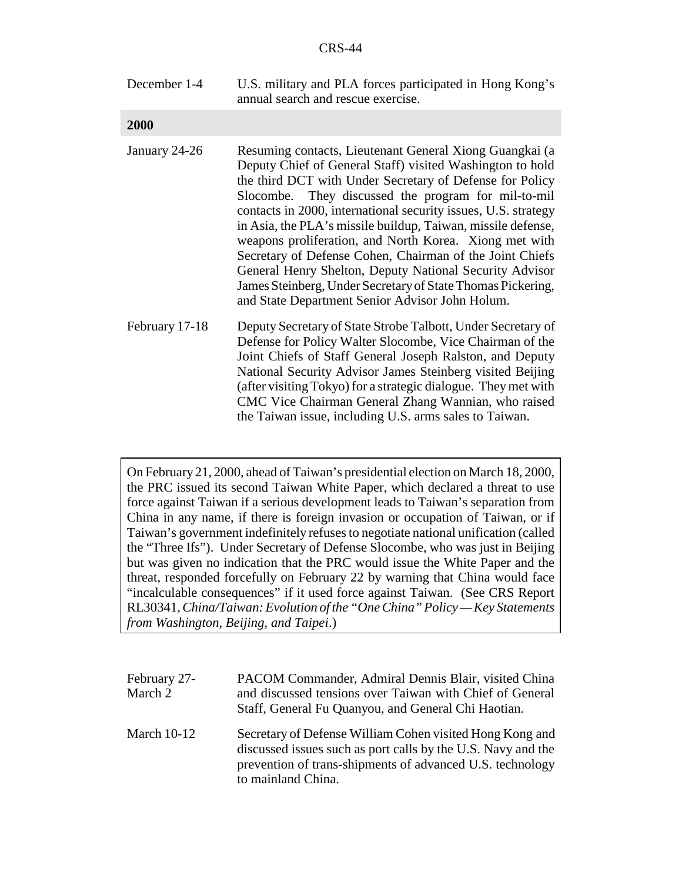| | |
|---|---|
| December 1-4 | U.S. military and PLA forces participated in Hong Kong's annual search and rescue exercise. |

**2000**

| | |
|---|---|
| January 24-26 | Resuming contacts, Lieutenant General Xiong Guangkai (a Deputy Chief of General Staff) visited Washington to hold the third DCT with Under Secretary of Defense for Policy Slocombe. They discussed the program for mil-to-mil contacts in 2000, international security issues, U.S. strategy in Asia, the PLA's missile buildup, Taiwan, missile defense, weapons proliferation, and North Korea. Xiong met with Secretary of Defense Cohen, Chairman of the Joint Chiefs General Henry Shelton, Deputy National Security Advisor James Steinberg, Under Secretary of State Thomas Pickering, and State Department Senior Advisor John Holum. |
| February 17-18 | Deputy Secretary of State Strobe Talbott, Under Secretary of Defense for Policy Walter Slocombe, Vice Chairman of the Joint Chiefs of Staff General Joseph Ralston, and Deputy National Security Advisor James Steinberg visited Beijing (after visiting Tokyo) for a strategic dialogue. They met with CMC Vice Chairman General Zhang Wannian, who raised the Taiwan issue, including U.S. arms sales to Taiwan. |

> On February 21, 2000, ahead of Taiwan's presidential election on March 18, 2000, the PRC issued its second Taiwan White Paper, which declared a threat to use force against Taiwan if a serious development leads to Taiwan's separation from China in any name, if there is foreign invasion or occupation of Taiwan, or if Taiwan's government indefinitely refuses to negotiate national unification (called the "Three Ifs"). Under Secretary of Defense Slocombe, who was just in Beijing but was given no indication that the PRC would issue the White Paper and the threat, responded forcefully on February 22 by warning that China would face "incalculable consequences" if it used force against Taiwan. (See CRS Report RL30341, *China/Taiwan: Evolution of the "One China" Policy — Key Statements from Washington, Beijing, and Taipei*.)

| | |
|---|---|
| February 27-March 2 | PACOM Commander, Admiral Dennis Blair, visited China and discussed tensions over Taiwan with Chief of General Staff, General Fu Quanyou, and General Chi Haotian. |
| March 10-12 | Secretary of Defense William Cohen visited Hong Kong and discussed issues such as port calls by the U.S. Navy and the prevention of trans-shipments of advanced U.S. technology to mainland China. |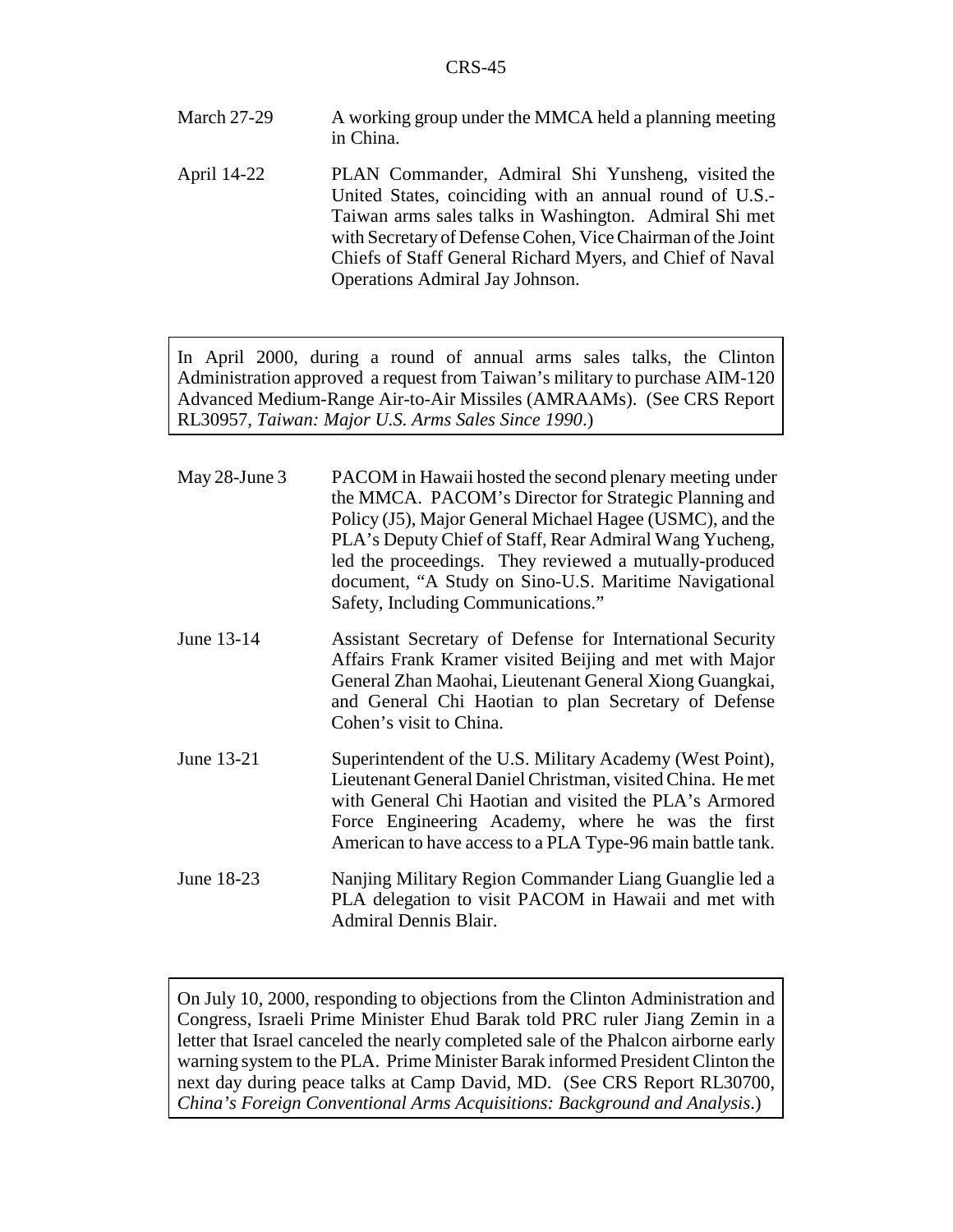March 27-29 A working group under the MMCA held a planning meeting in China.

April 14-22 PLAN Commander, Admiral Shi Yunsheng, visited the United States, coinciding with an annual round of U.S.-Taiwan arms sales talks in Washington. Admiral Shi met with Secretary of Defense Cohen, Vice Chairman of the Joint Chiefs of Staff General Richard Myers, and Chief of Naval Operations Admiral Jay Johnson.

> In April 2000, during a round of annual arms sales talks, the Clinton Administration approved a request from Taiwan's military to purchase AIM-120 Advanced Medium-Range Air-to-Air Missiles (AMRAAMs). (See CRS Report RL30957, *Taiwan: Major U.S. Arms Sales Since 1990*.)

May 28-June 3 PACOM in Hawaii hosted the second plenary meeting under the MMCA. PACOM's Director for Strategic Planning and Policy (J5), Major General Michael Hagee (USMC), and the PLA's Deputy Chief of Staff, Rear Admiral Wang Yucheng, led the proceedings. They reviewed a mutually-produced document, "A Study on Sino-U.S. Maritime Navigational Safety, Including Communications."

June 13-14 Assistant Secretary of Defense for International Security Affairs Frank Kramer visited Beijing and met with Major General Zhan Maohai, Lieutenant General Xiong Guangkai, and General Chi Haotian to plan Secretary of Defense Cohen's visit to China.

June 13-21 Superintendent of the U.S. Military Academy (West Point), Lieutenant General Daniel Christman, visited China. He met with General Chi Haotian and visited the PLA's Armored Force Engineering Academy, where he was the first American to have access to a PLA Type-96 main battle tank.

June 18-23 Nanjing Military Region Commander Liang Guanglie led a PLA delegation to visit PACOM in Hawaii and met with Admiral Dennis Blair.

> On July 10, 2000, responding to objections from the Clinton Administration and Congress, Israeli Prime Minister Ehud Barak told PRC ruler Jiang Zemin in a letter that Israel canceled the nearly completed sale of the Phalcon airborne early warning system to the PLA. Prime Minister Barak informed President Clinton the next day during peace talks at Camp David, MD. (See CRS Report RL30700, *China's Foreign Conventional Arms Acquisitions: Background and Analysis*.)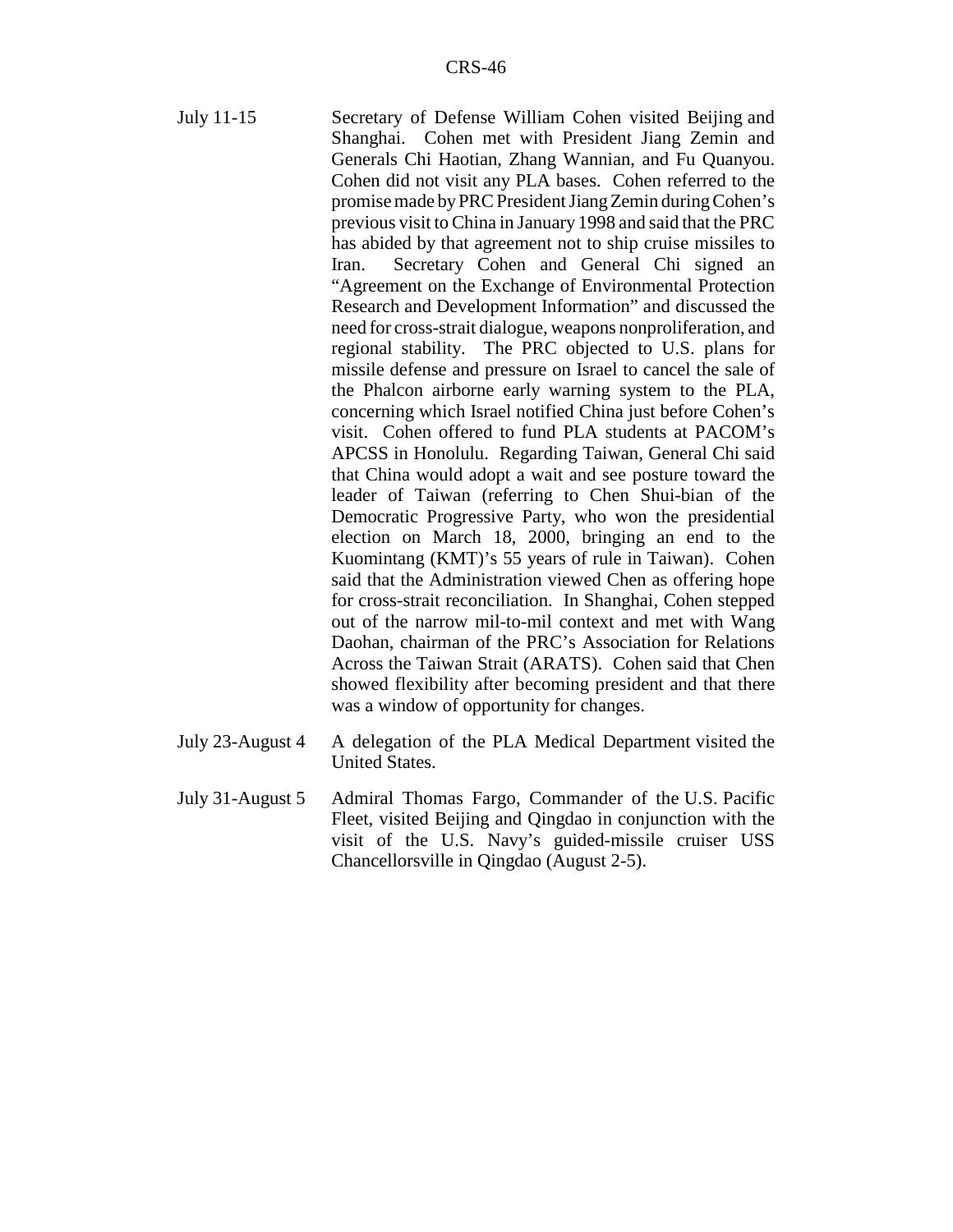July 11-15 Secretary of Defense William Cohen visited Beijing and Shanghai. Cohen met with President Jiang Zemin and Generals Chi Haotian, Zhang Wannian, and Fu Quanyou. Cohen did not visit any PLA bases. Cohen referred to the promise made by PRC President Jiang Zemin during Cohen's previous visit to China in January 1998 and said that the PRC has abided by that agreement not to ship cruise missiles to Iran. Secretary Cohen and General Chi signed an "Agreement on the Exchange of Environmental Protection Research and Development Information" and discussed the need for cross-strait dialogue, weapons nonproliferation, and regional stability. The PRC objected to U.S. plans for missile defense and pressure on Israel to cancel the sale of the Phalcon airborne early warning system to the PLA, concerning which Israel notified China just before Cohen's visit. Cohen offered to fund PLA students at PACOM's APCSS in Honolulu. Regarding Taiwan, General Chi said that China would adopt a wait and see posture toward the leader of Taiwan (referring to Chen Shui-bian of the Democratic Progressive Party, who won the presidential election on March 18, 2000, bringing an end to the Kuomintang (KMT)'s 55 years of rule in Taiwan). Cohen said that the Administration viewed Chen as offering hope for cross-strait reconciliation. In Shanghai, Cohen stepped out of the narrow mil-to-mil context and met with Wang Daohan, chairman of the PRC's Association for Relations Across the Taiwan Strait (ARATS). Cohen said that Chen showed flexibility after becoming president and that there was a window of opportunity for changes.

July 23-August 4 A delegation of the PLA Medical Department visited the United States.

July 31-August 5 Admiral Thomas Fargo, Commander of the U.S. Pacific Fleet, visited Beijing and Qingdao in conjunction with the visit of the U.S. Navy's guided-missile cruiser USS Chancellorsville in Qingdao (August 2-5).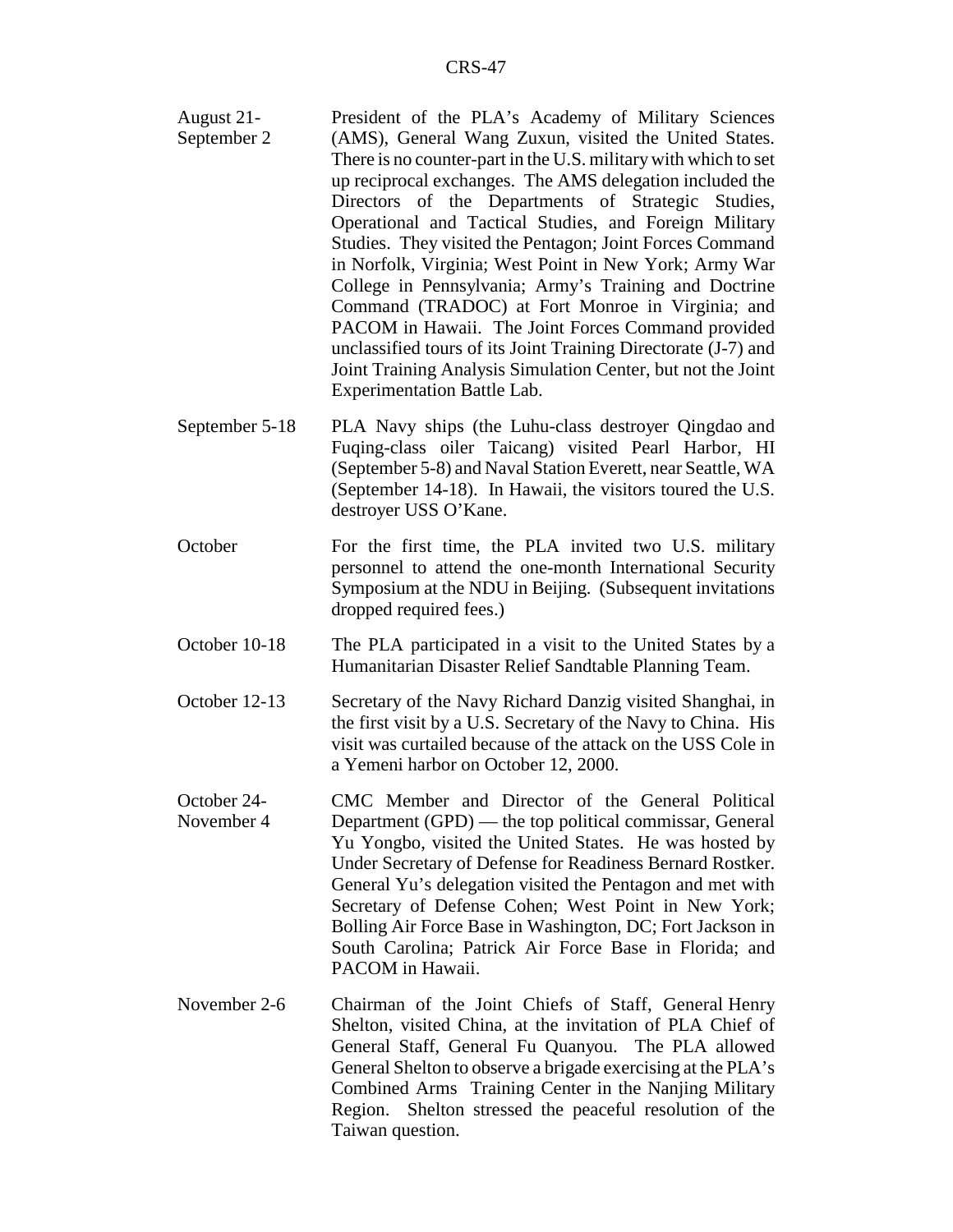| | |
|---|---|
| August 21-September 2 | President of the PLA's Academy of Military Sciences (AMS), General Wang Zuxun, visited the United States. There is no counter-part in the U.S. military with which to set up reciprocal exchanges. The AMS delegation included the Directors of the Departments of Strategic Studies, Operational and Tactical Studies, and Foreign Military Studies. They visited the Pentagon; Joint Forces Command in Norfolk, Virginia; West Point in New York; Army War College in Pennsylvania; Army's Training and Doctrine Command (TRADOC) at Fort Monroe in Virginia; and PACOM in Hawaii. The Joint Forces Command provided unclassified tours of its Joint Training Directorate (J-7) and Joint Training Analysis Simulation Center, but not the Joint Experimentation Battle Lab. |
| September 5-18 | PLA Navy ships (the Luhu-class destroyer Qingdao and Fuqing-class oiler Taicang) visited Pearl Harbor, HI (September 5-8) and Naval Station Everett, near Seattle, WA (September 14-18). In Hawaii, the visitors toured the U.S. destroyer USS O'Kane. |
| October | For the first time, the PLA invited two U.S. military personnel to attend the one-month International Security Symposium at the NDU in Beijing. (Subsequent invitations dropped required fees.) |
| October 10-18 | The PLA participated in a visit to the United States by a Humanitarian Disaster Relief Sandtable Planning Team. |
| October 12-13 | Secretary of the Navy Richard Danzig visited Shanghai, in the first visit by a U.S. Secretary of the Navy to China. His visit was curtailed because of the attack on the USS Cole in a Yemeni harbor on October 12, 2000. |
| October 24-November 4 | CMC Member and Director of the General Political Department (GPD) — the top political commissar, General Yu Yongbo, visited the United States. He was hosted by Under Secretary of Defense for Readiness Bernard Rostker. General Yu's delegation visited the Pentagon and met with Secretary of Defense Cohen; West Point in New York; Bolling Air Force Base in Washington, DC; Fort Jackson in South Carolina; Patrick Air Force Base in Florida; and PACOM in Hawaii. |
| November 2-6 | Chairman of the Joint Chiefs of Staff, General Henry Shelton, visited China, at the invitation of PLA Chief of General Staff, General Fu Quanyou. The PLA allowed General Shelton to observe a brigade exercising at the PLA's Combined Arms Training Center in the Nanjing Military Region. Shelton stressed the peaceful resolution of the Taiwan question. |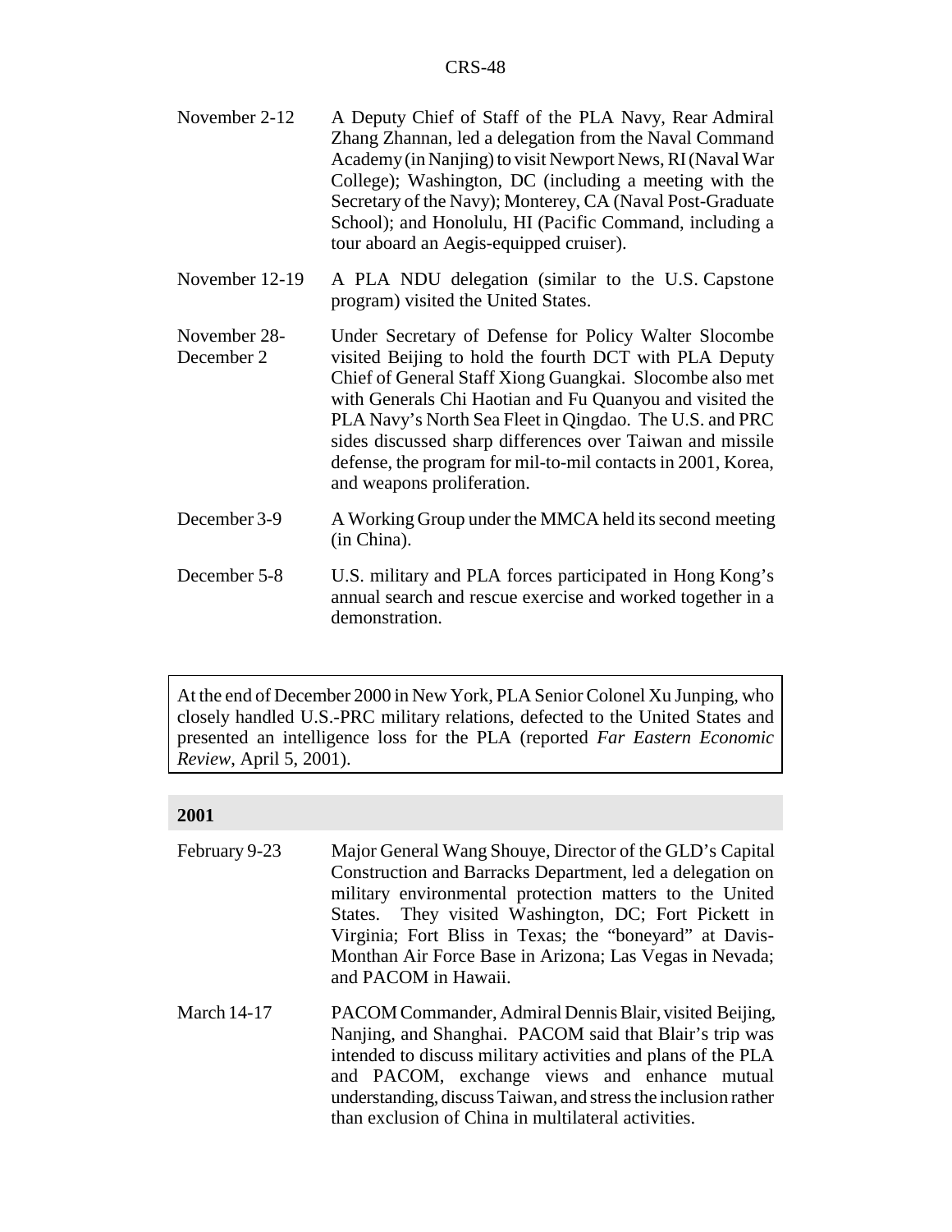November 2-12 A Deputy Chief of Staff of the PLA Navy, Rear Admiral Zhang Zhannan, led a delegation from the Naval Command Academy (in Nanjing) to visit Newport News, RI (Naval War College); Washington, DC (including a meeting with the Secretary of the Navy); Monterey, CA (Naval Post-Graduate School); and Honolulu, HI (Pacific Command, including a tour aboard an Aegis-equipped cruiser).

November 12-19 A PLA NDU delegation (similar to the U.S. Capstone program) visited the United States.

November 28-December 2 Under Secretary of Defense for Policy Walter Slocombe visited Beijing to hold the fourth DCT with PLA Deputy Chief of General Staff Xiong Guangkai. Slocombe also met with Generals Chi Haotian and Fu Quanyou and visited the PLA Navy's North Sea Fleet in Qingdao. The U.S. and PRC sides discussed sharp differences over Taiwan and missile defense, the program for mil-to-mil contacts in 2001, Korea, and weapons proliferation.

December 3-9 A Working Group under the MMCA held its second meeting (in China).

December 5-8 U.S. military and PLA forces participated in Hong Kong's annual search and rescue exercise and worked together in a demonstration.

> At the end of December 2000 in New York, PLA Senior Colonel Xu Junping, who closely handled U.S.-PRC military relations, defected to the United States and presented an intelligence loss for the PLA (reported *Far Eastern Economic Review*, April 5, 2001).

## 2001

February 9-23 Major General Wang Shouye, Director of the GLD's Capital Construction and Barracks Department, led a delegation on military environmental protection matters to the United States. They visited Washington, DC; Fort Pickett in Virginia; Fort Bliss in Texas; the "boneyard" at Davis-Monthan Air Force Base in Arizona; Las Vegas in Nevada; and PACOM in Hawaii.

March 14-17 PACOM Commander, Admiral Dennis Blair, visited Beijing, Nanjing, and Shanghai. PACOM said that Blair's trip was intended to discuss military activities and plans of the PLA and PACOM, exchange views and enhance mutual understanding, discuss Taiwan, and stress the inclusion rather than exclusion of China in multilateral activities.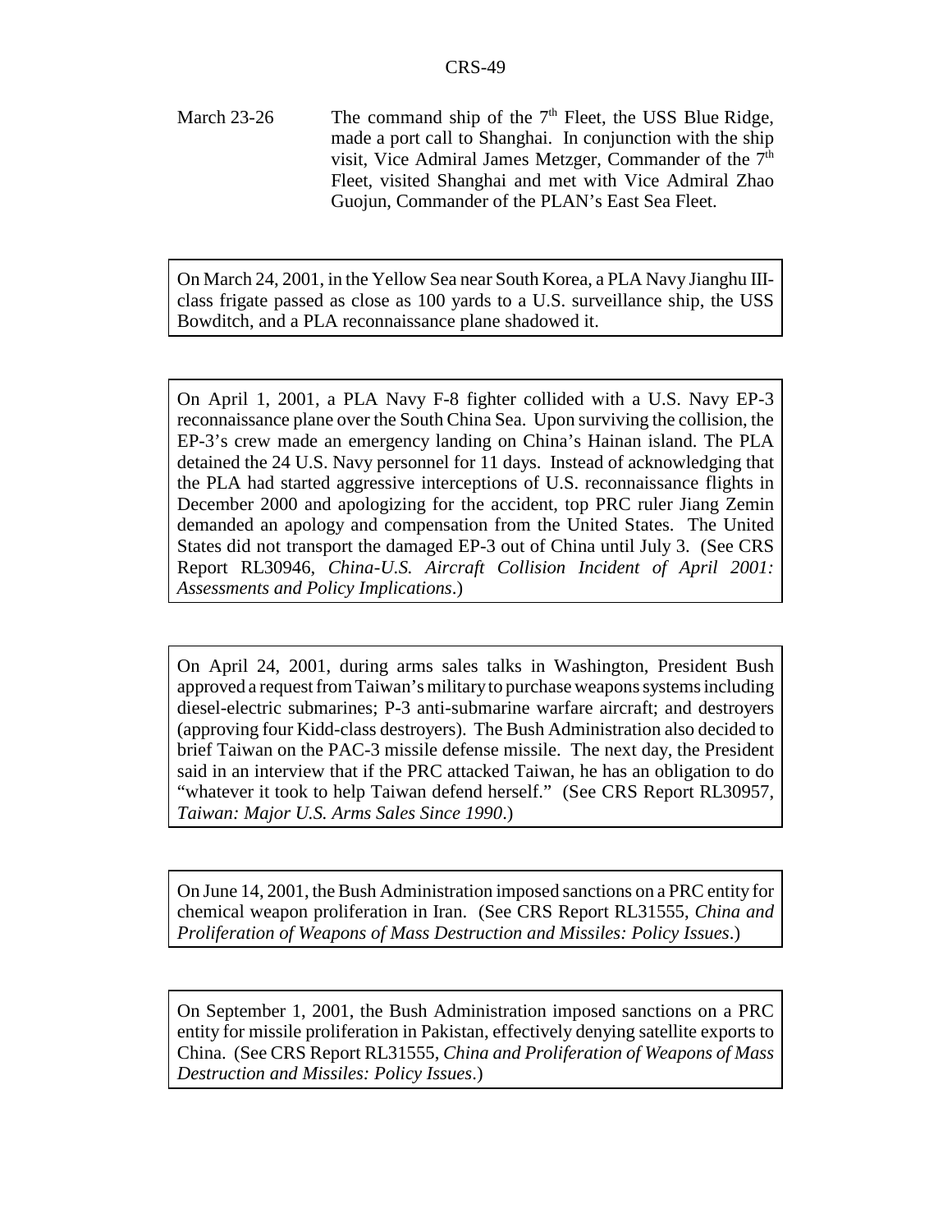March 23-26 The command ship of the 7th Fleet, the USS Blue Ridge, made a port call to Shanghai. In conjunction with the ship visit, Vice Admiral James Metzger, Commander of the 7th Fleet, visited Shanghai and met with Vice Admiral Zhao Guojun, Commander of the PLAN's East Sea Fleet.

On March 24, 2001, in the Yellow Sea near South Korea, a PLA Navy Jianghu III-class frigate passed as close as 100 yards to a U.S. surveillance ship, the USS Bowditch, and a PLA reconnaissance plane shadowed it.

On April 1, 2001, a PLA Navy F-8 fighter collided with a U.S. Navy EP-3 reconnaissance plane over the South China Sea. Upon surviving the collision, the EP-3's crew made an emergency landing on China's Hainan island. The PLA detained the 24 U.S. Navy personnel for 11 days. Instead of acknowledging that the PLA had started aggressive interceptions of U.S. reconnaissance flights in December 2000 and apologizing for the accident, top PRC ruler Jiang Zemin demanded an apology and compensation from the United States. The United States did not transport the damaged EP-3 out of China until July 3. (See CRS Report RL30946, *China-U.S. Aircraft Collision Incident of April 2001: Assessments and Policy Implications*.)

On April 24, 2001, during arms sales talks in Washington, President Bush approved a request from Taiwan's military to purchase weapons systems including diesel-electric submarines; P-3 anti-submarine warfare aircraft; and destroyers (approving four Kidd-class destroyers). The Bush Administration also decided to brief Taiwan on the PAC-3 missile defense missile. The next day, the President said in an interview that if the PRC attacked Taiwan, he has an obligation to do "whatever it took to help Taiwan defend herself." (See CRS Report RL30957, *Taiwan: Major U.S. Arms Sales Since 1990*.)

On June 14, 2001, the Bush Administration imposed sanctions on a PRC entity for chemical weapon proliferation in Iran. (See CRS Report RL31555, *China and Proliferation of Weapons of Mass Destruction and Missiles: Policy Issues*.)

On September 1, 2001, the Bush Administration imposed sanctions on a PRC entity for missile proliferation in Pakistan, effectively denying satellite exports to China. (See CRS Report RL31555, *China and Proliferation of Weapons of Mass Destruction and Missiles: Policy Issues*.)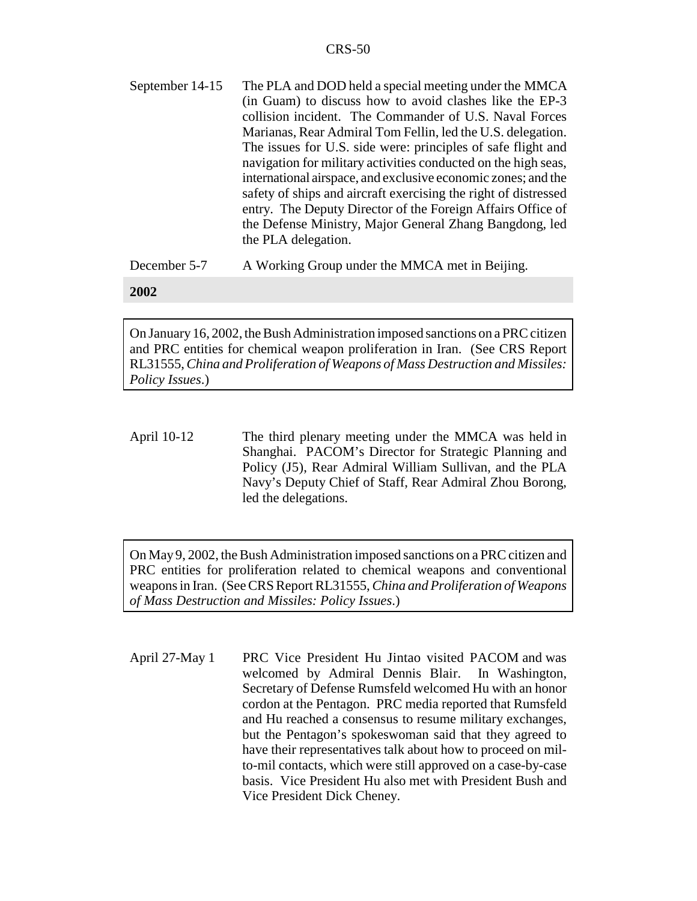September 14-15 — The PLA and DOD held a special meeting under the MMCA (in Guam) to discuss how to avoid clashes like the EP-3 collision incident. The Commander of U.S. Naval Forces Marianas, Rear Admiral Tom Fellin, led the U.S. delegation. The issues for U.S. side were: principles of safe flight and navigation for military activities conducted on the high seas, international airspace, and exclusive economic zones; and the safety of ships and aircraft exercising the right of distressed entry. The Deputy Director of the Foreign Affairs Office of the Defense Ministry, Major General Zhang Bangdong, led the PLA delegation.

December 5-7 — A Working Group under the MMCA met in Beijing.

**2002**

> On January 16, 2002, the Bush Administration imposed sanctions on a PRC citizen and PRC entities for chemical weapon proliferation in Iran. (See CRS Report RL31555, *China and Proliferation of Weapons of Mass Destruction and Missiles: Policy Issues*.)

April 10-12 — The third plenary meeting under the MMCA was held in Shanghai. PACOM's Director for Strategic Planning and Policy (J5), Rear Admiral William Sullivan, and the PLA Navy's Deputy Chief of Staff, Rear Admiral Zhou Borong, led the delegations.

> On May 9, 2002, the Bush Administration imposed sanctions on a PRC citizen and PRC entities for proliferation related to chemical weapons and conventional weapons in Iran. (See CRS Report RL31555, *China and Proliferation of Weapons of Mass Destruction and Missiles: Policy Issues*.)

April 27-May 1 — PRC Vice President Hu Jintao visited PACOM and was welcomed by Admiral Dennis Blair. In Washington, Secretary of Defense Rumsfeld welcomed Hu with an honor cordon at the Pentagon. PRC media reported that Rumsfeld and Hu reached a consensus to resume military exchanges, but the Pentagon's spokeswoman said that they agreed to have their representatives talk about how to proceed on mil-to-mil contacts, which were still approved on a case-by-case basis. Vice President Hu also met with President Bush and Vice President Dick Cheney.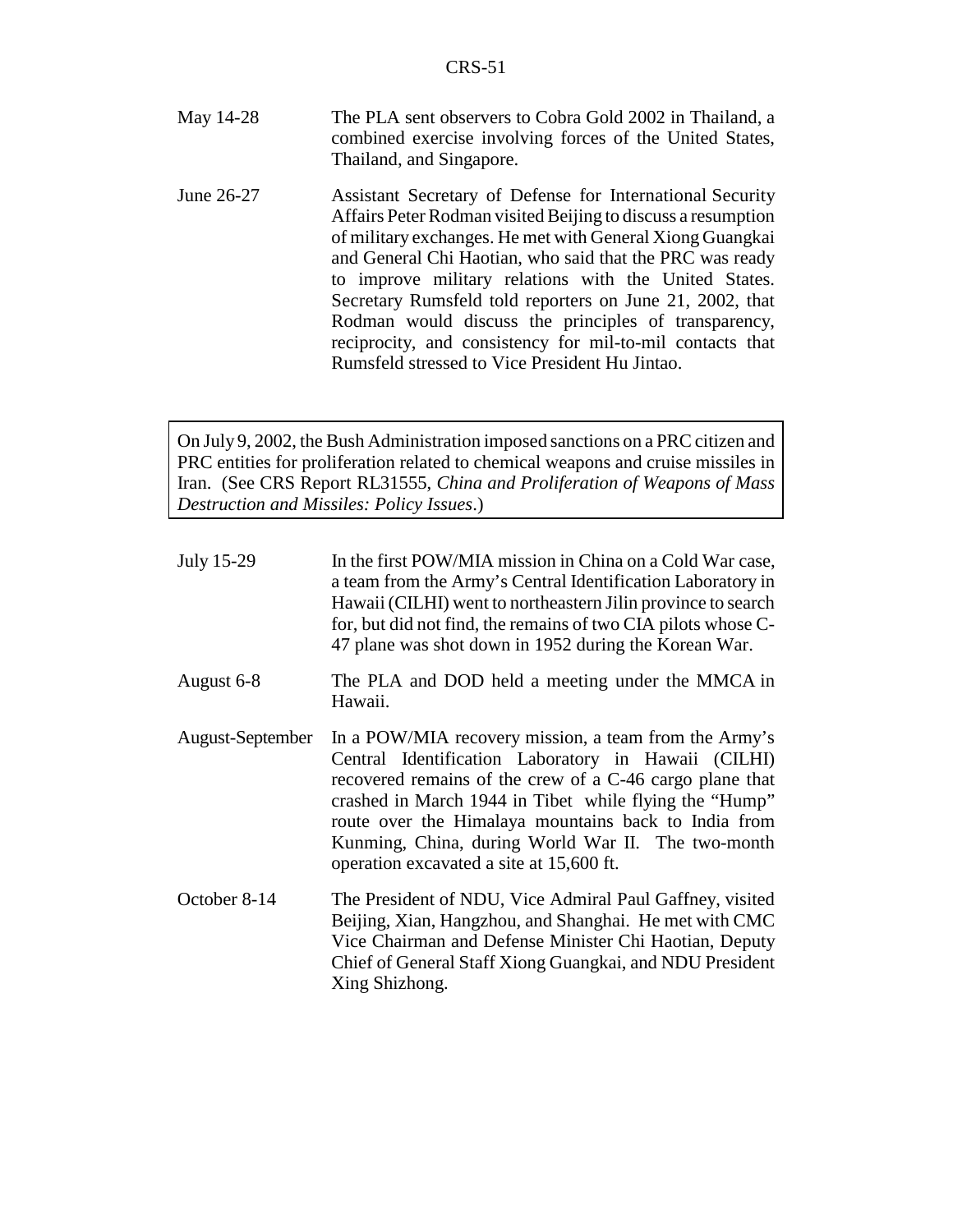| | |
|---|---|
| May 14-28 | The PLA sent observers to Cobra Gold 2002 in Thailand, a combined exercise involving forces of the United States, Thailand, and Singapore. |
| June 26-27 | Assistant Secretary of Defense for International Security Affairs Peter Rodman visited Beijing to discuss a resumption of military exchanges. He met with General Xiong Guangkai and General Chi Haotian, who said that the PRC was ready to improve military relations with the United States. Secretary Rumsfeld told reporters on June 21, 2002, that Rodman would discuss the principles of transparency, reciprocity, and consistency for mil-to-mil contacts that Rumsfeld stressed to Vice President Hu Jintao. |

> On July 9, 2002, the Bush Administration imposed sanctions on a PRC citizen and PRC entities for proliferation related to chemical weapons and cruise missiles in Iran. (See CRS Report RL31555, *China and Proliferation of Weapons of Mass Destruction and Missiles: Policy Issues*.)

| | |
|---|---|
| July 15-29 | In the first POW/MIA mission in China on a Cold War case, a team from the Army's Central Identification Laboratory in Hawaii (CILHI) went to northeastern Jilin province to search for, but did not find, the remains of two CIA pilots whose C-47 plane was shot down in 1952 during the Korean War. |
| August 6-8 | The PLA and DOD held a meeting under the MMCA in Hawaii. |
| August-September | In a POW/MIA recovery mission, a team from the Army's Central Identification Laboratory in Hawaii (CILHI) recovered remains of the crew of a C-46 cargo plane that crashed in March 1944 in Tibet while flying the "Hump" route over the Himalaya mountains back to India from Kunming, China, during World War II. The two-month operation excavated a site at 15,600 ft. |
| October 8-14 | The President of NDU, Vice Admiral Paul Gaffney, visited Beijing, Xian, Hangzhou, and Shanghai. He met with CMC Vice Chairman and Defense Minister Chi Haotian, Deputy Chief of General Staff Xiong Guangkai, and NDU President Xing Shizhong. |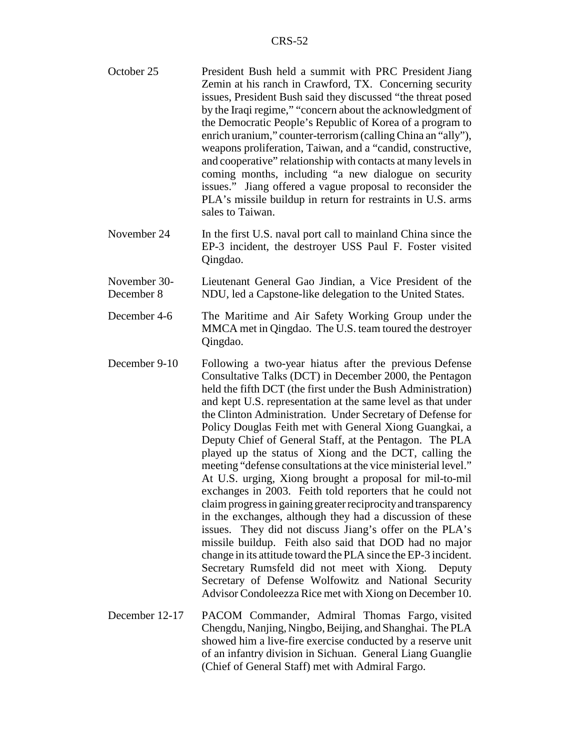| | |
|---|---|
| October 25 | President Bush held a summit with PRC President Jiang Zemin at his ranch in Crawford, TX. Concerning security issues, President Bush said they discussed "the threat posed by the Iraqi regime," "concern about the acknowledgment of the Democratic People's Republic of Korea of a program to enrich uranium," counter-terrorism (calling China an "ally"), weapons proliferation, Taiwan, and a "candid, constructive, and cooperative" relationship with contacts at many levels in coming months, including "a new dialogue on security issues." Jiang offered a vague proposal to reconsider the PLA's missile buildup in return for restraints in U.S. arms sales to Taiwan. |
| November 24 | In the first U.S. naval port call to mainland China since the EP-3 incident, the destroyer USS Paul F. Foster visited Qingdao. |
| November 30-December 8 | Lieutenant General Gao Jindian, a Vice President of the NDU, led a Capstone-like delegation to the United States. |
| December 4-6 | The Maritime and Air Safety Working Group under the MMCA met in Qingdao. The U.S. team toured the destroyer Qingdao. |
| December 9-10 | Following a two-year hiatus after the previous Defense Consultative Talks (DCT) in December 2000, the Pentagon held the fifth DCT (the first under the Bush Administration) and kept U.S. representation at the same level as that under the Clinton Administration. Under Secretary of Defense for Policy Douglas Feith met with General Xiong Guangkai, a Deputy Chief of General Staff, at the Pentagon. The PLA played up the status of Xiong and the DCT, calling the meeting "defense consultations at the vice ministerial level." At U.S. urging, Xiong brought a proposal for mil-to-mil exchanges in 2003. Feith told reporters that he could not claim progress in gaining greater reciprocity and transparency in the exchanges, although they had a discussion of these issues. They did not discuss Jiang's offer on the PLA's missile buildup. Feith also said that DOD had no major change in its attitude toward the PLA since the EP-3 incident. Secretary Rumsfeld did not meet with Xiong. Deputy Secretary of Defense Wolfowitz and National Security Advisor Condoleezza Rice met with Xiong on December 10. |
| December 12-17 | PACOM Commander, Admiral Thomas Fargo, visited Chengdu, Nanjing, Ningbo, Beijing, and Shanghai. The PLA showed him a live-fire exercise conducted by a reserve unit of an infantry division in Sichuan. General Liang Guanglie (Chief of General Staff) met with Admiral Fargo. |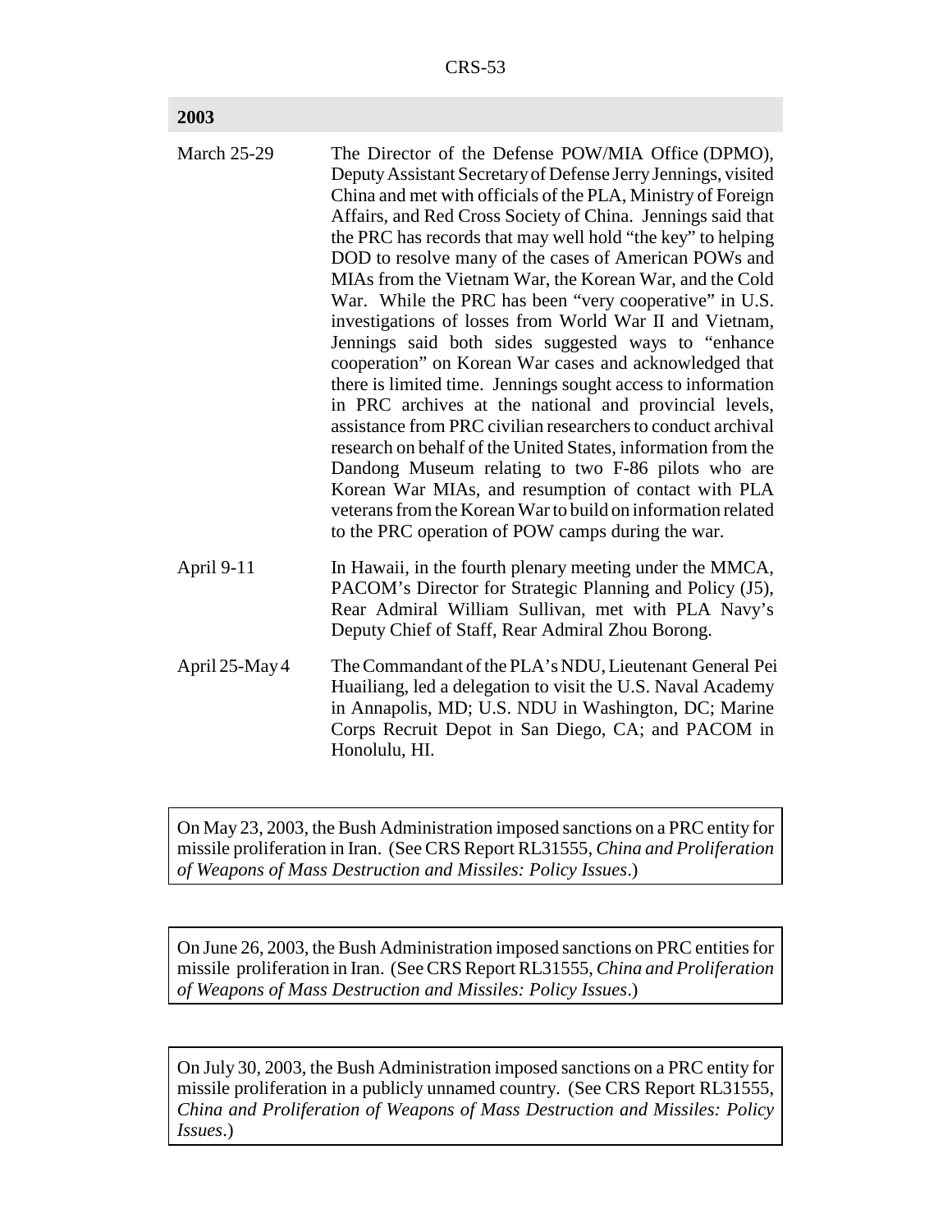| 2003 | |
|---|---|
| March 25-29 | The Director of the Defense POW/MIA Office (DPMO), Deputy Assistant Secretary of Defense Jerry Jennings, visited China and met with officials of the PLA, Ministry of Foreign Affairs, and Red Cross Society of China. Jennings said that the PRC has records that may well hold "the key" to helping DOD to resolve many of the cases of American POWs and MIAs from the Vietnam War, the Korean War, and the Cold War. While the PRC has been "very cooperative" in U.S. investigations of losses from World War II and Vietnam, Jennings said both sides suggested ways to "enhance cooperation" on Korean War cases and acknowledged that there is limited time. Jennings sought access to information in PRC archives at the national and provincial levels, assistance from PRC civilian researchers to conduct archival research on behalf of the United States, information from the Dandong Museum relating to two F-86 pilots who are Korean War MIAs, and resumption of contact with PLA veterans from the Korean War to build on information related to the PRC operation of POW camps during the war. |
| April 9-11 | In Hawaii, in the fourth plenary meeting under the MMCA, PACOM's Director for Strategic Planning and Policy (J5), Rear Admiral William Sullivan, met with PLA Navy's Deputy Chief of Staff, Rear Admiral Zhou Borong. |
| April 25-May 4 | The Commandant of the PLA's NDU, Lieutenant General Pei Huailiang, led a delegation to visit the U.S. Naval Academy in Annapolis, MD; U.S. NDU in Washington, DC; Marine Corps Recruit Depot in San Diego, CA; and PACOM in Honolulu, HI. |

On May 23, 2003, the Bush Administration imposed sanctions on a PRC entity for missile proliferation in Iran. (See CRS Report RL31555, *China and Proliferation of Weapons of Mass Destruction and Missiles: Policy Issues*.)

On June 26, 2003, the Bush Administration imposed sanctions on PRC entities for missile proliferation in Iran. (See CRS Report RL31555, *China and Proliferation of Weapons of Mass Destruction and Missiles: Policy Issues*.)

On July 30, 2003, the Bush Administration imposed sanctions on a PRC entity for missile proliferation in a publicly unnamed country. (See CRS Report RL31555, *China and Proliferation of Weapons of Mass Destruction and Missiles: Policy Issues*.)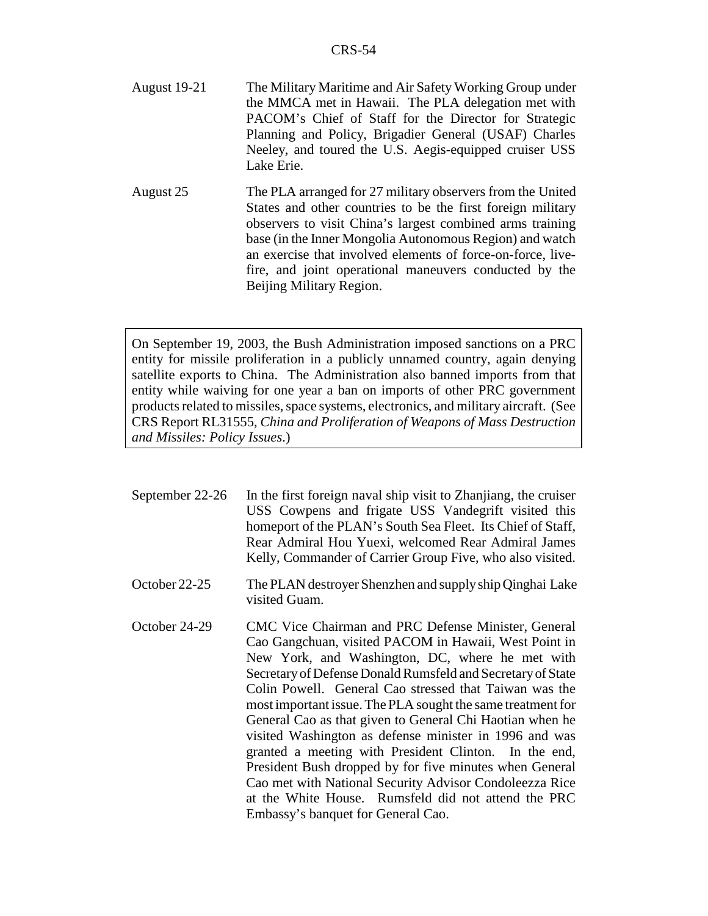August 19-21 — The Military Maritime and Air Safety Working Group under the MMCA met in Hawaii. The PLA delegation met with PACOM's Chief of Staff for the Director for Strategic Planning and Policy, Brigadier General (USAF) Charles Neeley, and toured the U.S. Aegis-equipped cruiser USS Lake Erie.

August 25 — The PLA arranged for 27 military observers from the United States and other countries to be the first foreign military observers to visit China's largest combined arms training base (in the Inner Mongolia Autonomous Region) and watch an exercise that involved elements of force-on-force, live-fire, and joint operational maneuvers conducted by the Beijing Military Region.

> On September 19, 2003, the Bush Administration imposed sanctions on a PRC entity for missile proliferation in a publicly unnamed country, again denying satellite exports to China. The Administration also banned imports from that entity while waiving for one year a ban on imports of other PRC government products related to missiles, space systems, electronics, and military aircraft. (See CRS Report RL31555, *China and Proliferation of Weapons of Mass Destruction and Missiles: Policy Issues*.)

September 22-26 — In the first foreign naval ship visit to Zhanjiang, the cruiser USS Cowpens and frigate USS Vandegrift visited this homeport of the PLAN's South Sea Fleet. Its Chief of Staff, Rear Admiral Hou Yuexi, welcomed Rear Admiral James Kelly, Commander of Carrier Group Five, who also visited.

October 22-25 — The PLAN destroyer Shenzhen and supply ship Qinghai Lake visited Guam.

October 24-29 — CMC Vice Chairman and PRC Defense Minister, General Cao Gangchuan, visited PACOM in Hawaii, West Point in New York, and Washington, DC, where he met with Secretary of Defense Donald Rumsfeld and Secretary of State Colin Powell. General Cao stressed that Taiwan was the most important issue. The PLA sought the same treatment for General Cao as that given to General Chi Haotian when he visited Washington as defense minister in 1996 and was granted a meeting with President Clinton. In the end, President Bush dropped by for five minutes when General Cao met with National Security Advisor Condoleezza Rice at the White House. Rumsfeld did not attend the PRC Embassy's banquet for General Cao.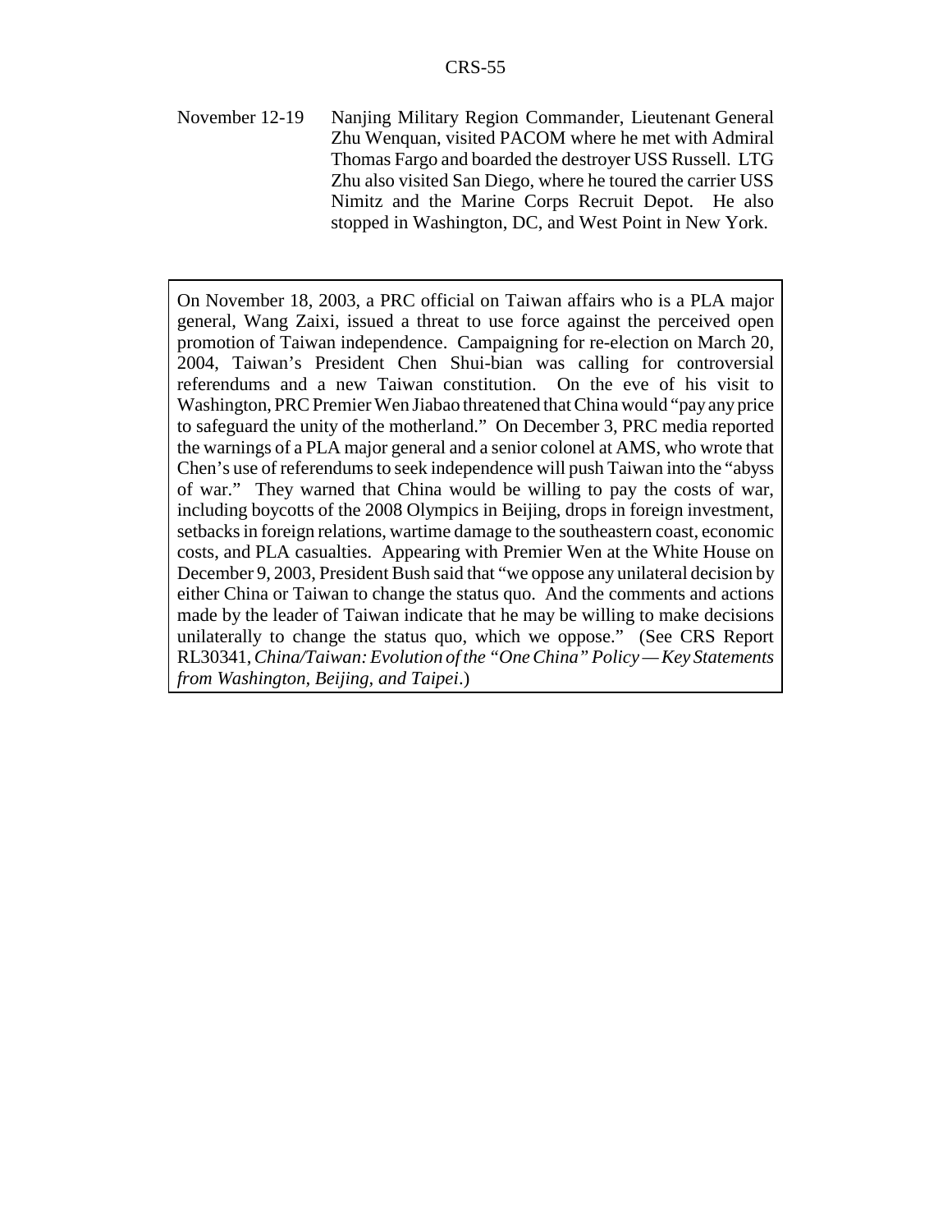November 12-19 Nanjing Military Region Commander, Lieutenant General Zhu Wenquan, visited PACOM where he met with Admiral Thomas Fargo and boarded the destroyer USS Russell. LTG Zhu also visited San Diego, where he toured the carrier USS Nimitz and the Marine Corps Recruit Depot. He also stopped in Washington, DC, and West Point in New York.

On November 18, 2003, a PRC official on Taiwan affairs who is a PLA major general, Wang Zaixi, issued a threat to use force against the perceived open promotion of Taiwan independence. Campaigning for re-election on March 20, 2004, Taiwan's President Chen Shui-bian was calling for controversial referendums and a new Taiwan constitution. On the eve of his visit to Washington, PRC Premier Wen Jiabao threatened that China would "pay any price to safeguard the unity of the motherland." On December 3, PRC media reported the warnings of a PLA major general and a senior colonel at AMS, who wrote that Chen's use of referendums to seek independence will push Taiwan into the "abyss of war." They warned that China would be willing to pay the costs of war, including boycotts of the 2008 Olympics in Beijing, drops in foreign investment, setbacks in foreign relations, wartime damage to the southeastern coast, economic costs, and PLA casualties. Appearing with Premier Wen at the White House on December 9, 2003, President Bush said that "we oppose any unilateral decision by either China or Taiwan to change the status quo. And the comments and actions made by the leader of Taiwan indicate that he may be willing to make decisions unilaterally to change the status quo, which we oppose." (See CRS Report RL30341, *China/Taiwan: Evolution of the "One China" Policy — Key Statements from Washington, Beijing, and Taipei*.)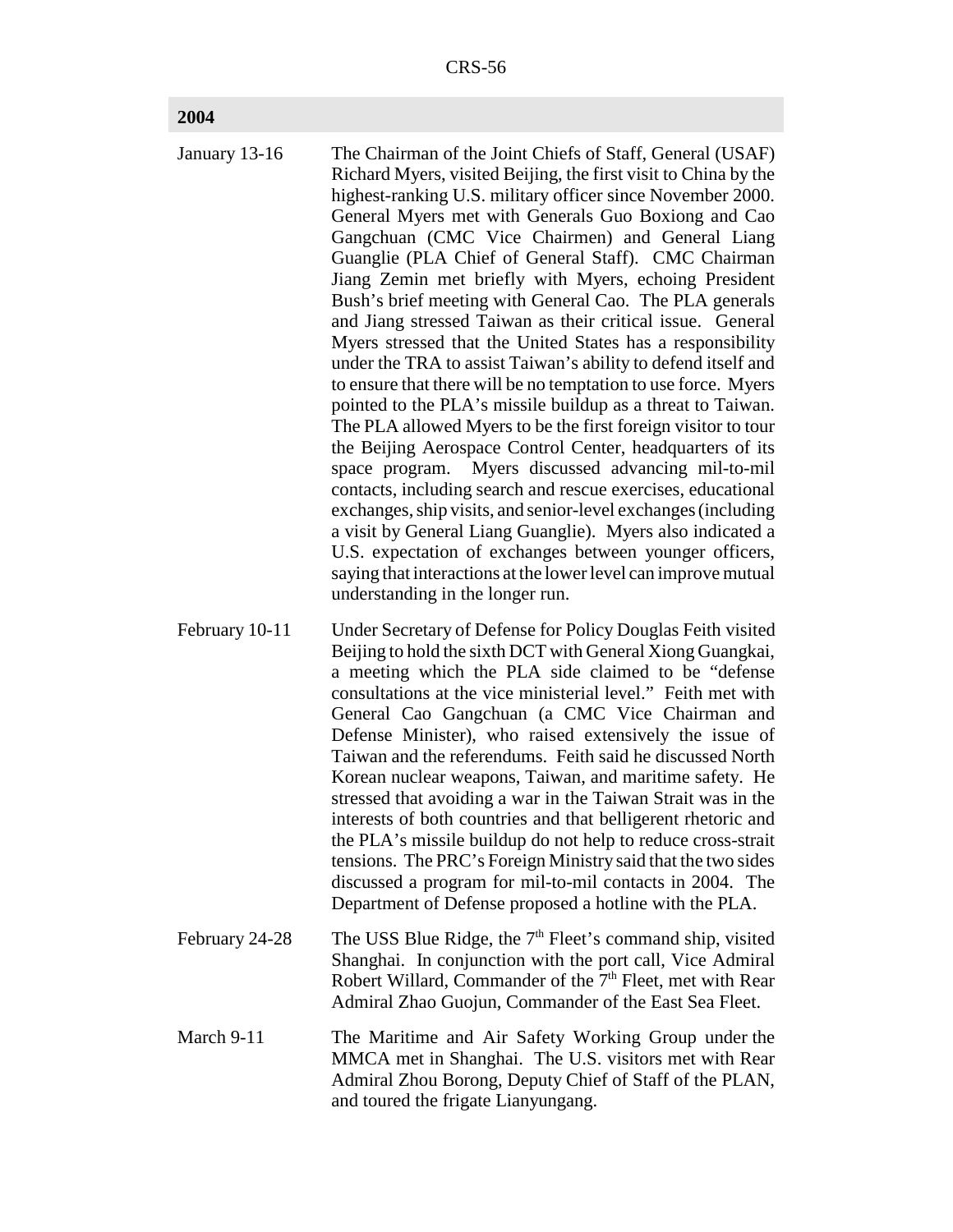| 2004 | |
|---|---|
| January 13-16 | The Chairman of the Joint Chiefs of Staff, General (USAF) Richard Myers, visited Beijing, the first visit to China by the highest-ranking U.S. military officer since November 2000. General Myers met with Generals Guo Boxiong and Cao Gangchuan (CMC Vice Chairmen) and General Liang Guanglie (PLA Chief of General Staff). CMC Chairman Jiang Zemin met briefly with Myers, echoing President Bush's brief meeting with General Cao. The PLA generals and Jiang stressed Taiwan as their critical issue. General Myers stressed that the United States has a responsibility under the TRA to assist Taiwan's ability to defend itself and to ensure that there will be no temptation to use force. Myers pointed to the PLA's missile buildup as a threat to Taiwan. The PLA allowed Myers to be the first foreign visitor to tour the Beijing Aerospace Control Center, headquarters of its space program. Myers discussed advancing mil-to-mil contacts, including search and rescue exercises, educational exchanges, ship visits, and senior-level exchanges (including a visit by General Liang Guanglie). Myers also indicated a U.S. expectation of exchanges between younger officers, saying that interactions at the lower level can improve mutual understanding in the longer run. |
| February 10-11 | Under Secretary of Defense for Policy Douglas Feith visited Beijing to hold the sixth DCT with General Xiong Guangkai, a meeting which the PLA side claimed to be "defense consultations at the vice ministerial level." Feith met with General Cao Gangchuan (a CMC Vice Chairman and Defense Minister), who raised extensively the issue of Taiwan and the referendums. Feith said he discussed North Korean nuclear weapons, Taiwan, and maritime safety. He stressed that avoiding a war in the Taiwan Strait was in the interests of both countries and that belligerent rhetoric and the PLA's missile buildup do not help to reduce cross-strait tensions. The PRC's Foreign Ministry said that the two sides discussed a program for mil-to-mil contacts in 2004. The Department of Defense proposed a hotline with the PLA. |
| February 24-28 | The USS Blue Ridge, the 7th Fleet's command ship, visited Shanghai. In conjunction with the port call, Vice Admiral Robert Willard, Commander of the 7th Fleet, met with Rear Admiral Zhao Guojun, Commander of the East Sea Fleet. |
| March 9-11 | The Maritime and Air Safety Working Group under the MMCA met in Shanghai. The U.S. visitors met with Rear Admiral Zhou Borong, Deputy Chief of Staff of the PLAN, and toured the frigate Lianyungang. |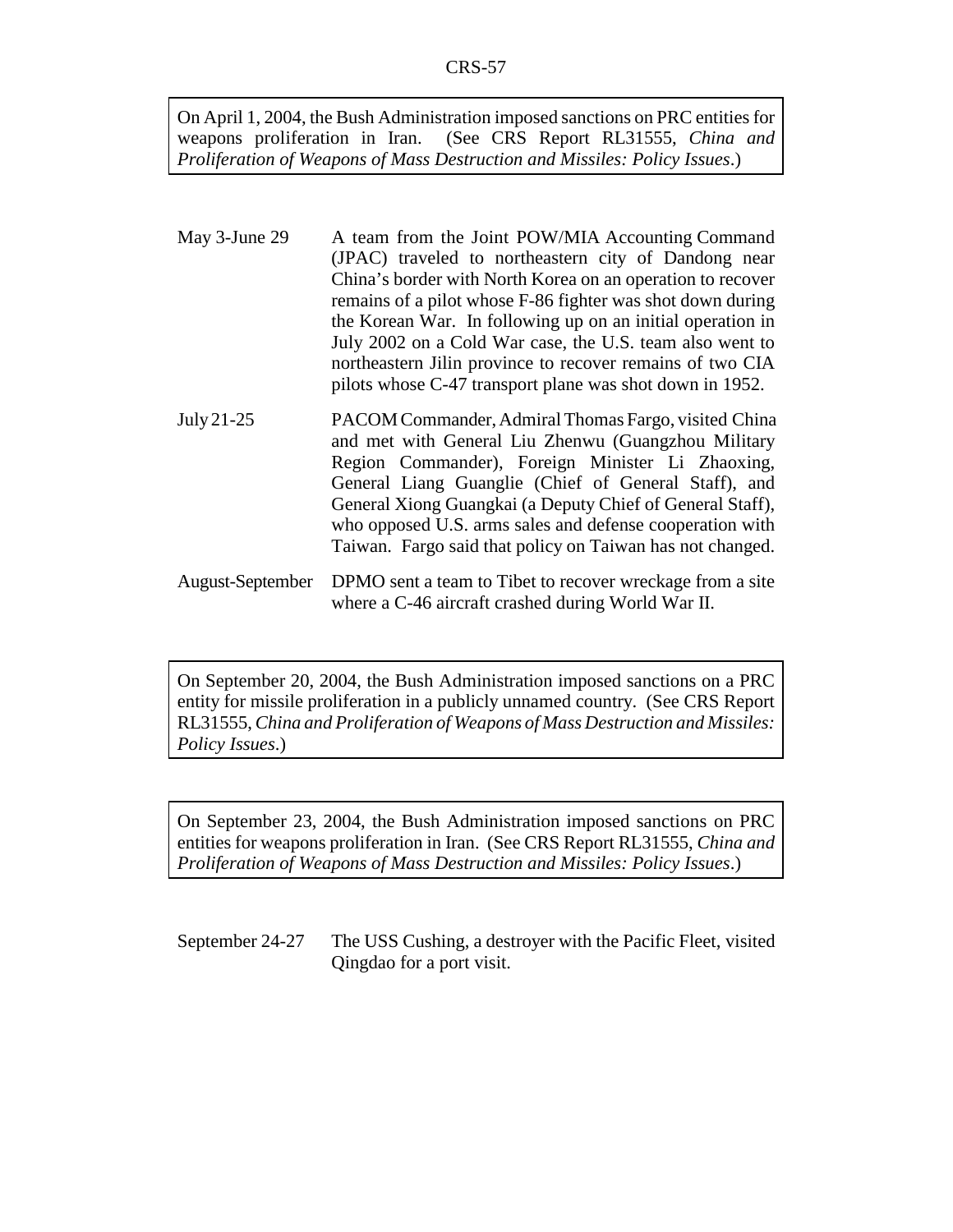> On April 1, 2004, the Bush Administration imposed sanctions on PRC entities for weapons proliferation in Iran. (See CRS Report RL31555, *China and Proliferation of Weapons of Mass Destruction and Missiles: Policy Issues*.)

| | |
|---|---|
| May 3-June 29 | A team from the Joint POW/MIA Accounting Command (JPAC) traveled to northeastern city of Dandong near China's border with North Korea on an operation to recover remains of a pilot whose F-86 fighter was shot down during the Korean War. In following up on an initial operation in July 2002 on a Cold War case, the U.S. team also went to northeastern Jilin province to recover remains of two CIA pilots whose C-47 transport plane was shot down in 1952. |
| July 21-25 | PACOM Commander, Admiral Thomas Fargo, visited China and met with General Liu Zhenwu (Guangzhou Military Region Commander), Foreign Minister Li Zhaoxing, General Liang Guanglie (Chief of General Staff), and General Xiong Guangkai (a Deputy Chief of General Staff), who opposed U.S. arms sales and defense cooperation with Taiwan. Fargo said that policy on Taiwan has not changed. |
| August-September | DPMO sent a team to Tibet to recover wreckage from a site where a C-46 aircraft crashed during World War II. |

> On September 20, 2004, the Bush Administration imposed sanctions on a PRC entity for missile proliferation in a publicly unnamed country. (See CRS Report RL31555, *China and Proliferation of Weapons of Mass Destruction and Missiles: Policy Issues*.)

> On September 23, 2004, the Bush Administration imposed sanctions on PRC entities for weapons proliferation in Iran. (See CRS Report RL31555, *China and Proliferation of Weapons of Mass Destruction and Missiles: Policy Issues*.)

| | |
|---|---|
| September 24-27 | The USS Cushing, a destroyer with the Pacific Fleet, visited Qingdao for a port visit. |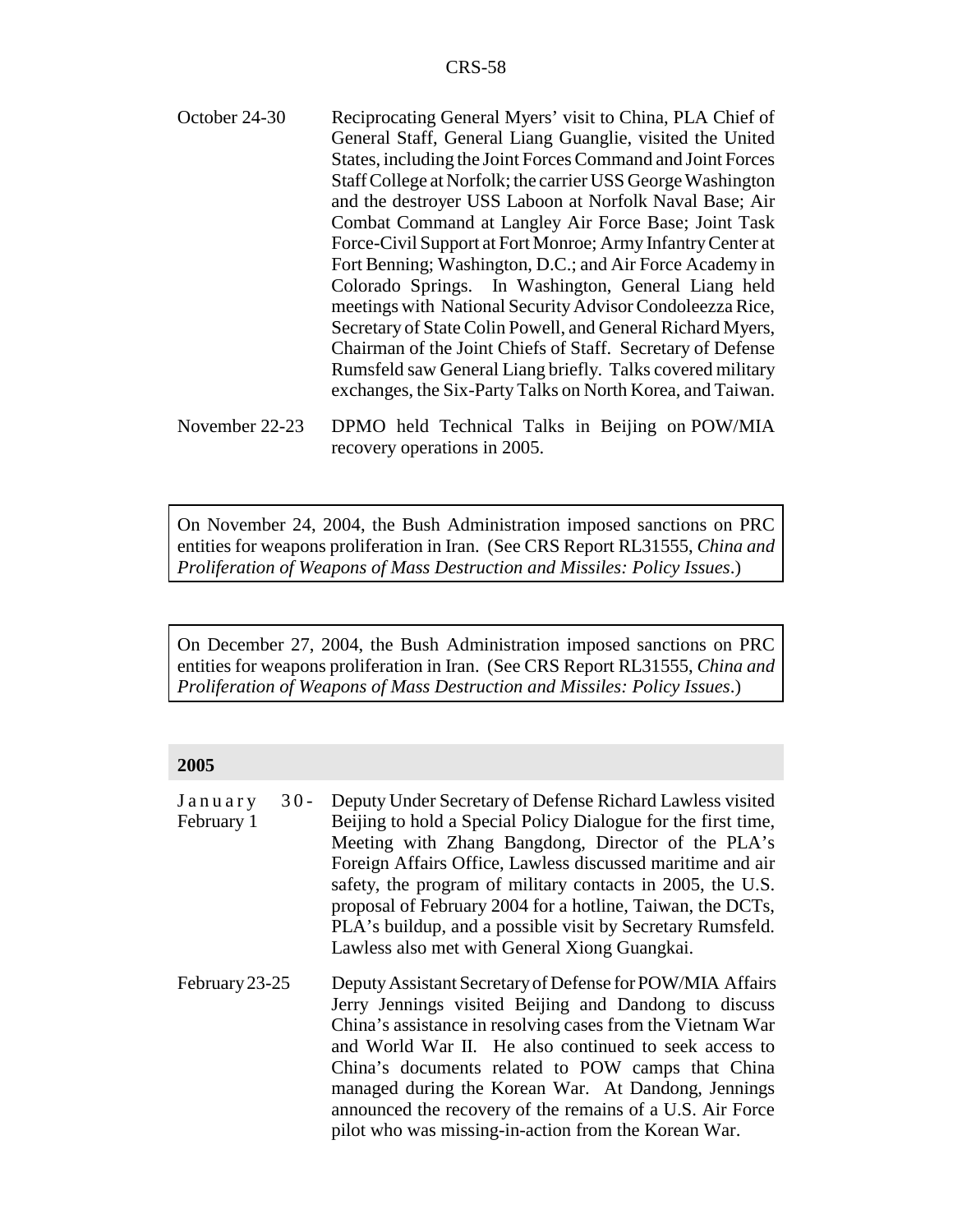October 24-30 — Reciprocating General Myers' visit to China, PLA Chief of General Staff, General Liang Guanglie, visited the United States, including the Joint Forces Command and Joint Forces Staff College at Norfolk; the carrier USS George Washington and the destroyer USS Laboon at Norfolk Naval Base; Air Combat Command at Langley Air Force Base; Joint Task Force-Civil Support at Fort Monroe; Army Infantry Center at Fort Benning; Washington, D.C.; and Air Force Academy in Colorado Springs. In Washington, General Liang held meetings with National Security Advisor Condoleezza Rice, Secretary of State Colin Powell, and General Richard Myers, Chairman of the Joint Chiefs of Staff. Secretary of Defense Rumsfeld saw General Liang briefly. Talks covered military exchanges, the Six-Party Talks on North Korea, and Taiwan.

November 22-23 — DPMO held Technical Talks in Beijing on POW/MIA recovery operations in 2005.

> On November 24, 2004, the Bush Administration imposed sanctions on PRC entities for weapons proliferation in Iran. (See CRS Report RL31555, *China and Proliferation of Weapons of Mass Destruction and Missiles: Policy Issues*.)

> On December 27, 2004, the Bush Administration imposed sanctions on PRC entities for weapons proliferation in Iran. (See CRS Report RL31555, *China and Proliferation of Weapons of Mass Destruction and Missiles: Policy Issues*.)

**2005**

January 30-February 1 — Deputy Under Secretary of Defense Richard Lawless visited Beijing to hold a Special Policy Dialogue for the first time, Meeting with Zhang Bangdong, Director of the PLA's Foreign Affairs Office, Lawless discussed maritime and air safety, the program of military contacts in 2005, the U.S. proposal of February 2004 for a hotline, Taiwan, the DCTs, PLA's buildup, and a possible visit by Secretary Rumsfeld. Lawless also met with General Xiong Guangkai.

February 23-25 — Deputy Assistant Secretary of Defense for POW/MIA Affairs Jerry Jennings visited Beijing and Dandong to discuss China's assistance in resolving cases from the Vietnam War and World War II. He also continued to seek access to China's documents related to POW camps that China managed during the Korean War. At Dandong, Jennings announced the recovery of the remains of a U.S. Air Force pilot who was missing-in-action from the Korean War.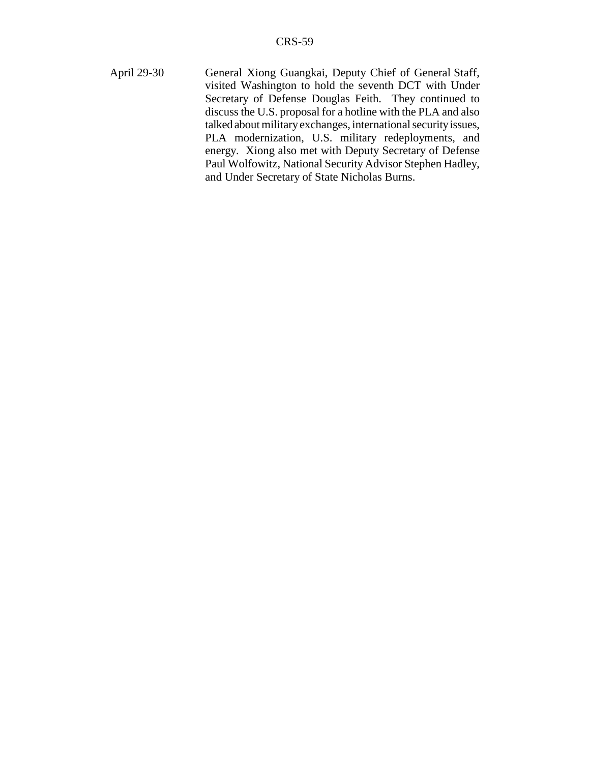| | |
|---|---|
| April 29-30 | General Xiong Guangkai, Deputy Chief of General Staff, visited Washington to hold the seventh DCT with Under Secretary of Defense Douglas Feith. They continued to discuss the U.S. proposal for a hotline with the PLA and also talked about military exchanges, international security issues, PLA modernization, U.S. military redeployments, and energy. Xiong also met with Deputy Secretary of Defense Paul Wolfowitz, National Security Advisor Stephen Hadley, and Under Secretary of State Nicholas Burns. |